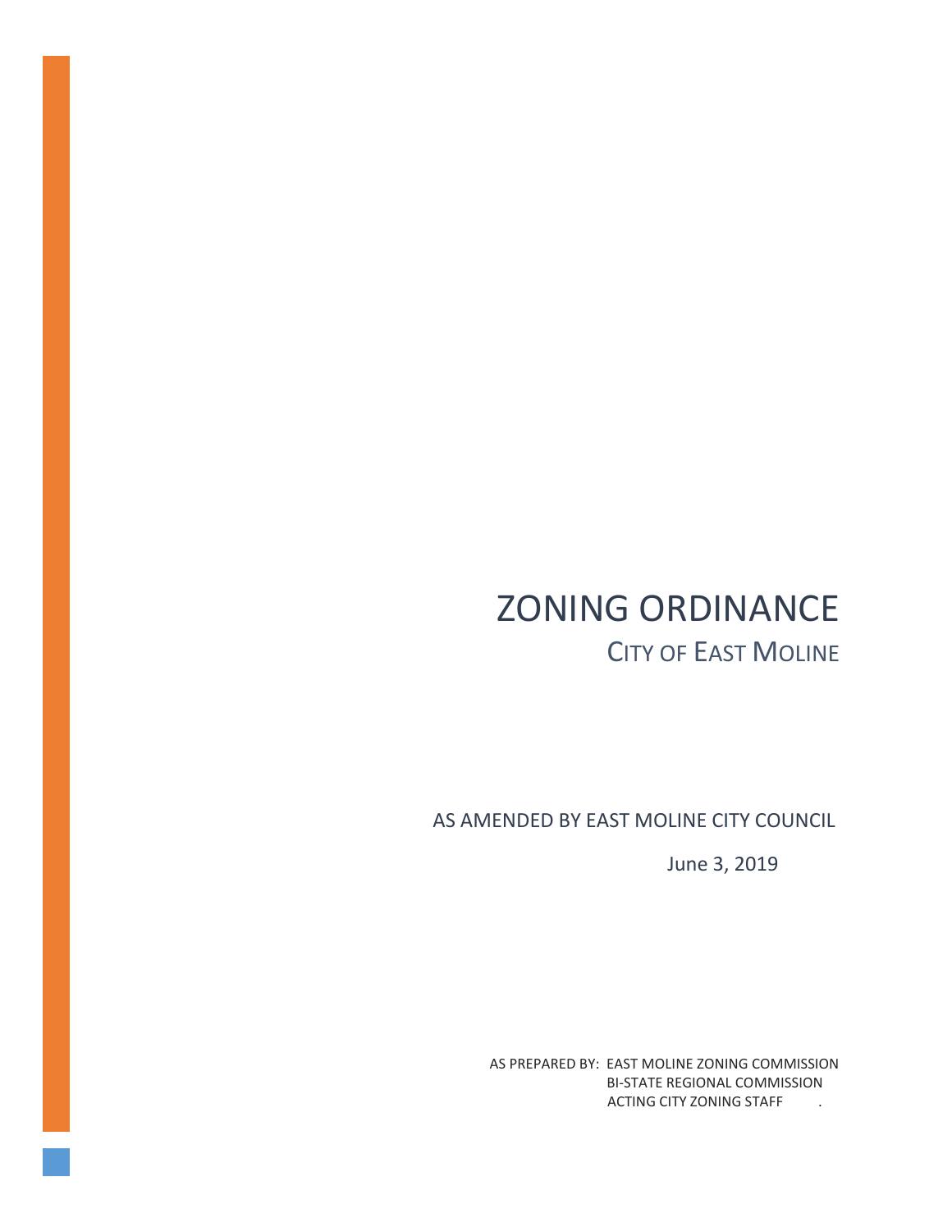# ZONING ORDINANCE

## CITY OF EAST MOLINE

AS AMENDED BY EAST MOLINE CITY COUNCIL

June 3, 2019

AS PREPARED BY: EAST MOLINE ZONING COMMISSION
BI-STATE REGIONAL COMMISSION
ACTING CITY ZONING STAFF .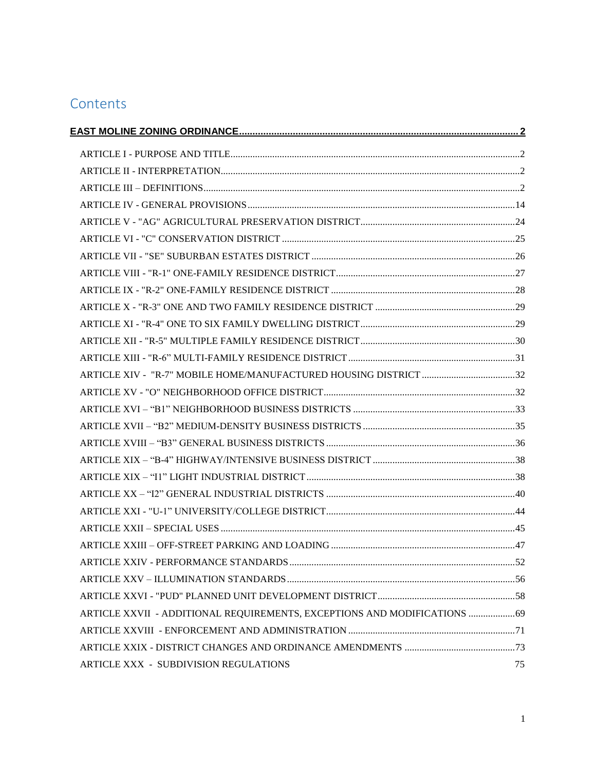# Contents

**EAST MOLINE ZONING ORDINANCE** ..... 2

ARTICLE I - PURPOSE AND TITLE ..... 2

ARTICLE II - INTERPRETATION ..... 2

ARTICLE III – DEFINITIONS ..... 2

ARTICLE IV - GENERAL PROVISIONS ..... 14

ARTICLE V - "AG" AGRICULTURAL PRESERVATION DISTRICT ..... 24

ARTICLE VI - "C" CONSERVATION DISTRICT ..... 25

ARTICLE VII - "SE" SUBURBAN ESTATES DISTRICT ..... 26

ARTICLE VIII - "R-1" ONE-FAMILY RESIDENCE DISTRICT ..... 27

ARTICLE IX - "R-2" ONE-FAMILY RESIDENCE DISTRICT ..... 28

ARTICLE X - "R-3" ONE AND TWO FAMILY RESIDENCE DISTRICT ..... 29

ARTICLE XI - "R-4" ONE TO SIX FAMILY DWELLING DISTRICT ..... 29

ARTICLE XII - "R-5" MULTIPLE FAMILY RESIDENCE DISTRICT ..... 30

ARTICLE XIII - "R-6" MULTI-FAMILY RESIDENCE DISTRICT ..... 31

ARTICLE XIV - "R-7" MOBILE HOME/MANUFACTURED HOUSING DISTRICT ..... 32

ARTICLE XV - "O" NEIGHBORHOOD OFFICE DISTRICT ..... 32

ARTICLE XVI – "B1" NEIGHBORHOOD BUSINESS DISTRICTS ..... 33

ARTICLE XVII – "B2" MEDIUM-DENSITY BUSINESS DISTRICTS ..... 35

ARTICLE XVIII – "B3" GENERAL BUSINESS DISTRICTS ..... 36

ARTICLE XIX – "B-4" HIGHWAY/INTENSIVE BUSINESS DISTRICT ..... 38

ARTICLE XIX – "I1" LIGHT INDUSTRIAL DISTRICT ..... 38

ARTICLE XX – "I2" GENERAL INDUSTRIAL DISTRICTS ..... 40

ARTICLE XXI - "U-1" UNIVERSITY/COLLEGE DISTRICT ..... 44

ARTICLE XXII – SPECIAL USES ..... 45

ARTICLE XXIII – OFF-STREET PARKING AND LOADING ..... 47

ARTICLE XXIV - PERFORMANCE STANDARDS ..... 52

ARTICLE XXV – ILLUMINATION STANDARDS ..... 56

ARTICLE XXVI - "PUD" PLANNED UNIT DEVELOPMENT DISTRICT ..... 58

ARTICLE XXVII - ADDITIONAL REQUIREMENTS, EXCEPTIONS AND MODIFICATIONS ..... 69

ARTICLE XXVIII - ENFORCEMENT AND ADMINISTRATION ..... 71

ARTICLE XXIX - DISTRICT CHANGES AND ORDINANCE AMENDMENTS ..... 73

ARTICLE XXX - SUBDIVISION REGULATIONS ..... 75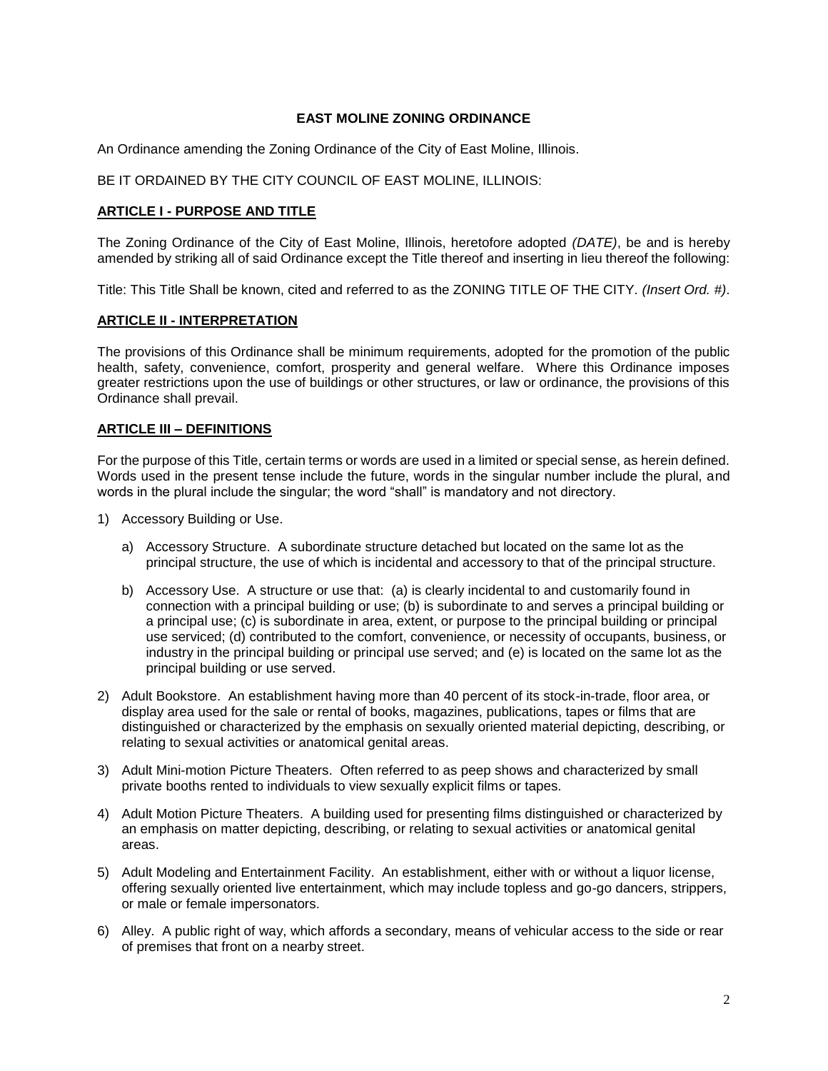**EAST MOLINE ZONING ORDINANCE**

An Ordinance amending the Zoning Ordinance of the City of East Moline, Illinois.

BE IT ORDAINED BY THE CITY COUNCIL OF EAST MOLINE, ILLINOIS:

## ARTICLE I - PURPOSE AND TITLE

The Zoning Ordinance of the City of East Moline, Illinois, heretofore adopted *(DATE)*, be and is hereby amended by striking all of said Ordinance except the Title thereof and inserting in lieu thereof the following:

Title: This Title Shall be known, cited and referred to as the ZONING TITLE OF THE CITY. *(Insert Ord. #)*.

## ARTICLE II - INTERPRETATION

The provisions of this Ordinance shall be minimum requirements, adopted for the promotion of the public health, safety, convenience, comfort, prosperity and general welfare. Where this Ordinance imposes greater restrictions upon the use of buildings or other structures, or law or ordinance, the provisions of this Ordinance shall prevail.

## ARTICLE III – DEFINITIONS

For the purpose of this Title, certain terms or words are used in a limited or special sense, as herein defined. Words used in the present tense include the future, words in the singular number include the plural, and words in the plural include the singular; the word "shall" is mandatory and not directory.

1) Accessory Building or Use.

   a) Accessory Structure. A subordinate structure detached but located on the same lot as the principal structure, the use of which is incidental and accessory to that of the principal structure.

   b) Accessory Use. A structure or use that: (a) is clearly incidental to and customarily found in connection with a principal building or use; (b) is subordinate to and serves a principal building or a principal use; (c) is subordinate in area, extent, or purpose to the principal building or principal use serviced; (d) contributed to the comfort, convenience, or necessity of occupants, business, or industry in the principal building or principal use served; and (e) is located on the same lot as the principal building or use served.

2) Adult Bookstore. An establishment having more than 40 percent of its stock-in-trade, floor area, or display area used for the sale or rental of books, magazines, publications, tapes or films that are distinguished or characterized by the emphasis on sexually oriented material depicting, describing, or relating to sexual activities or anatomical genital areas.

3) Adult Mini-motion Picture Theaters. Often referred to as peep shows and characterized by small private booths rented to individuals to view sexually explicit films or tapes.

4) Adult Motion Picture Theaters. A building used for presenting films distinguished or characterized by an emphasis on matter depicting, describing, or relating to sexual activities or anatomical genital areas.

5) Adult Modeling and Entertainment Facility. An establishment, either with or without a liquor license, offering sexually oriented live entertainment, which may include topless and go-go dancers, strippers, or male or female impersonators.

6) Alley. A public right of way, which affords a secondary, means of vehicular access to the side or rear of premises that front on a nearby street.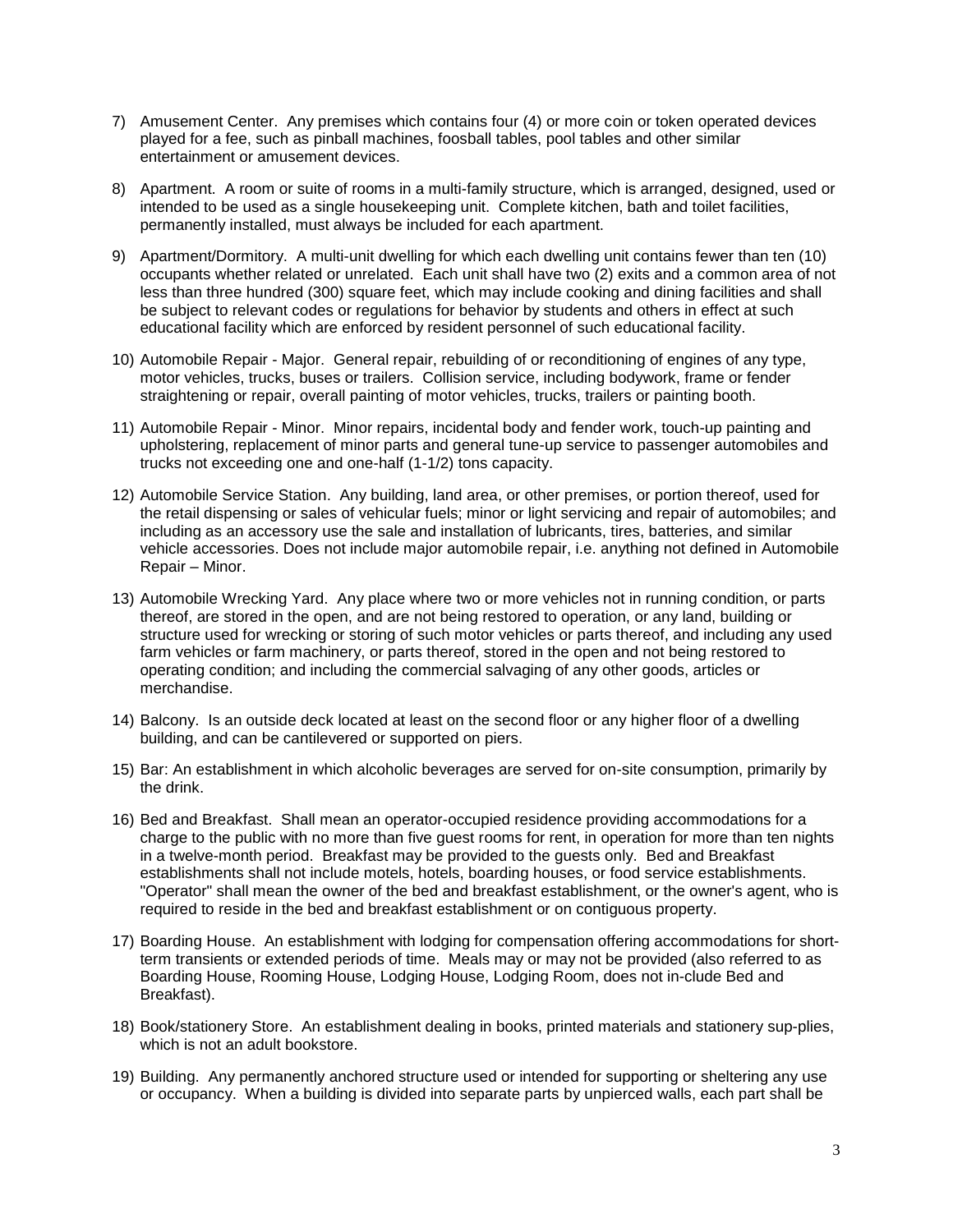7) Amusement Center. Any premises which contains four (4) or more coin or token operated devices played for a fee, such as pinball machines, foosball tables, pool tables and other similar entertainment or amusement devices.

8) Apartment. A room or suite of rooms in a multi-family structure, which is arranged, designed, used or intended to be used as a single housekeeping unit. Complete kitchen, bath and toilet facilities, permanently installed, must always be included for each apartment.

9) Apartment/Dormitory. A multi-unit dwelling for which each dwelling unit contains fewer than ten (10) occupants whether related or unrelated. Each unit shall have two (2) exits and a common area of not less than three hundred (300) square feet, which may include cooking and dining facilities and shall be subject to relevant codes or regulations for behavior by students and others in effect at such educational facility which are enforced by resident personnel of such educational facility.

10) Automobile Repair - Major. General repair, rebuilding of or reconditioning of engines of any type, motor vehicles, trucks, buses or trailers. Collision service, including bodywork, frame or fender straightening or repair, overall painting of motor vehicles, trucks, trailers or painting booth.

11) Automobile Repair - Minor. Minor repairs, incidental body and fender work, touch-up painting and upholstering, replacement of minor parts and general tune-up service to passenger automobiles and trucks not exceeding one and one-half (1-1/2) tons capacity.

12) Automobile Service Station. Any building, land area, or other premises, or portion thereof, used for the retail dispensing or sales of vehicular fuels; minor or light servicing and repair of automobiles; and including as an accessory use the sale and installation of lubricants, tires, batteries, and similar vehicle accessories. Does not include major automobile repair, i.e. anything not defined in Automobile Repair – Minor.

13) Automobile Wrecking Yard. Any place where two or more vehicles not in running condition, or parts thereof, are stored in the open, and are not being restored to operation, or any land, building or structure used for wrecking or storing of such motor vehicles or parts thereof, and including any used farm vehicles or farm machinery, or parts thereof, stored in the open and not being restored to operating condition; and including the commercial salvaging of any other goods, articles or merchandise.

14) Balcony. Is an outside deck located at least on the second floor or any higher floor of a dwelling building, and can be cantilevered or supported on piers.

15) Bar: An establishment in which alcoholic beverages are served for on-site consumption, primarily by the drink.

16) Bed and Breakfast. Shall mean an operator-occupied residence providing accommodations for a charge to the public with no more than five guest rooms for rent, in operation for more than ten nights in a twelve-month period. Breakfast may be provided to the guests only. Bed and Breakfast establishments shall not include motels, hotels, boarding houses, or food service establishments. "Operator" shall mean the owner of the bed and breakfast establishment, or the owner's agent, who is required to reside in the bed and breakfast establishment or on contiguous property.

17) Boarding House. An establishment with lodging for compensation offering accommodations for short-term transients or extended periods of time. Meals may or may not be provided (also referred to as Boarding House, Rooming House, Lodging House, Lodging Room, does not in-clude Bed and Breakfast).

18) Book/stationery Store. An establishment dealing in books, printed materials and stationery sup-plies, which is not an adult bookstore.

19) Building. Any permanently anchored structure used or intended for supporting or sheltering any use or occupancy. When a building is divided into separate parts by unpierced walls, each part shall be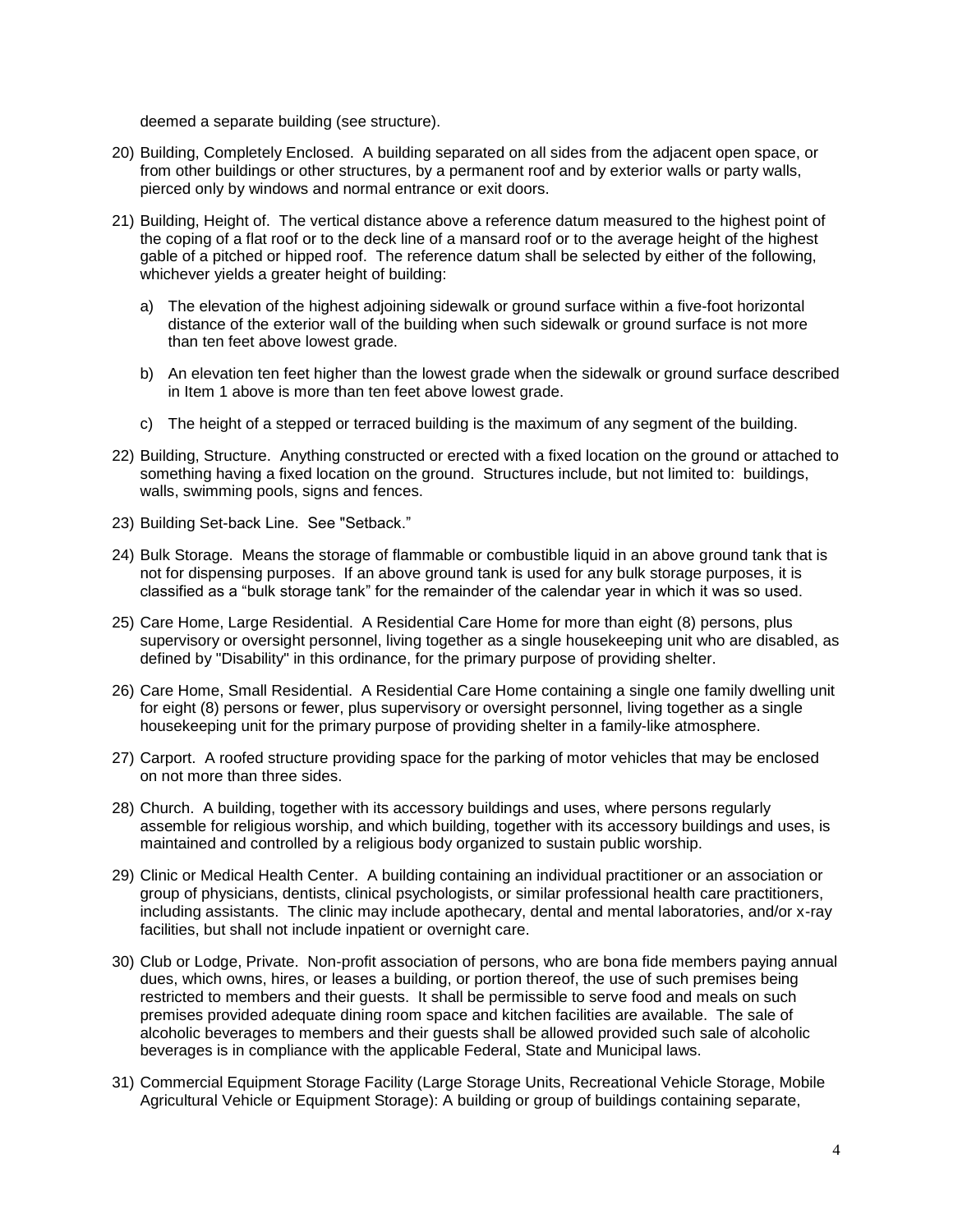deemed a separate building (see structure).

20) Building, Completely Enclosed. A building separated on all sides from the adjacent open space, or from other buildings or other structures, by a permanent roof and by exterior walls or party walls, pierced only by windows and normal entrance or exit doors.

21) Building, Height of. The vertical distance above a reference datum measured to the highest point of the coping of a flat roof or to the deck line of a mansard roof or to the average height of the highest gable of a pitched or hipped roof. The reference datum shall be selected by either of the following, whichever yields a greater height of building:

    a) The elevation of the highest adjoining sidewalk or ground surface within a five-foot horizontal distance of the exterior wall of the building when such sidewalk or ground surface is not more than ten feet above lowest grade.

    b) An elevation ten feet higher than the lowest grade when the sidewalk or ground surface described in Item 1 above is more than ten feet above lowest grade.

    c) The height of a stepped or terraced building is the maximum of any segment of the building.

22) Building, Structure. Anything constructed or erected with a fixed location on the ground or attached to something having a fixed location on the ground. Structures include, but not limited to: buildings, walls, swimming pools, signs and fences.

23) Building Set-back Line. See "Setback."

24) Bulk Storage. Means the storage of flammable or combustible liquid in an above ground tank that is not for dispensing purposes. If an above ground tank is used for any bulk storage purposes, it is classified as a "bulk storage tank" for the remainder of the calendar year in which it was so used.

25) Care Home, Large Residential. A Residential Care Home for more than eight (8) persons, plus supervisory or oversight personnel, living together as a single housekeeping unit who are disabled, as defined by "Disability" in this ordinance, for the primary purpose of providing shelter.

26) Care Home, Small Residential. A Residential Care Home containing a single one family dwelling unit for eight (8) persons or fewer, plus supervisory or oversight personnel, living together as a single housekeeping unit for the primary purpose of providing shelter in a family-like atmosphere.

27) Carport. A roofed structure providing space for the parking of motor vehicles that may be enclosed on not more than three sides.

28) Church. A building, together with its accessory buildings and uses, where persons regularly assemble for religious worship, and which building, together with its accessory buildings and uses, is maintained and controlled by a religious body organized to sustain public worship.

29) Clinic or Medical Health Center. A building containing an individual practitioner or an association or group of physicians, dentists, clinical psychologists, or similar professional health care practitioners, including assistants. The clinic may include apothecary, dental and mental laboratories, and/or x-ray facilities, but shall not include inpatient or overnight care.

30) Club or Lodge, Private. Non-profit association of persons, who are bona fide members paying annual dues, which owns, hires, or leases a building, or portion thereof, the use of such premises being restricted to members and their guests. It shall be permissible to serve food and meals on such premises provided adequate dining room space and kitchen facilities are available. The sale of alcoholic beverages to members and their guests shall be allowed provided such sale of alcoholic beverages is in compliance with the applicable Federal, State and Municipal laws.

31) Commercial Equipment Storage Facility (Large Storage Units, Recreational Vehicle Storage, Mobile Agricultural Vehicle or Equipment Storage): A building or group of buildings containing separate,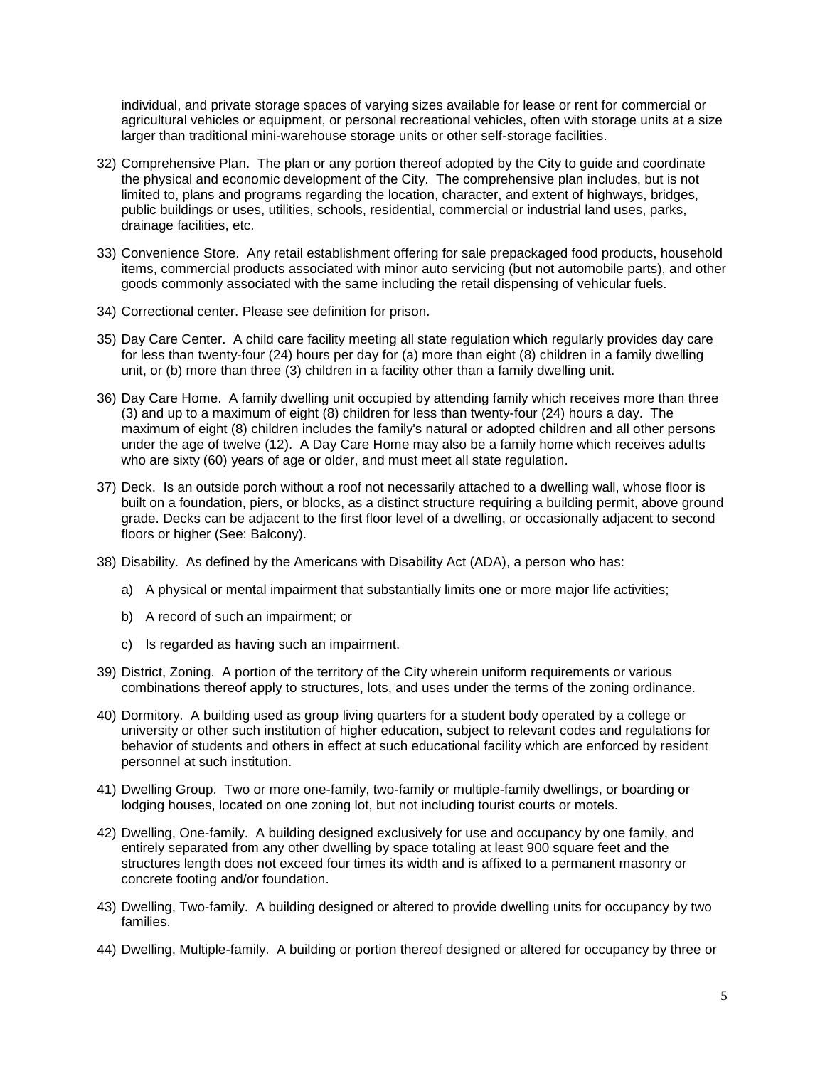individual, and private storage spaces of varying sizes available for lease or rent for commercial or agricultural vehicles or equipment, or personal recreational vehicles, often with storage units at a size larger than traditional mini-warehouse storage units or other self-storage facilities.

32) Comprehensive Plan. The plan or any portion thereof adopted by the City to guide and coordinate the physical and economic development of the City. The comprehensive plan includes, but is not limited to, plans and programs regarding the location, character, and extent of highways, bridges, public buildings or uses, utilities, schools, residential, commercial or industrial land uses, parks, drainage facilities, etc.

33) Convenience Store. Any retail establishment offering for sale prepackaged food products, household items, commercial products associated with minor auto servicing (but not automobile parts), and other goods commonly associated with the same including the retail dispensing of vehicular fuels.

34) Correctional center. Please see definition for prison.

35) Day Care Center. A child care facility meeting all state regulation which regularly provides day care for less than twenty-four (24) hours per day for (a) more than eight (8) children in a family dwelling unit, or (b) more than three (3) children in a facility other than a family dwelling unit.

36) Day Care Home. A family dwelling unit occupied by attending family which receives more than three (3) and up to a maximum of eight (8) children for less than twenty-four (24) hours a day. The maximum of eight (8) children includes the family's natural or adopted children and all other persons under the age of twelve (12). A Day Care Home may also be a family home which receives adults who are sixty (60) years of age or older, and must meet all state regulation.

37) Deck. Is an outside porch without a roof not necessarily attached to a dwelling wall, whose floor is built on a foundation, piers, or blocks, as a distinct structure requiring a building permit, above ground grade. Decks can be adjacent to the first floor level of a dwelling, or occasionally adjacent to second floors or higher (See: Balcony).

38) Disability. As defined by the Americans with Disability Act (ADA), a person who has:

    a) A physical or mental impairment that substantially limits one or more major life activities;

    b) A record of such an impairment; or

    c) Is regarded as having such an impairment.

39) District, Zoning. A portion of the territory of the City wherein uniform requirements or various combinations thereof apply to structures, lots, and uses under the terms of the zoning ordinance.

40) Dormitory. A building used as group living quarters for a student body operated by a college or university or other such institution of higher education, subject to relevant codes and regulations for behavior of students and others in effect at such educational facility which are enforced by resident personnel at such institution.

41) Dwelling Group. Two or more one-family, two-family or multiple-family dwellings, or boarding or lodging houses, located on one zoning lot, but not including tourist courts or motels.

42) Dwelling, One-family. A building designed exclusively for use and occupancy by one family, and entirely separated from any other dwelling by space totaling at least 900 square feet and the structures length does not exceed four times its width and is affixed to a permanent masonry or concrete footing and/or foundation.

43) Dwelling, Two-family. A building designed or altered to provide dwelling units for occupancy by two families.

44) Dwelling, Multiple-family. A building or portion thereof designed or altered for occupancy by three or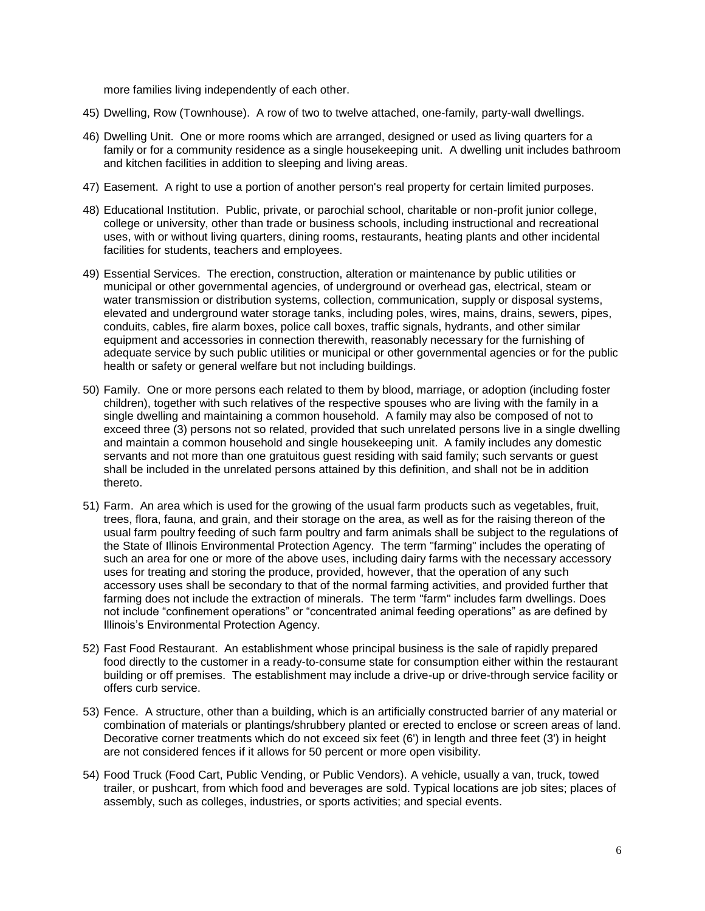more families living independently of each other.

45) Dwelling, Row (Townhouse). A row of two to twelve attached, one-family, party-wall dwellings.

46) Dwelling Unit. One or more rooms which are arranged, designed or used as living quarters for a family or for a community residence as a single housekeeping unit. A dwelling unit includes bathroom and kitchen facilities in addition to sleeping and living areas.

47) Easement. A right to use a portion of another person's real property for certain limited purposes.

48) Educational Institution. Public, private, or parochial school, charitable or non-profit junior college, college or university, other than trade or business schools, including instructional and recreational uses, with or without living quarters, dining rooms, restaurants, heating plants and other incidental facilities for students, teachers and employees.

49) Essential Services. The erection, construction, alteration or maintenance by public utilities or municipal or other governmental agencies, of underground or overhead gas, electrical, steam or water transmission or distribution systems, collection, communication, supply or disposal systems, elevated and underground water storage tanks, including poles, wires, mains, drains, sewers, pipes, conduits, cables, fire alarm boxes, police call boxes, traffic signals, hydrants, and other similar equipment and accessories in connection therewith, reasonably necessary for the furnishing of adequate service by such public utilities or municipal or other governmental agencies or for the public health or safety or general welfare but not including buildings.

50) Family. One or more persons each related to them by blood, marriage, or adoption (including foster children), together with such relatives of the respective spouses who are living with the family in a single dwelling and maintaining a common household. A family may also be composed of not to exceed three (3) persons not so related, provided that such unrelated persons live in a single dwelling and maintain a common household and single housekeeping unit. A family includes any domestic servants and not more than one gratuitous guest residing with said family; such servants or guest shall be included in the unrelated persons attained by this definition, and shall not be in addition thereto.

51) Farm. An area which is used for the growing of the usual farm products such as vegetables, fruit, trees, flora, fauna, and grain, and their storage on the area, as well as for the raising thereon of the usual farm poultry feeding of such farm poultry and farm animals shall be subject to the regulations of the State of Illinois Environmental Protection Agency. The term "farming" includes the operating of such an area for one or more of the above uses, including dairy farms with the necessary accessory uses for treating and storing the produce, provided, however, that the operation of any such accessory uses shall be secondary to that of the normal farming activities, and provided further that farming does not include the extraction of minerals. The term "farm" includes farm dwellings. Does not include "confinement operations" or "concentrated animal feeding operations" as are defined by Illinois's Environmental Protection Agency.

52) Fast Food Restaurant. An establishment whose principal business is the sale of rapidly prepared food directly to the customer in a ready-to-consume state for consumption either within the restaurant building or off premises. The establishment may include a drive-up or drive-through service facility or offers curb service.

53) Fence. A structure, other than a building, which is an artificially constructed barrier of any material or combination of materials or plantings/shrubbery planted or erected to enclose or screen areas of land. Decorative corner treatments which do not exceed six feet (6') in length and three feet (3') in height are not considered fences if it allows for 50 percent or more open visibility.

54) Food Truck (Food Cart, Public Vending, or Public Vendors). A vehicle, usually a van, truck, towed trailer, or pushcart, from which food and beverages are sold. Typical locations are job sites; places of assembly, such as colleges, industries, or sports activities; and special events.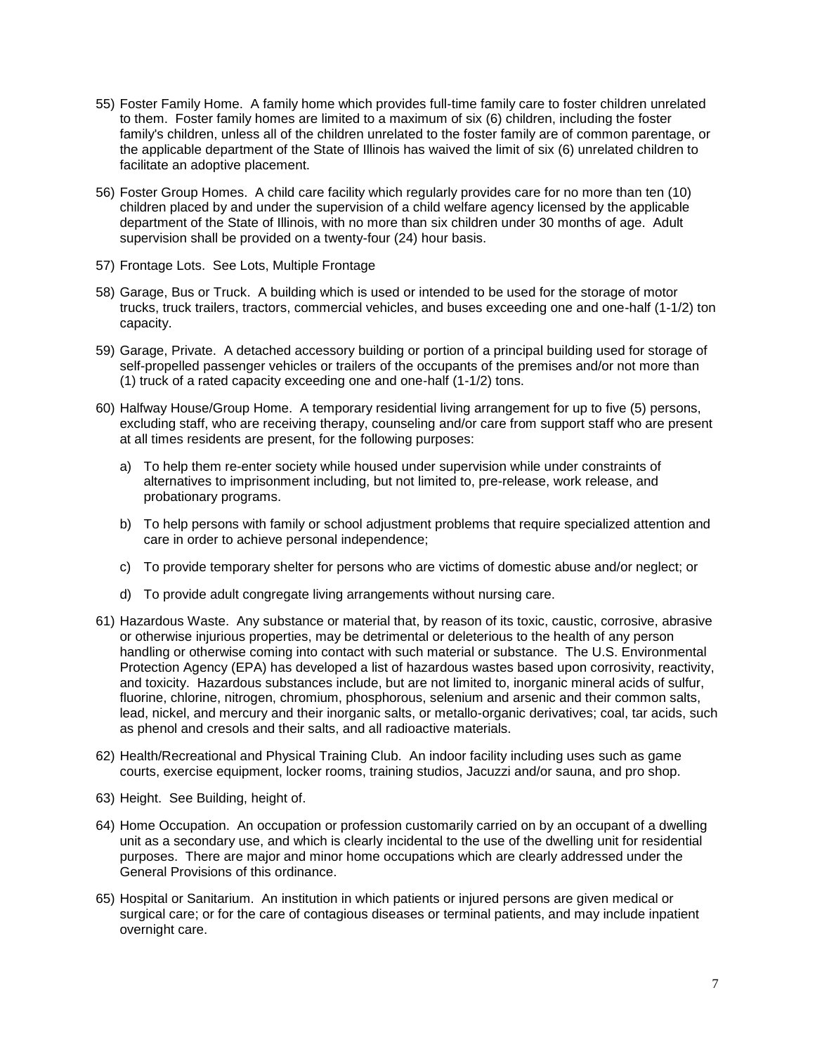55) Foster Family Home. A family home which provides full-time family care to foster children unrelated to them. Foster family homes are limited to a maximum of six (6) children, including the foster family's children, unless all of the children unrelated to the foster family are of common parentage, or the applicable department of the State of Illinois has waived the limit of six (6) unrelated children to facilitate an adoptive placement.

56) Foster Group Homes. A child care facility which regularly provides care for no more than ten (10) children placed by and under the supervision of a child welfare agency licensed by the applicable department of the State of Illinois, with no more than six children under 30 months of age. Adult supervision shall be provided on a twenty-four (24) hour basis.

57) Frontage Lots. See Lots, Multiple Frontage

58) Garage, Bus or Truck. A building which is used or intended to be used for the storage of motor trucks, truck trailers, tractors, commercial vehicles, and buses exceeding one and one-half (1-1/2) ton capacity.

59) Garage, Private. A detached accessory building or portion of a principal building used for storage of self-propelled passenger vehicles or trailers of the occupants of the premises and/or not more than (1) truck of a rated capacity exceeding one and one-half (1-1/2) tons.

60) Halfway House/Group Home. A temporary residential living arrangement for up to five (5) persons, excluding staff, who are receiving therapy, counseling and/or care from support staff who are present at all times residents are present, for the following purposes:

   a) To help them re-enter society while housed under supervision while under constraints of alternatives to imprisonment including, but not limited to, pre-release, work release, and probationary programs.

   b) To help persons with family or school adjustment problems that require specialized attention and care in order to achieve personal independence;

   c) To provide temporary shelter for persons who are victims of domestic abuse and/or neglect; or

   d) To provide adult congregate living arrangements without nursing care.

61) Hazardous Waste. Any substance or material that, by reason of its toxic, caustic, corrosive, abrasive or otherwise injurious properties, may be detrimental or deleterious to the health of any person handling or otherwise coming into contact with such material or substance. The U.S. Environmental Protection Agency (EPA) has developed a list of hazardous wastes based upon corrosivity, reactivity, and toxicity. Hazardous substances include, but are not limited to, inorganic mineral acids of sulfur, fluorine, chlorine, nitrogen, chromium, phosphorous, selenium and arsenic and their common salts, lead, nickel, and mercury and their inorganic salts, or metallo-organic derivatives; coal, tar acids, such as phenol and cresols and their salts, and all radioactive materials.

62) Health/Recreational and Physical Training Club. An indoor facility including uses such as game courts, exercise equipment, locker rooms, training studios, Jacuzzi and/or sauna, and pro shop.

63) Height. See Building, height of.

64) Home Occupation. An occupation or profession customarily carried on by an occupant of a dwelling unit as a secondary use, and which is clearly incidental to the use of the dwelling unit for residential purposes. There are major and minor home occupations which are clearly addressed under the General Provisions of this ordinance.

65) Hospital or Sanitarium. An institution in which patients or injured persons are given medical or surgical care; or for the care of contagious diseases or terminal patients, and may include inpatient overnight care.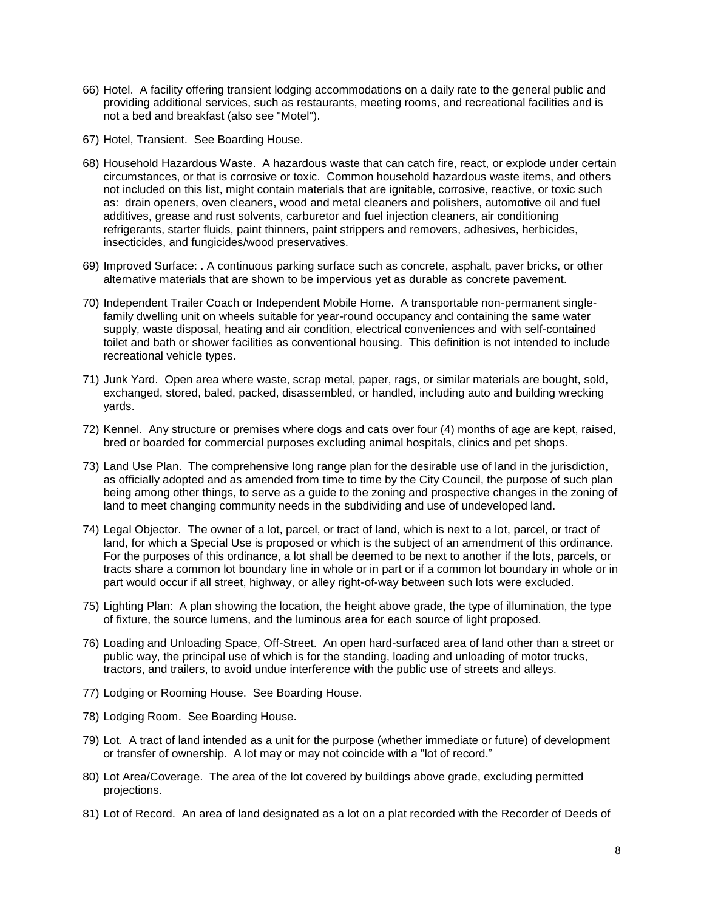66) Hotel. A facility offering transient lodging accommodations on a daily rate to the general public and providing additional services, such as restaurants, meeting rooms, and recreational facilities and is not a bed and breakfast (also see "Motel").

67) Hotel, Transient. See Boarding House.

68) Household Hazardous Waste. A hazardous waste that can catch fire, react, or explode under certain circumstances, or that is corrosive or toxic. Common household hazardous waste items, and others not included on this list, might contain materials that are ignitable, corrosive, reactive, or toxic such as: drain openers, oven cleaners, wood and metal cleaners and polishers, automotive oil and fuel additives, grease and rust solvents, carburetor and fuel injection cleaners, air conditioning refrigerants, starter fluids, paint thinners, paint strippers and removers, adhesives, herbicides, insecticides, and fungicides/wood preservatives.

69) Improved Surface: . A continuous parking surface such as concrete, asphalt, paver bricks, or other alternative materials that are shown to be impervious yet as durable as concrete pavement.

70) Independent Trailer Coach or Independent Mobile Home. A transportable non-permanent single-family dwelling unit on wheels suitable for year-round occupancy and containing the same water supply, waste disposal, heating and air condition, electrical conveniences and with self-contained toilet and bath or shower facilities as conventional housing. This definition is not intended to include recreational vehicle types.

71) Junk Yard. Open area where waste, scrap metal, paper, rags, or similar materials are bought, sold, exchanged, stored, baled, packed, disassembled, or handled, including auto and building wrecking yards.

72) Kennel. Any structure or premises where dogs and cats over four (4) months of age are kept, raised, bred or boarded for commercial purposes excluding animal hospitals, clinics and pet shops.

73) Land Use Plan. The comprehensive long range plan for the desirable use of land in the jurisdiction, as officially adopted and as amended from time to time by the City Council, the purpose of such plan being among other things, to serve as a guide to the zoning and prospective changes in the zoning of land to meet changing community needs in the subdividing and use of undeveloped land.

74) Legal Objector. The owner of a lot, parcel, or tract of land, which is next to a lot, parcel, or tract of land, for which a Special Use is proposed or which is the subject of an amendment of this ordinance. For the purposes of this ordinance, a lot shall be deemed to be next to another if the lots, parcels, or tracts share a common lot boundary line in whole or in part or if a common lot boundary in whole or in part would occur if all street, highway, or alley right-of-way between such lots were excluded.

75) Lighting Plan: A plan showing the location, the height above grade, the type of illumination, the type of fixture, the source lumens, and the luminous area for each source of light proposed.

76) Loading and Unloading Space, Off-Street. An open hard-surfaced area of land other than a street or public way, the principal use of which is for the standing, loading and unloading of motor trucks, tractors, and trailers, to avoid undue interference with the public use of streets and alleys.

77) Lodging or Rooming House. See Boarding House.

78) Lodging Room. See Boarding House.

79) Lot. A tract of land intended as a unit for the purpose (whether immediate or future) of development or transfer of ownership. A lot may or may not coincide with a "lot of record."

80) Lot Area/Coverage. The area of the lot covered by buildings above grade, excluding permitted projections.

81) Lot of Record. An area of land designated as a lot on a plat recorded with the Recorder of Deeds of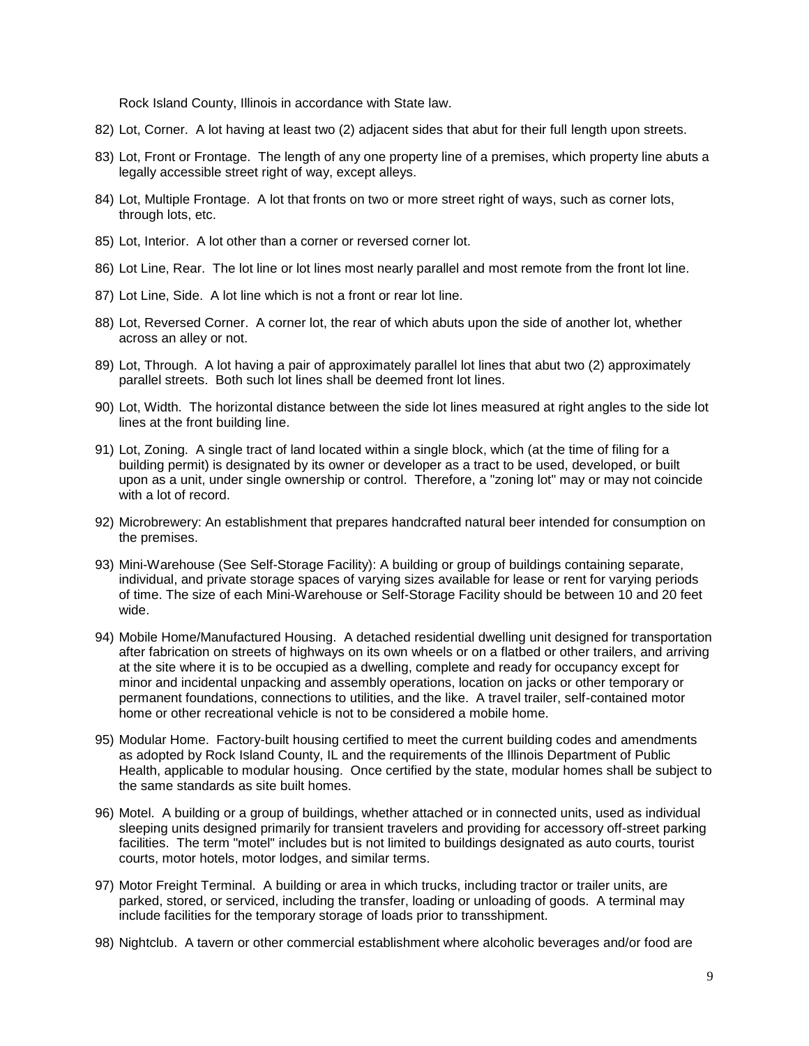Rock Island County, Illinois in accordance with State law.

82) Lot, Corner. A lot having at least two (2) adjacent sides that abut for their full length upon streets.

83) Lot, Front or Frontage. The length of any one property line of a premises, which property line abuts a legally accessible street right of way, except alleys.

84) Lot, Multiple Frontage. A lot that fronts on two or more street right of ways, such as corner lots, through lots, etc.

85) Lot, Interior. A lot other than a corner or reversed corner lot.

86) Lot Line, Rear. The lot line or lot lines most nearly parallel and most remote from the front lot line.

87) Lot Line, Side. A lot line which is not a front or rear lot line.

88) Lot, Reversed Corner. A corner lot, the rear of which abuts upon the side of another lot, whether across an alley or not.

89) Lot, Through. A lot having a pair of approximately parallel lot lines that abut two (2) approximately parallel streets. Both such lot lines shall be deemed front lot lines.

90) Lot, Width. The horizontal distance between the side lot lines measured at right angles to the side lot lines at the front building line.

91) Lot, Zoning. A single tract of land located within a single block, which (at the time of filing for a building permit) is designated by its owner or developer as a tract to be used, developed, or built upon as a unit, under single ownership or control. Therefore, a "zoning lot" may or may not coincide with a lot of record.

92) Microbrewery: An establishment that prepares handcrafted natural beer intended for consumption on the premises.

93) Mini-Warehouse (See Self-Storage Facility): A building or group of buildings containing separate, individual, and private storage spaces of varying sizes available for lease or rent for varying periods of time. The size of each Mini-Warehouse or Self-Storage Facility should be between 10 and 20 feet wide.

94) Mobile Home/Manufactured Housing. A detached residential dwelling unit designed for transportation after fabrication on streets of highways on its own wheels or on a flatbed or other trailers, and arriving at the site where it is to be occupied as a dwelling, complete and ready for occupancy except for minor and incidental unpacking and assembly operations, location on jacks or other temporary or permanent foundations, connections to utilities, and the like. A travel trailer, self-contained motor home or other recreational vehicle is not to be considered a mobile home.

95) Modular Home. Factory-built housing certified to meet the current building codes and amendments as adopted by Rock Island County, IL and the requirements of the Illinois Department of Public Health, applicable to modular housing. Once certified by the state, modular homes shall be subject to the same standards as site built homes.

96) Motel. A building or a group of buildings, whether attached or in connected units, used as individual sleeping units designed primarily for transient travelers and providing for accessory off-street parking facilities. The term "motel" includes but is not limited to buildings designated as auto courts, tourist courts, motor hotels, motor lodges, and similar terms.

97) Motor Freight Terminal. A building or area in which trucks, including tractor or trailer units, are parked, stored, or serviced, including the transfer, loading or unloading of goods. A terminal may include facilities for the temporary storage of loads prior to transshipment.

98) Nightclub. A tavern or other commercial establishment where alcoholic beverages and/or food are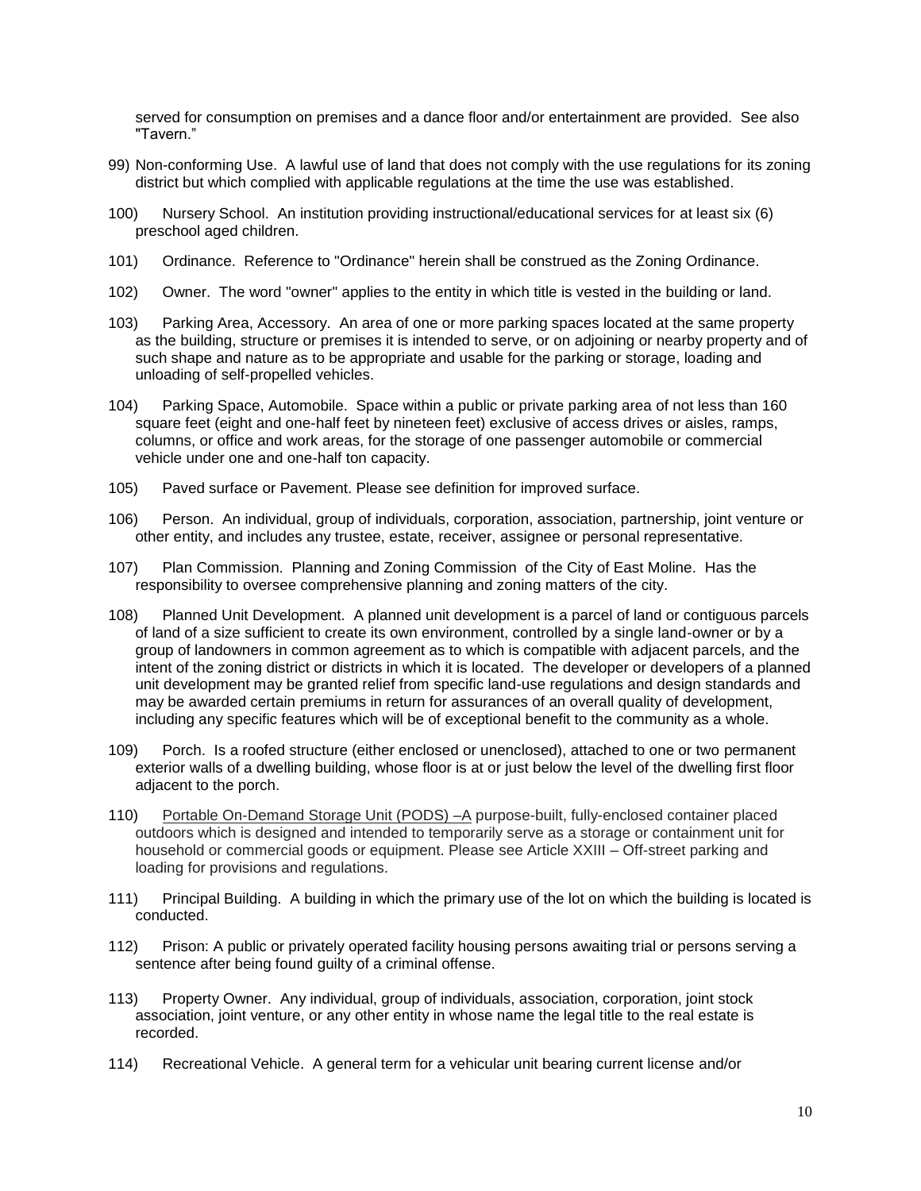served for consumption on premises and a dance floor and/or entertainment are provided. See also "Tavern."

99) Non-conforming Use. A lawful use of land that does not comply with the use regulations for its zoning district but which complied with applicable regulations at the time the use was established.

100) Nursery School. An institution providing instructional/educational services for at least six (6) preschool aged children.

101) Ordinance. Reference to "Ordinance" herein shall be construed as the Zoning Ordinance.

102) Owner. The word "owner" applies to the entity in which title is vested in the building or land.

103) Parking Area, Accessory. An area of one or more parking spaces located at the same property as the building, structure or premises it is intended to serve, or on adjoining or nearby property and of such shape and nature as to be appropriate and usable for the parking or storage, loading and unloading of self-propelled vehicles.

104) Parking Space, Automobile. Space within a public or private parking area of not less than 160 square feet (eight and one-half feet by nineteen feet) exclusive of access drives or aisles, ramps, columns, or office and work areas, for the storage of one passenger automobile or commercial vehicle under one and one-half ton capacity.

105) Paved surface or Pavement. Please see definition for improved surface.

106) Person. An individual, group of individuals, corporation, association, partnership, joint venture or other entity, and includes any trustee, estate, receiver, assignee or personal representative.

107) Plan Commission. Planning and Zoning Commission of the City of East Moline. Has the responsibility to oversee comprehensive planning and zoning matters of the city.

108) Planned Unit Development. A planned unit development is a parcel of land or contiguous parcels of land of a size sufficient to create its own environment, controlled by a single land-owner or by a group of landowners in common agreement as to which is compatible with adjacent parcels, and the intent of the zoning district or districts in which it is located. The developer or developers of a planned unit development may be granted relief from specific land-use regulations and design standards and may be awarded certain premiums in return for assurances of an overall quality of development, including any specific features which will be of exceptional benefit to the community as a whole.

109) Porch. Is a roofed structure (either enclosed or unenclosed), attached to one or two permanent exterior walls of a dwelling building, whose floor is at or just below the level of the dwelling first floor adjacent to the porch.

110) Portable On-Demand Storage Unit (PODS) –A purpose-built, fully-enclosed container placed outdoors which is designed and intended to temporarily serve as a storage or containment unit for household or commercial goods or equipment. Please see Article XXIII – Off-street parking and loading for provisions and regulations.

111) Principal Building. A building in which the primary use of the lot on which the building is located is conducted.

112) Prison: A public or privately operated facility housing persons awaiting trial or persons serving a sentence after being found guilty of a criminal offense.

113) Property Owner. Any individual, group of individuals, association, corporation, joint stock association, joint venture, or any other entity in whose name the legal title to the real estate is recorded.

114) Recreational Vehicle. A general term for a vehicular unit bearing current license and/or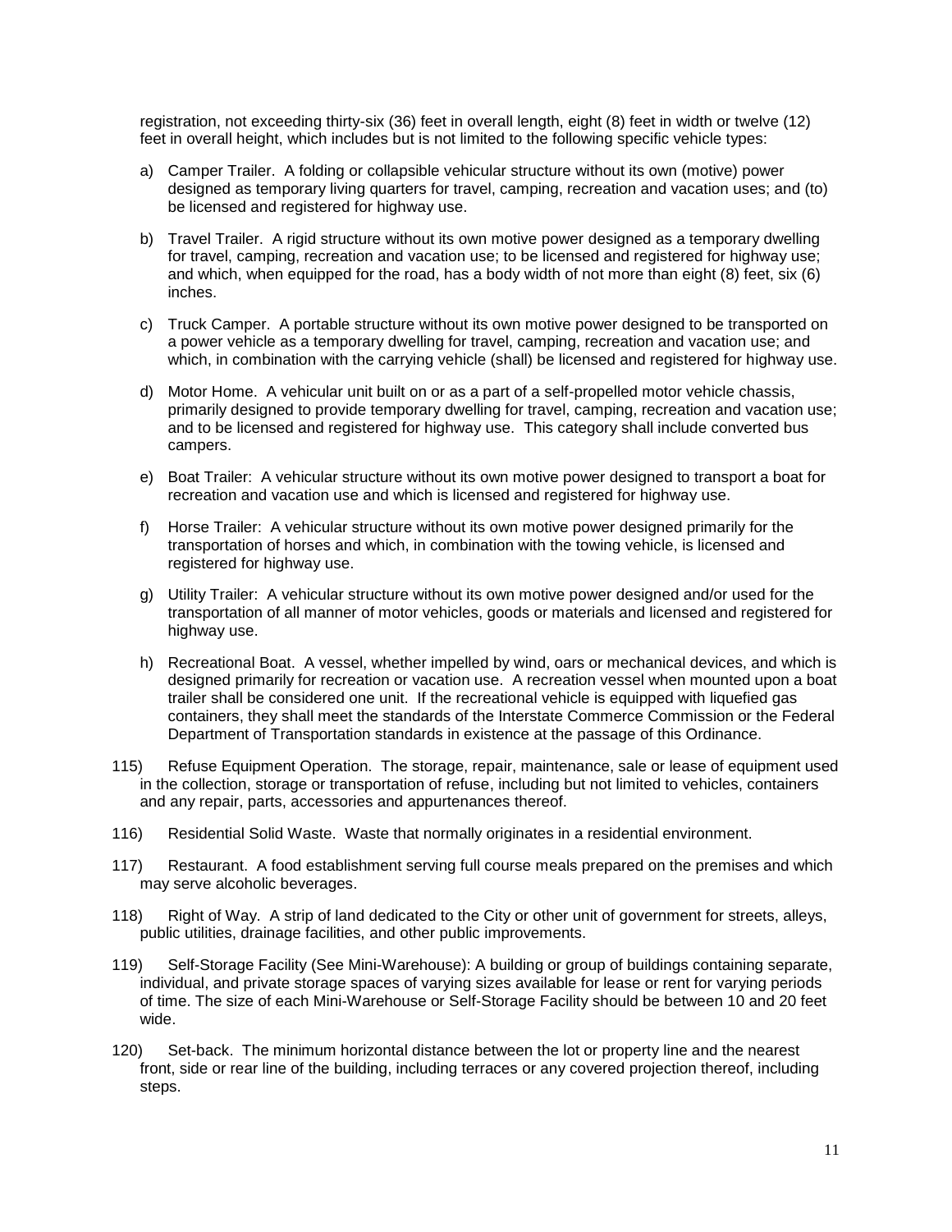registration, not exceeding thirty-six (36) feet in overall length, eight (8) feet in width or twelve (12) feet in overall height, which includes but is not limited to the following specific vehicle types:

a) Camper Trailer. A folding or collapsible vehicular structure without its own (motive) power designed as temporary living quarters for travel, camping, recreation and vacation uses; and (to) be licensed and registered for highway use.

b) Travel Trailer. A rigid structure without its own motive power designed as a temporary dwelling for travel, camping, recreation and vacation use; to be licensed and registered for highway use; and which, when equipped for the road, has a body width of not more than eight (8) feet, six (6) inches.

c) Truck Camper. A portable structure without its own motive power designed to be transported on a power vehicle as a temporary dwelling for travel, camping, recreation and vacation use; and which, in combination with the carrying vehicle (shall) be licensed and registered for highway use.

d) Motor Home. A vehicular unit built on or as a part of a self-propelled motor vehicle chassis, primarily designed to provide temporary dwelling for travel, camping, recreation and vacation use; and to be licensed and registered for highway use. This category shall include converted bus campers.

e) Boat Trailer: A vehicular structure without its own motive power designed to transport a boat for recreation and vacation use and which is licensed and registered for highway use.

f) Horse Trailer: A vehicular structure without its own motive power designed primarily for the transportation of horses and which, in combination with the towing vehicle, is licensed and registered for highway use.

g) Utility Trailer: A vehicular structure without its own motive power designed and/or used for the transportation of all manner of motor vehicles, goods or materials and licensed and registered for highway use.

h) Recreational Boat. A vessel, whether impelled by wind, oars or mechanical devices, and which is designed primarily for recreation or vacation use. A recreation vessel when mounted upon a boat trailer shall be considered one unit. If the recreational vehicle is equipped with liquefied gas containers, they shall meet the standards of the Interstate Commerce Commission or the Federal Department of Transportation standards in existence at the passage of this Ordinance.

115) Refuse Equipment Operation. The storage, repair, maintenance, sale or lease of equipment used in the collection, storage or transportation of refuse, including but not limited to vehicles, containers and any repair, parts, accessories and appurtenances thereof.

116) Residential Solid Waste. Waste that normally originates in a residential environment.

117) Restaurant. A food establishment serving full course meals prepared on the premises and which may serve alcoholic beverages.

118) Right of Way. A strip of land dedicated to the City or other unit of government for streets, alleys, public utilities, drainage facilities, and other public improvements.

119) Self-Storage Facility (See Mini-Warehouse): A building or group of buildings containing separate, individual, and private storage spaces of varying sizes available for lease or rent for varying periods of time. The size of each Mini-Warehouse or Self-Storage Facility should be between 10 and 20 feet wide.

120) Set-back. The minimum horizontal distance between the lot or property line and the nearest front, side or rear line of the building, including terraces or any covered projection thereof, including steps.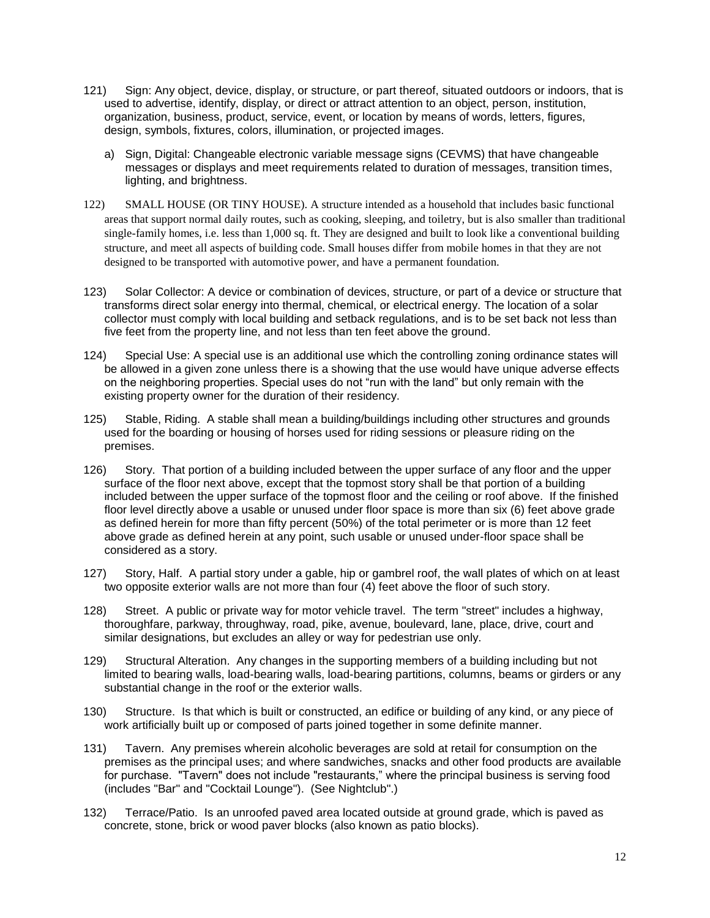121) Sign: Any object, device, display, or structure, or part thereof, situated outdoors or indoors, that is used to advertise, identify, display, or direct or attract attention to an object, person, institution, organization, business, product, service, event, or location by means of words, letters, figures, design, symbols, fixtures, colors, illumination, or projected images.

   a) Sign, Digital: Changeable electronic variable message signs (CEVMS) that have changeable messages or displays and meet requirements related to duration of messages, transition times, lighting, and brightness.

122) SMALL HOUSE (OR TINY HOUSE). A structure intended as a household that includes basic functional areas that support normal daily routes, such as cooking, sleeping, and toiletry, but is also smaller than traditional single-family homes, i.e. less than 1,000 sq. ft. They are designed and built to look like a conventional building structure, and meet all aspects of building code. Small houses differ from mobile homes in that they are not designed to be transported with automotive power, and have a permanent foundation.

123) Solar Collector: A device or combination of devices, structure, or part of a device or structure that transforms direct solar energy into thermal, chemical, or electrical energy. The location of a solar collector must comply with local building and setback regulations, and is to be set back not less than five feet from the property line, and not less than ten feet above the ground.

124) Special Use: A special use is an additional use which the controlling zoning ordinance states will be allowed in a given zone unless there is a showing that the use would have unique adverse effects on the neighboring properties. Special uses do not "run with the land" but only remain with the existing property owner for the duration of their residency.

125) Stable, Riding. A stable shall mean a building/buildings including other structures and grounds used for the boarding or housing of horses used for riding sessions or pleasure riding on the premises.

126) Story. That portion of a building included between the upper surface of any floor and the upper surface of the floor next above, except that the topmost story shall be that portion of a building included between the upper surface of the topmost floor and the ceiling or roof above. If the finished floor level directly above a usable or unused under floor space is more than six (6) feet above grade as defined herein for more than fifty percent (50%) of the total perimeter or is more than 12 feet above grade as defined herein at any point, such usable or unused under-floor space shall be considered as a story.

127) Story, Half. A partial story under a gable, hip or gambrel roof, the wall plates of which on at least two opposite exterior walls are not more than four (4) feet above the floor of such story.

128) Street. A public or private way for motor vehicle travel. The term "street" includes a highway, thoroughfare, parkway, throughway, road, pike, avenue, boulevard, lane, place, drive, court and similar designations, but excludes an alley or way for pedestrian use only.

129) Structural Alteration. Any changes in the supporting members of a building including but not limited to bearing walls, load-bearing walls, load-bearing partitions, columns, beams or girders or any substantial change in the roof or the exterior walls.

130) Structure. Is that which is built or constructed, an edifice or building of any kind, or any piece of work artificially built up or composed of parts joined together in some definite manner.

131) Tavern. Any premises wherein alcoholic beverages are sold at retail for consumption on the premises as the principal uses; and where sandwiches, snacks and other food products are available for purchase. "Tavern" does not include "restaurants," where the principal business is serving food (includes "Bar" and "Cocktail Lounge"). (See Nightclub".)

132) Terrace/Patio. Is an unroofed paved area located outside at ground grade, which is paved as concrete, stone, brick or wood paver blocks (also known as patio blocks).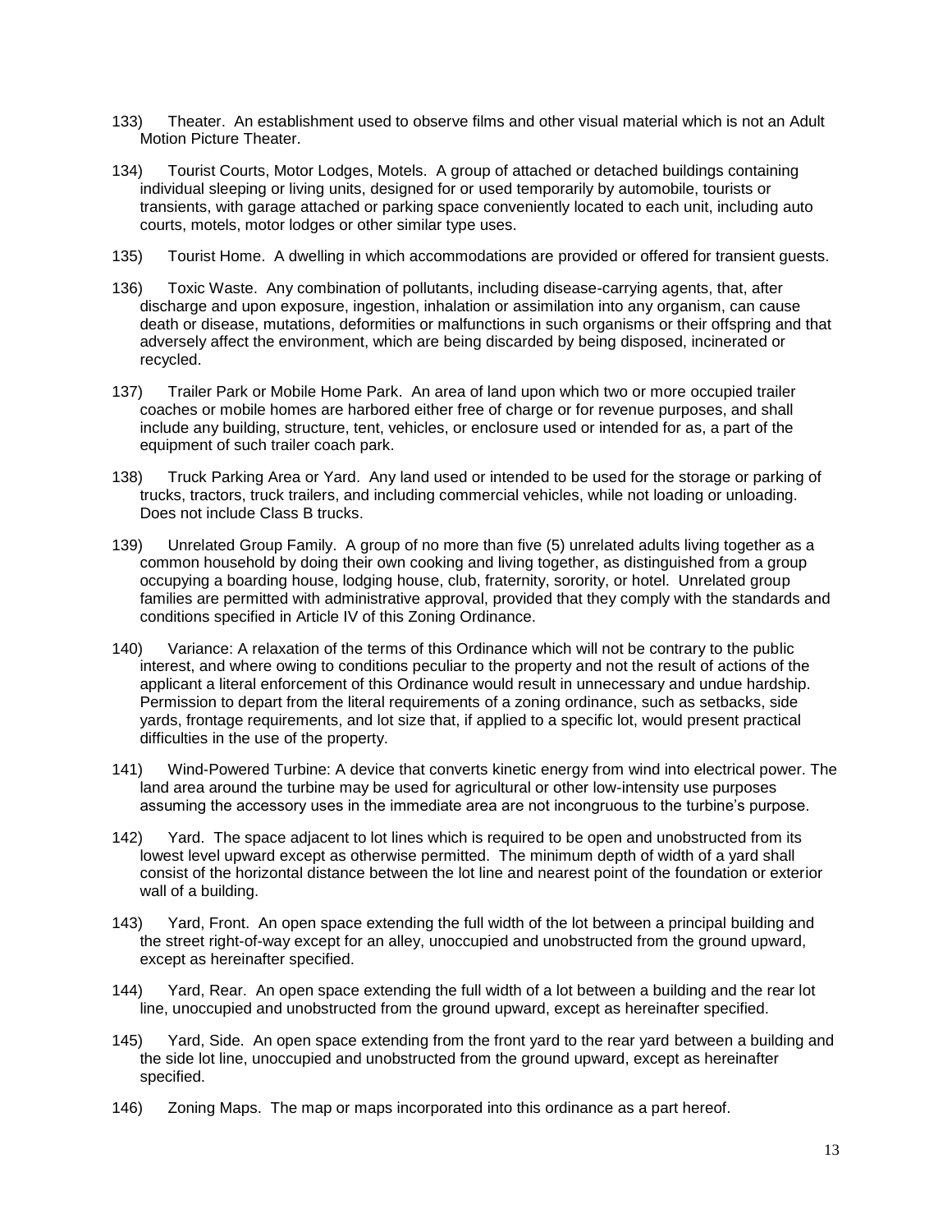133) Theater. An establishment used to observe films and other visual material which is not an Adult Motion Picture Theater.

134) Tourist Courts, Motor Lodges, Motels. A group of attached or detached buildings containing individual sleeping or living units, designed for or used temporarily by automobile, tourists or transients, with garage attached or parking space conveniently located to each unit, including auto courts, motels, motor lodges or other similar type uses.

135) Tourist Home. A dwelling in which accommodations are provided or offered for transient guests.

136) Toxic Waste. Any combination of pollutants, including disease-carrying agents, that, after discharge and upon exposure, ingestion, inhalation or assimilation into any organism, can cause death or disease, mutations, deformities or malfunctions in such organisms or their offspring and that adversely affect the environment, which are being discarded by being disposed, incinerated or recycled.

137) Trailer Park or Mobile Home Park. An area of land upon which two or more occupied trailer coaches or mobile homes are harbored either free of charge or for revenue purposes, and shall include any building, structure, tent, vehicles, or enclosure used or intended for as, a part of the equipment of such trailer coach park.

138) Truck Parking Area or Yard. Any land used or intended to be used for the storage or parking of trucks, tractors, truck trailers, and including commercial vehicles, while not loading or unloading. Does not include Class B trucks.

139) Unrelated Group Family. A group of no more than five (5) unrelated adults living together as a common household by doing their own cooking and living together, as distinguished from a group occupying a boarding house, lodging house, club, fraternity, sorority, or hotel. Unrelated group families are permitted with administrative approval, provided that they comply with the standards and conditions specified in Article IV of this Zoning Ordinance.

140) Variance: A relaxation of the terms of this Ordinance which will not be contrary to the public interest, and where owing to conditions peculiar to the property and not the result of actions of the applicant a literal enforcement of this Ordinance would result in unnecessary and undue hardship. Permission to depart from the literal requirements of a zoning ordinance, such as setbacks, side yards, frontage requirements, and lot size that, if applied to a specific lot, would present practical difficulties in the use of the property.

141) Wind-Powered Turbine: A device that converts kinetic energy from wind into electrical power. The land area around the turbine may be used for agricultural or other low-intensity use purposes assuming the accessory uses in the immediate area are not incongruous to the turbine's purpose.

142) Yard. The space adjacent to lot lines which is required to be open and unobstructed from its lowest level upward except as otherwise permitted. The minimum depth of width of a yard shall consist of the horizontal distance between the lot line and nearest point of the foundation or exterior wall of a building.

143) Yard, Front. An open space extending the full width of the lot between a principal building and the street right-of-way except for an alley, unoccupied and unobstructed from the ground upward, except as hereinafter specified.

144) Yard, Rear. An open space extending the full width of a lot between a building and the rear lot line, unoccupied and unobstructed from the ground upward, except as hereinafter specified.

145) Yard, Side. An open space extending from the front yard to the rear yard between a building and the side lot line, unoccupied and unobstructed from the ground upward, except as hereinafter specified.

146) Zoning Maps. The map or maps incorporated into this ordinance as a part hereof.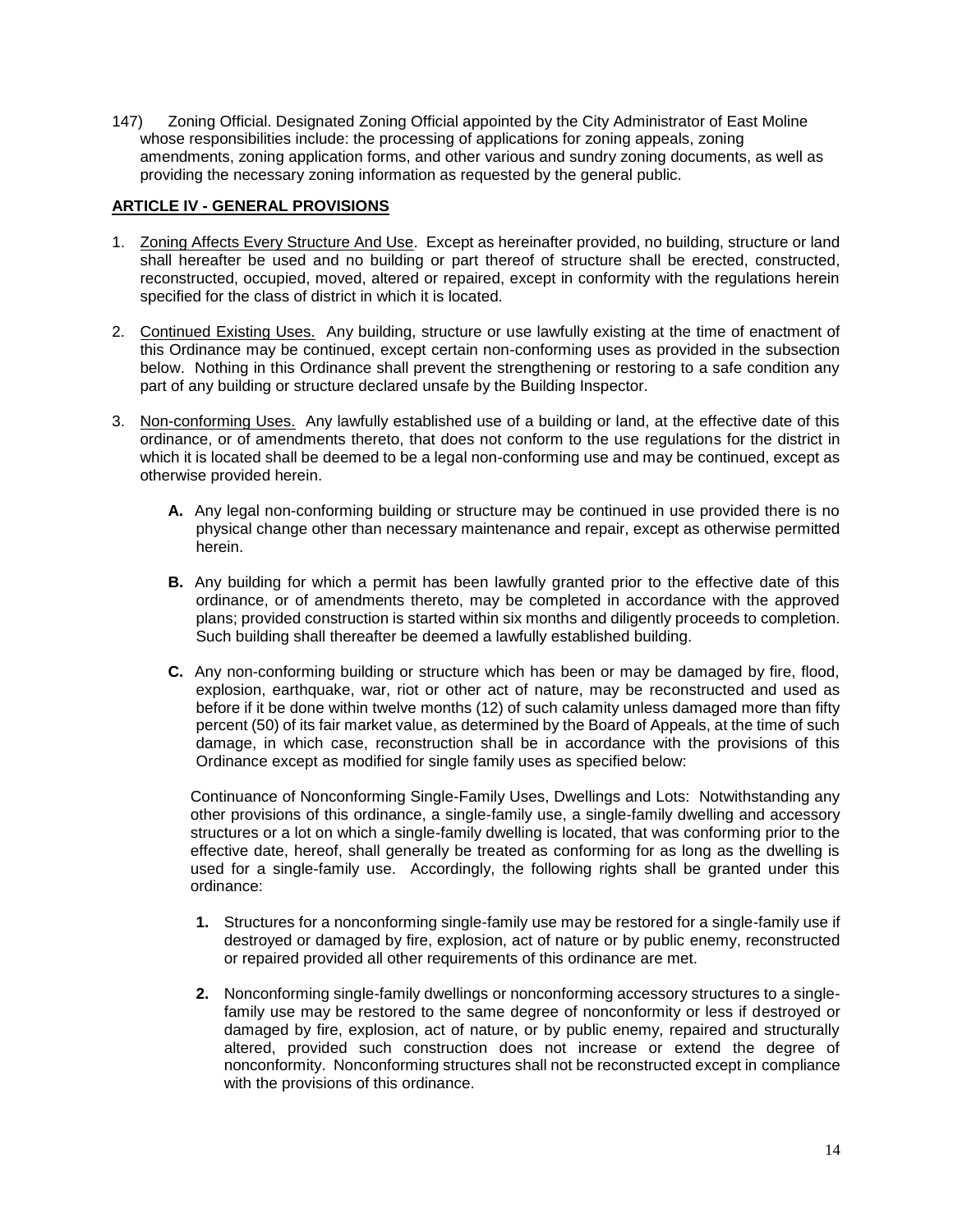147) Zoning Official. Designated Zoning Official appointed by the City Administrator of East Moline whose responsibilities include: the processing of applications for zoning appeals, zoning amendments, zoning application forms, and other various and sundry zoning documents, as well as providing the necessary zoning information as requested by the general public.

## ARTICLE IV - GENERAL PROVISIONS

1. Zoning Affects Every Structure And Use. Except as hereinafter provided, no building, structure or land shall hereafter be used and no building or part thereof of structure shall be erected, constructed, reconstructed, occupied, moved, altered or repaired, except in conformity with the regulations herein specified for the class of district in which it is located.

2. Continued Existing Uses. Any building, structure or use lawfully existing at the time of enactment of this Ordinance may be continued, except certain non-conforming uses as provided in the subsection below. Nothing in this Ordinance shall prevent the strengthening or restoring to a safe condition any part of any building or structure declared unsafe by the Building Inspector.

3. Non-conforming Uses. Any lawfully established use of a building or land, at the effective date of this ordinance, or of amendments thereto, that does not conform to the use regulations for the district in which it is located shall be deemed to be a legal non-conforming use and may be continued, except as otherwise provided herein.

   **A.** Any legal non-conforming building or structure may be continued in use provided there is no physical change other than necessary maintenance and repair, except as otherwise permitted herein.

   **B.** Any building for which a permit has been lawfully granted prior to the effective date of this ordinance, or of amendments thereto, may be completed in accordance with the approved plans; provided construction is started within six months and diligently proceeds to completion. Such building shall thereafter be deemed a lawfully established building.

   **C.** Any non-conforming building or structure which has been or may be damaged by fire, flood, explosion, earthquake, war, riot or other act of nature, may be reconstructed and used as before if it be done within twelve months (12) of such calamity unless damaged more than fifty percent (50) of its fair market value, as determined by the Board of Appeals, at the time of such damage, in which case, reconstruction shall be in accordance with the provisions of this Ordinance except as modified for single family uses as specified below:

   Continuance of Nonconforming Single-Family Uses, Dwellings and Lots: Notwithstanding any other provisions of this ordinance, a single-family use, a single-family dwelling and accessory structures or a lot on which a single-family dwelling is located, that was conforming prior to the effective date, hereof, shall generally be treated as conforming for as long as the dwelling is used for a single-family use. Accordingly, the following rights shall be granted under this ordinance:

   **1.** Structures for a nonconforming single-family use may be restored for a single-family use if destroyed or damaged by fire, explosion, act of nature or by public enemy, reconstructed or repaired provided all other requirements of this ordinance are met.

   **2.** Nonconforming single-family dwellings or nonconforming accessory structures to a single-family use may be restored to the same degree of nonconformity or less if destroyed or damaged by fire, explosion, act of nature, or by public enemy, repaired and structurally altered, provided such construction does not increase or extend the degree of nonconformity. Nonconforming structures shall not be reconstructed except in compliance with the provisions of this ordinance.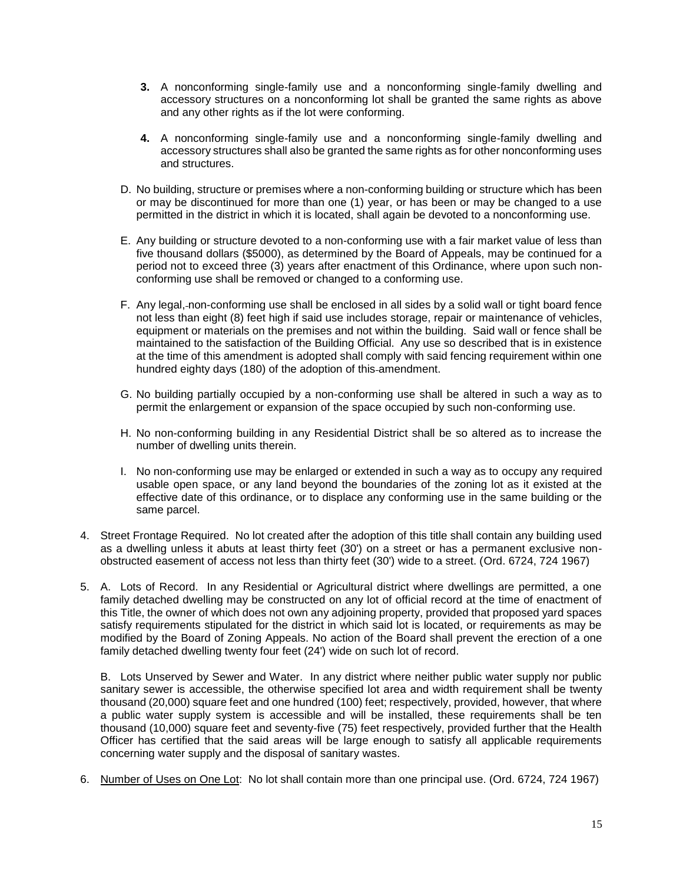3. **3.** A nonconforming single-family use and a nonconforming single-family dwelling and accessory structures on a nonconforming lot shall be granted the same rights as above and any other rights as if the lot were conforming.

4. **4.** A nonconforming single-family use and a nonconforming single-family dwelling and accessory structures shall also be granted the same rights as for other nonconforming uses and structures.

D. No building, structure or premises where a non-conforming building or structure which has been or may be discontinued for more than one (1) year, or has been or may be changed to a use permitted in the district in which it is located, shall again be devoted to a nonconforming use.

E. Any building or structure devoted to a non-conforming use with a fair market value of less than five thousand dollars ($5000), as determined by the Board of Appeals, may be continued for a period not to exceed three (3) years after enactment of this Ordinance, where upon such non-conforming use shall be removed or changed to a conforming use.

F. Any legal, non-conforming use shall be enclosed in all sides by a solid wall or tight board fence not less than eight (8) feet high if said use includes storage, repair or maintenance of vehicles, equipment or materials on the premises and not within the building. Said wall or fence shall be maintained to the satisfaction of the Building Official. Any use so described that is in existence at the time of this amendment is adopted shall comply with said fencing requirement within one hundred eighty days (180) of the adoption of this amendment.

G. No building partially occupied by a non-conforming use shall be altered in such a way as to permit the enlargement or expansion of the space occupied by such non-conforming use.

H. No non-conforming building in any Residential District shall be so altered as to increase the number of dwelling units therein.

I. No non-conforming use may be enlarged or extended in such a way as to occupy any required usable open space, or any land beyond the boundaries of the zoning lot as it existed at the effective date of this ordinance, or to displace any conforming use in the same building or the same parcel.

4. Street Frontage Required. No lot created after the adoption of this title shall contain any building used as a dwelling unless it abuts at least thirty feet (30') on a street or has a permanent exclusive non-obstructed easement of access not less than thirty feet (30') wide to a street. (Ord. 6724, 724 1967)

5. A. Lots of Record. In any Residential or Agricultural district where dwellings are permitted, a one family detached dwelling may be constructed on any lot of official record at the time of enactment of this Title, the owner of which does not own any adjoining property, provided that proposed yard spaces satisfy requirements stipulated for the district in which said lot is located, or requirements as may be modified by the Board of Zoning Appeals. No action of the Board shall prevent the erection of a one family detached dwelling twenty four feet (24') wide on such lot of record.

   B. Lots Unserved by Sewer and Water. In any district where neither public water supply nor public sanitary sewer is accessible, the otherwise specified lot area and width requirement shall be twenty thousand (20,000) square feet and one hundred (100) feet; respectively, provided, however, that where a public water supply system is accessible and will be installed, these requirements shall be ten thousand (10,000) square feet and seventy-five (75) feet respectively, provided further that the Health Officer has certified that the said areas will be large enough to satisfy all applicable requirements concerning water supply and the disposal of sanitary wastes.

6. Number of Uses on One Lot: No lot shall contain more than one principal use. (Ord. 6724, 724 1967)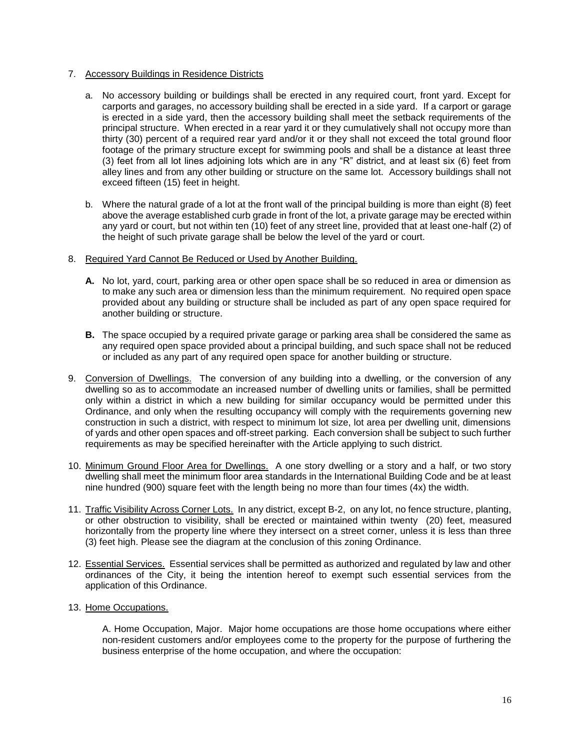7. <u>Accessory Buildings in Residence Districts</u>

   a. No accessory building or buildings shall be erected in any required court, front yard. Except for carports and garages, no accessory building shall be erected in a side yard. If a carport or garage is erected in a side yard, then the accessory building shall meet the setback requirements of the principal structure. When erected in a rear yard it or they cumulatively shall not occupy more than thirty (30) percent of a required rear yard and/or it or they shall not exceed the total ground floor footage of the primary structure except for swimming pools and shall be a distance at least three (3) feet from all lot lines adjoining lots which are in any "R" district, and at least six (6) feet from alley lines and from any other building or structure on the same lot. Accessory buildings shall not exceed fifteen (15) feet in height.

   b. Where the natural grade of a lot at the front wall of the principal building is more than eight (8) feet above the average established curb grade in front of the lot, a private garage may be erected within any yard or court, but not within ten (10) feet of any street line, provided that at least one-half (2) of the height of such private garage shall be below the level of the yard or court.

8. <u>Required Yard Cannot Be Reduced or Used by Another Building.</u>

   **A.** No lot, yard, court, parking area or other open space shall be so reduced in area or dimension as to make any such area or dimension less than the minimum requirement. No required open space provided about any building or structure shall be included as part of any open space required for another building or structure.

   **B.** The space occupied by a required private garage or parking area shall be considered the same as any required open space provided about a principal building, and such space shall not be reduced or included as any part of any required open space for another building or structure.

9. <u>Conversion of Dwellings.</u> The conversion of any building into a dwelling, or the conversion of any dwelling so as to accommodate an increased number of dwelling units or families, shall be permitted only within a district in which a new building for similar occupancy would be permitted under this Ordinance, and only when the resulting occupancy will comply with the requirements governing new construction in such a district, with respect to minimum lot size, lot area per dwelling unit, dimensions of yards and other open spaces and off-street parking. Each conversion shall be subject to such further requirements as may be specified hereinafter with the Article applying to such district.

10. <u>Minimum Ground Floor Area for Dwellings.</u> A one story dwelling or a story and a half, or two story dwelling shall meet the minimum floor area standards in the International Building Code and be at least nine hundred (900) square feet with the length being no more than four times (4x) the width.

11. <u>Traffic Visibility Across Corner Lots.</u> In any district, except B-2, on any lot, no fence structure, planting, or other obstruction to visibility, shall be erected or maintained within twenty (20) feet, measured horizontally from the property line where they intersect on a street corner, unless it is less than three (3) feet high. Please see the diagram at the conclusion of this zoning Ordinance.

12. <u>Essential Services.</u> Essential services shall be permitted as authorized and regulated by law and other ordinances of the City, it being the intention hereof to exempt such essential services from the application of this Ordinance.

13. <u>Home Occupations.</u>

    A. Home Occupation, Major. Major home occupations are those home occupations where either non-resident customers and/or employees come to the property for the purpose of furthering the business enterprise of the home occupation, and where the occupation: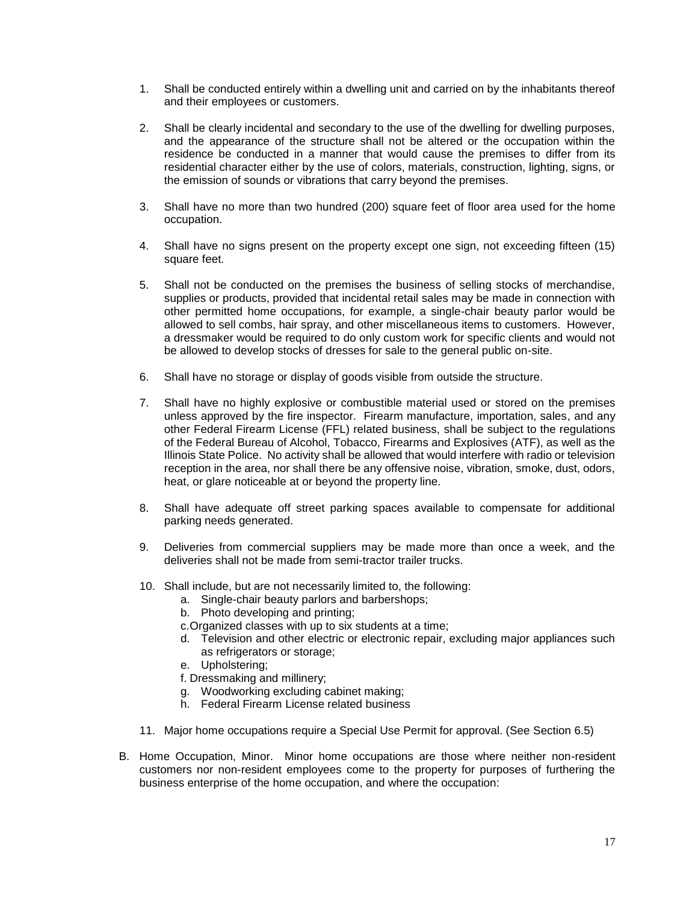1. Shall be conducted entirely within a dwelling unit and carried on by the inhabitants thereof and their employees or customers.

2. Shall be clearly incidental and secondary to the use of the dwelling for dwelling purposes, and the appearance of the structure shall not be altered or the occupation within the residence be conducted in a manner that would cause the premises to differ from its residential character either by the use of colors, materials, construction, lighting, signs, or the emission of sounds or vibrations that carry beyond the premises.

3. Shall have no more than two hundred (200) square feet of floor area used for the home occupation.

4. Shall have no signs present on the property except one sign, not exceeding fifteen (15) square feet.

5. Shall not be conducted on the premises the business of selling stocks of merchandise, supplies or products, provided that incidental retail sales may be made in connection with other permitted home occupations, for example, a single-chair beauty parlor would be allowed to sell combs, hair spray, and other miscellaneous items to customers. However, a dressmaker would be required to do only custom work for specific clients and would not be allowed to develop stocks of dresses for sale to the general public on-site.

6. Shall have no storage or display of goods visible from outside the structure.

7. Shall have no highly explosive or combustible material used or stored on the premises unless approved by the fire inspector. Firearm manufacture, importation, sales, and any other Federal Firearm License (FFL) related business, shall be subject to the regulations of the Federal Bureau of Alcohol, Tobacco, Firearms and Explosives (ATF), as well as the Illinois State Police. No activity shall be allowed that would interfere with radio or television reception in the area, nor shall there be any offensive noise, vibration, smoke, dust, odors, heat, or glare noticeable at or beyond the property line.

8. Shall have adequate off street parking spaces available to compensate for additional parking needs generated.

9. Deliveries from commercial suppliers may be made more than once a week, and the deliveries shall not be made from semi-tractor trailer trucks.

10. Shall include, but are not necessarily limited to, the following:
    a. Single-chair beauty parlors and barbershops;
    b. Photo developing and printing;
    c. Organized classes with up to six students at a time;
    d. Television and other electric or electronic repair, excluding major appliances such as refrigerators or storage;
    e. Upholstering;
    f. Dressmaking and millinery;
    g. Woodworking excluding cabinet making;
    h. Federal Firearm License related business

11. Major home occupations require a Special Use Permit for approval. (See Section 6.5)

B. Home Occupation, Minor. Minor home occupations are those where neither non-resident customers nor non-resident employees come to the property for purposes of furthering the business enterprise of the home occupation, and where the occupation: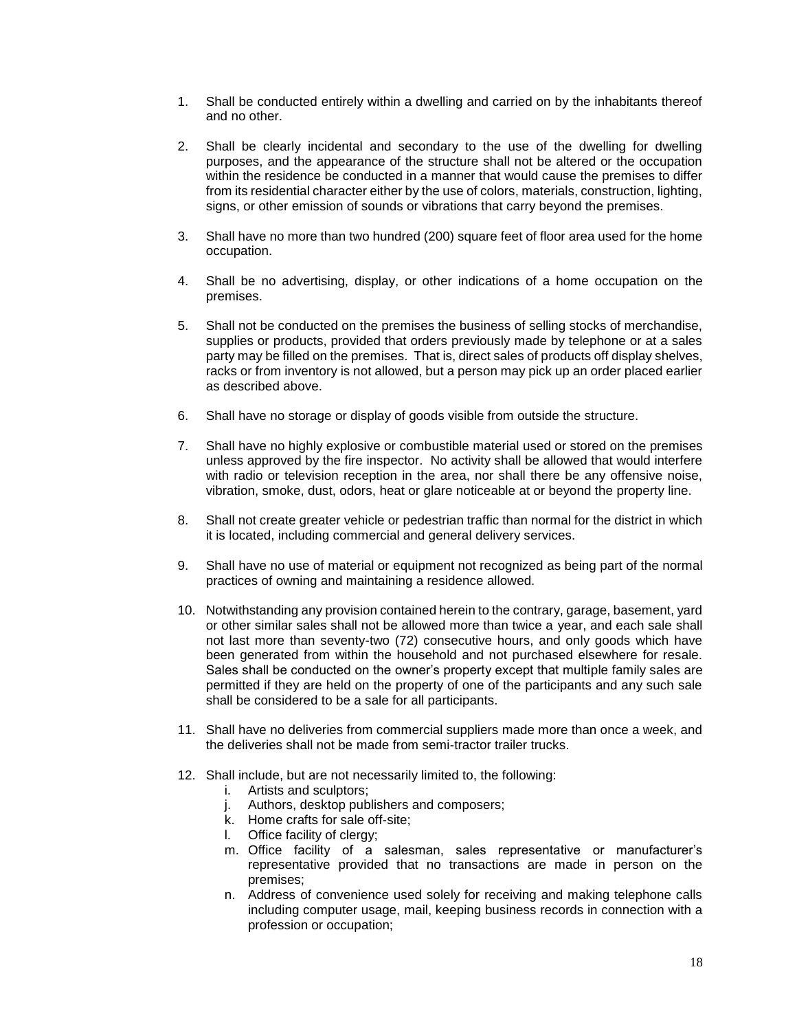1. Shall be conducted entirely within a dwelling and carried on by the inhabitants thereof and no other.

2. Shall be clearly incidental and secondary to the use of the dwelling for dwelling purposes, and the appearance of the structure shall not be altered or the occupation within the residence be conducted in a manner that would cause the premises to differ from its residential character either by the use of colors, materials, construction, lighting, signs, or other emission of sounds or vibrations that carry beyond the premises.

3. Shall have no more than two hundred (200) square feet of floor area used for the home occupation.

4. Shall be no advertising, display, or other indications of a home occupation on the premises.

5. Shall not be conducted on the premises the business of selling stocks of merchandise, supplies or products, provided that orders previously made by telephone or at a sales party may be filled on the premises. That is, direct sales of products off display shelves, racks or from inventory is not allowed, but a person may pick up an order placed earlier as described above.

6. Shall have no storage or display of goods visible from outside the structure.

7. Shall have no highly explosive or combustible material used or stored on the premises unless approved by the fire inspector. No activity shall be allowed that would interfere with radio or television reception in the area, nor shall there be any offensive noise, vibration, smoke, dust, odors, heat or glare noticeable at or beyond the property line.

8. Shall not create greater vehicle or pedestrian traffic than normal for the district in which it is located, including commercial and general delivery services.

9. Shall have no use of material or equipment not recognized as being part of the normal practices of owning and maintaining a residence allowed.

10. Notwithstanding any provision contained herein to the contrary, garage, basement, yard or other similar sales shall not be allowed more than twice a year, and each sale shall not last more than seventy-two (72) consecutive hours, and only goods which have been generated from within the household and not purchased elsewhere for resale. Sales shall be conducted on the owner's property except that multiple family sales are permitted if they are held on the property of one of the participants and any such sale shall be considered to be a sale for all participants.

11. Shall have no deliveries from commercial suppliers made more than once a week, and the deliveries shall not be made from semi-tractor trailer trucks.

12. Shall include, but are not necessarily limited to, the following:
    i. Artists and sculptors;
    j. Authors, desktop publishers and composers;
    k. Home crafts for sale off-site;
    l. Office facility of clergy;
    m. Office facility of a salesman, sales representative or manufacturer's representative provided that no transactions are made in person on the premises;
    n. Address of convenience used solely for receiving and making telephone calls including computer usage, mail, keeping business records in connection with a profession or occupation;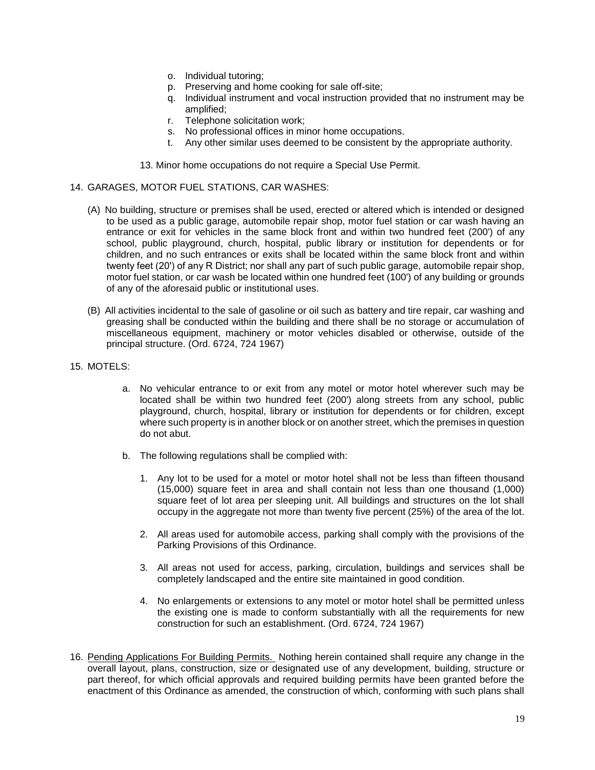o. Individual tutoring;
p. Preserving and home cooking for sale off-site;
q. Individual instrument and vocal instruction provided that no instrument may be amplified;
r. Telephone solicitation work;
s. No professional offices in minor home occupations.
t. Any other similar uses deemed to be consistent by the appropriate authority.

13. Minor home occupations do not require a Special Use Permit.

14. GARAGES, MOTOR FUEL STATIONS, CAR WASHES:

(A) No building, structure or premises shall be used, erected or altered which is intended or designed to be used as a public garage, automobile repair shop, motor fuel station or car wash having an entrance or exit for vehicles in the same block front and within two hundred feet (200') of any school, public playground, church, hospital, public library or institution for dependents or for children, and no such entrances or exits shall be located within the same block front and within twenty feet (20') of any R District; nor shall any part of such public garage, automobile repair shop, motor fuel station, or car wash be located within one hundred feet (100') of any building or grounds of any of the aforesaid public or institutional uses.

(B) All activities incidental to the sale of gasoline or oil such as battery and tire repair, car washing and greasing shall be conducted within the building and there shall be no storage or accumulation of miscellaneous equipment, machinery or motor vehicles disabled or otherwise, outside of the principal structure. (Ord. 6724, 724 1967)

15. MOTELS:

a. No vehicular entrance to or exit from any motel or motor hotel wherever such may be located shall be within two hundred feet (200') along streets from any school, public playground, church, hospital, library or institution for dependents or for children, except where such property is in another block or on another street, which the premises in question do not abut.

b. The following regulations shall be complied with:

1. Any lot to be used for a motel or motor hotel shall not be less than fifteen thousand (15,000) square feet in area and shall contain not less than one thousand (1,000) square feet of lot area per sleeping unit. All buildings and structures on the lot shall occupy in the aggregate not more than twenty five percent (25%) of the area of the lot.

2. All areas used for automobile access, parking shall comply with the provisions of the Parking Provisions of this Ordinance.

3. All areas not used for access, parking, circulation, buildings and services shall be completely landscaped and the entire site maintained in good condition.

4. No enlargements or extensions to any motel or motor hotel shall be permitted unless the existing one is made to conform substantially with all the requirements for new construction for such an establishment. (Ord. 6724, 724 1967)

16. <u>Pending Applications For Building Permits.</u> Nothing herein contained shall require any change in the overall layout, plans, construction, size or designated use of any development, building, structure or part thereof, for which official approvals and required building permits have been granted before the enactment of this Ordinance as amended, the construction of which, conforming with such plans shall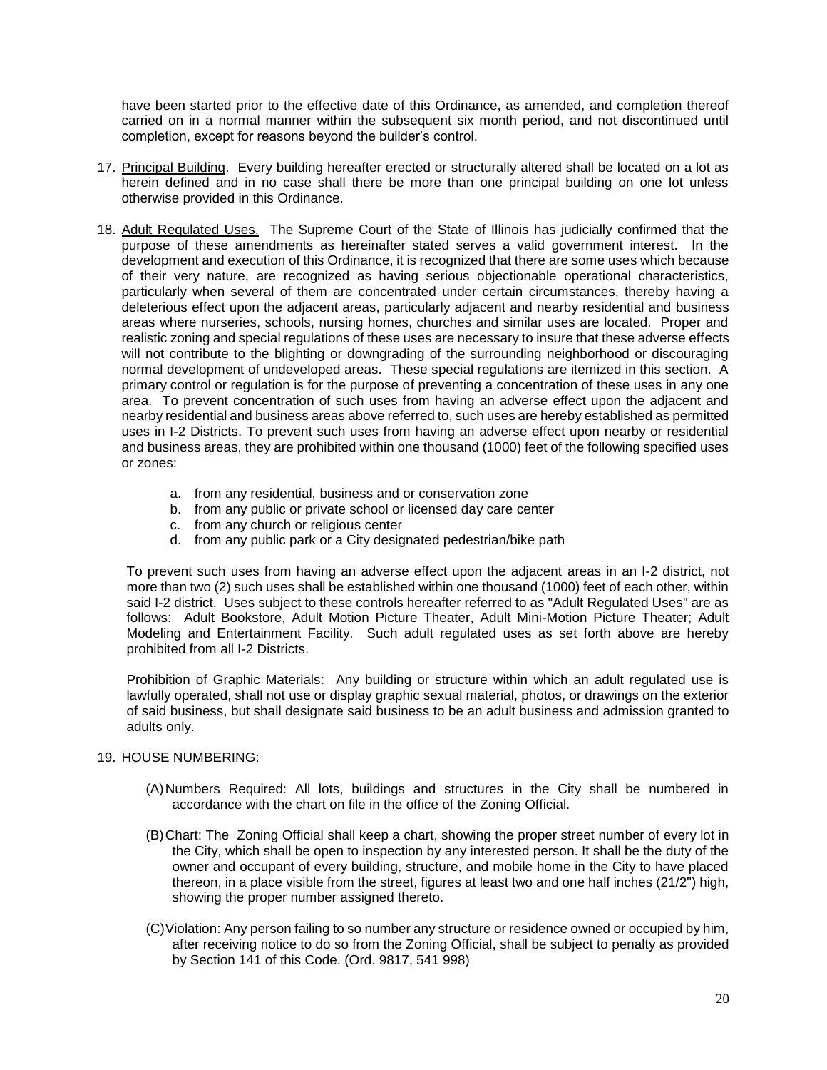have been started prior to the effective date of this Ordinance, as amended, and completion thereof carried on in a normal manner within the subsequent six month period, and not discontinued until completion, except for reasons beyond the builder's control.

17. Principal Building. Every building hereafter erected or structurally altered shall be located on a lot as herein defined and in no case shall there be more than one principal building on one lot unless otherwise provided in this Ordinance.

18. Adult Regulated Uses. The Supreme Court of the State of Illinois has judicially confirmed that the purpose of these amendments as hereinafter stated serves a valid government interest. In the development and execution of this Ordinance, it is recognized that there are some uses which because of their very nature, are recognized as having serious objectionable operational characteristics, particularly when several of them are concentrated under certain circumstances, thereby having a deleterious effect upon the adjacent areas, particularly adjacent and nearby residential and business areas where nurseries, schools, nursing homes, churches and similar uses are located. Proper and realistic zoning and special regulations of these uses are necessary to insure that these adverse effects will not contribute to the blighting or downgrading of the surrounding neighborhood or discouraging normal development of undeveloped areas. These special regulations are itemized in this section. A primary control or regulation is for the purpose of preventing a concentration of these uses in any one area. To prevent concentration of such uses from having an adverse effect upon the adjacent and nearby residential and business areas above referred to, such uses are hereby established as permitted uses in I-2 Districts. To prevent such uses from having an adverse effect upon nearby or residential and business areas, they are prohibited within one thousand (1000) feet of the following specified uses or zones:

    a. from any residential, business and or conservation zone
    b. from any public or private school or licensed day care center
    c. from any church or religious center
    d. from any public park or a City designated pedestrian/bike path

    To prevent such uses from having an adverse effect upon the adjacent areas in an I-2 district, not more than two (2) such uses shall be established within one thousand (1000) feet of each other, within said I-2 district. Uses subject to these controls hereafter referred to as "Adult Regulated Uses" are as follows: Adult Bookstore, Adult Motion Picture Theater, Adult Mini-Motion Picture Theater; Adult Modeling and Entertainment Facility. Such adult regulated uses as set forth above are hereby prohibited from all I-2 Districts.

    Prohibition of Graphic Materials: Any building or structure within which an adult regulated use is lawfully operated, shall not use or display graphic sexual material, photos, or drawings on the exterior of said business, but shall designate said business to be an adult business and admission granted to adults only.

19. HOUSE NUMBERING:

    (A) Numbers Required: All lots, buildings and structures in the City shall be numbered in accordance with the chart on file in the office of the Zoning Official.

    (B) Chart: The Zoning Official shall keep a chart, showing the proper street number of every lot in the City, which shall be open to inspection by any interested person. It shall be the duty of the owner and occupant of every building, structure, and mobile home in the City to have placed thereon, in a place visible from the street, figures at least two and one half inches (21/2") high, showing the proper number assigned thereto.

    (C) Violation: Any person failing to so number any structure or residence owned or occupied by him, after receiving notice to do so from the Zoning Official, shall be subject to penalty as provided by Section 141 of this Code. (Ord. 9817, 541 998)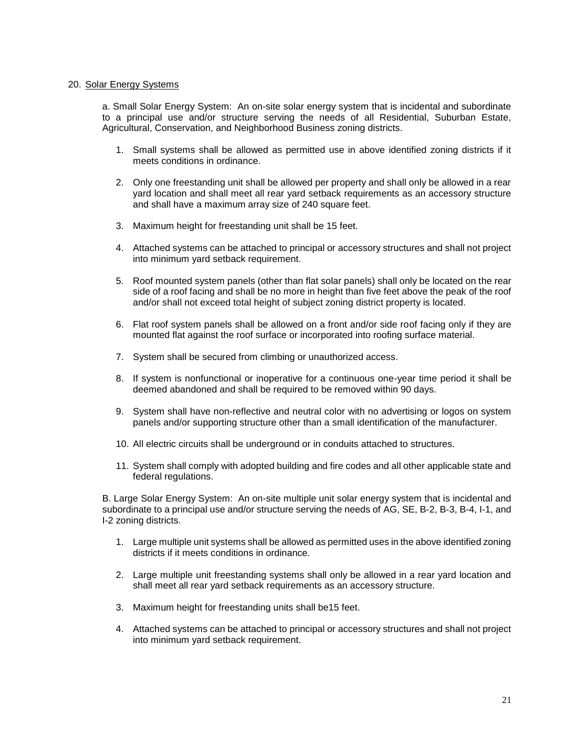20. <u>Solar Energy Systems</u>

a. Small Solar Energy System: An on-site solar energy system that is incidental and subordinate to a principal use and/or structure serving the needs of all Residential, Suburban Estate, Agricultural, Conservation, and Neighborhood Business zoning districts.

1. Small systems shall be allowed as permitted use in above identified zoning districts if it meets conditions in ordinance.
2. Only one freestanding unit shall be allowed per property and shall only be allowed in a rear yard location and shall meet all rear yard setback requirements as an accessory structure and shall have a maximum array size of 240 square feet.
3. Maximum height for freestanding unit shall be 15 feet.
4. Attached systems can be attached to principal or accessory structures and shall not project into minimum yard setback requirement.
5. Roof mounted system panels (other than flat solar panels) shall only be located on the rear side of a roof facing and shall be no more in height than five feet above the peak of the roof and/or shall not exceed total height of subject zoning district property is located.
6. Flat roof system panels shall be allowed on a front and/or side roof facing only if they are mounted flat against the roof surface or incorporated into roofing surface material.
7. System shall be secured from climbing or unauthorized access.
8. If system is nonfunctional or inoperative for a continuous one-year time period it shall be deemed abandoned and shall be required to be removed within 90 days.
9. System shall have non-reflective and neutral color with no advertising or logos on system panels and/or supporting structure other than a small identification of the manufacturer.
10. All electric circuits shall be underground or in conduits attached to structures.
11. System shall comply with adopted building and fire codes and all other applicable state and federal regulations.

B. Large Solar Energy System: An on-site multiple unit solar energy system that is incidental and subordinate to a principal use and/or structure serving the needs of AG, SE, B-2, B-3, B-4, I-1, and I-2 zoning districts.

1. Large multiple unit systems shall be allowed as permitted uses in the above identified zoning districts if it meets conditions in ordinance.
2. Large multiple unit freestanding systems shall only be allowed in a rear yard location and shall meet all rear yard setback requirements as an accessory structure.
3. Maximum height for freestanding units shall be15 feet.
4. Attached systems can be attached to principal or accessory structures and shall not project into minimum yard setback requirement.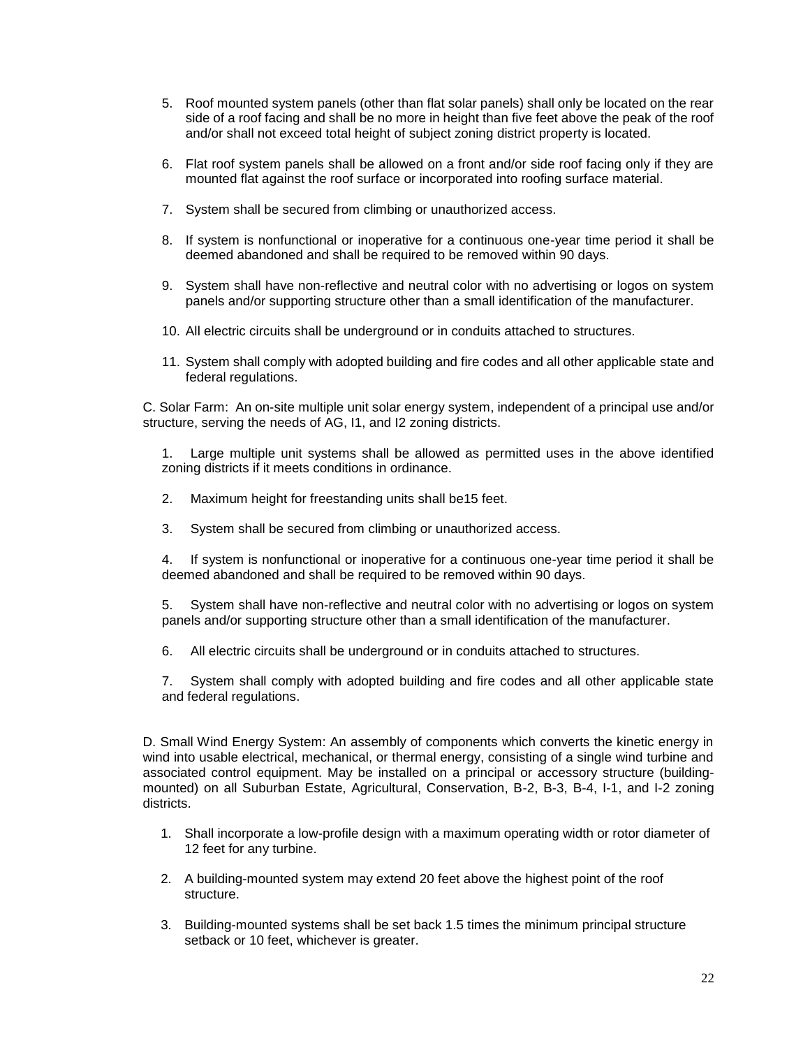5. Roof mounted system panels (other than flat solar panels) shall only be located on the rear side of a roof facing and shall be no more in height than five feet above the peak of the roof and/or shall not exceed total height of subject zoning district property is located.

6. Flat roof system panels shall be allowed on a front and/or side roof facing only if they are mounted flat against the roof surface or incorporated into roofing surface material.

7. System shall be secured from climbing or unauthorized access.

8. If system is nonfunctional or inoperative for a continuous one-year time period it shall be deemed abandoned and shall be required to be removed within 90 days.

9. System shall have non-reflective and neutral color with no advertising or logos on system panels and/or supporting structure other than a small identification of the manufacturer.

10. All electric circuits shall be underground or in conduits attached to structures.

11. System shall comply with adopted building and fire codes and all other applicable state and federal regulations.

C. Solar Farm: An on-site multiple unit solar energy system, independent of a principal use and/or structure, serving the needs of AG, I1, and I2 zoning districts.

1. Large multiple unit systems shall be allowed as permitted uses in the above identified zoning districts if it meets conditions in ordinance.

2. Maximum height for freestanding units shall be15 feet.

3. System shall be secured from climbing or unauthorized access.

4. If system is nonfunctional or inoperative for a continuous one-year time period it shall be deemed abandoned and shall be required to be removed within 90 days.

5. System shall have non-reflective and neutral color with no advertising or logos on system panels and/or supporting structure other than a small identification of the manufacturer.

6. All electric circuits shall be underground or in conduits attached to structures.

7. System shall comply with adopted building and fire codes and all other applicable state and federal regulations.

D. Small Wind Energy System: An assembly of components which converts the kinetic energy in wind into usable electrical, mechanical, or thermal energy, consisting of a single wind turbine and associated control equipment. May be installed on a principal or accessory structure (building-mounted) on all Suburban Estate, Agricultural, Conservation, B-2, B-3, B-4, I-1, and I-2 zoning districts.

1. Shall incorporate a low-profile design with a maximum operating width or rotor diameter of 12 feet for any turbine.

2. A building-mounted system may extend 20 feet above the highest point of the roof structure.

3. Building-mounted systems shall be set back 1.5 times the minimum principal structure setback or 10 feet, whichever is greater.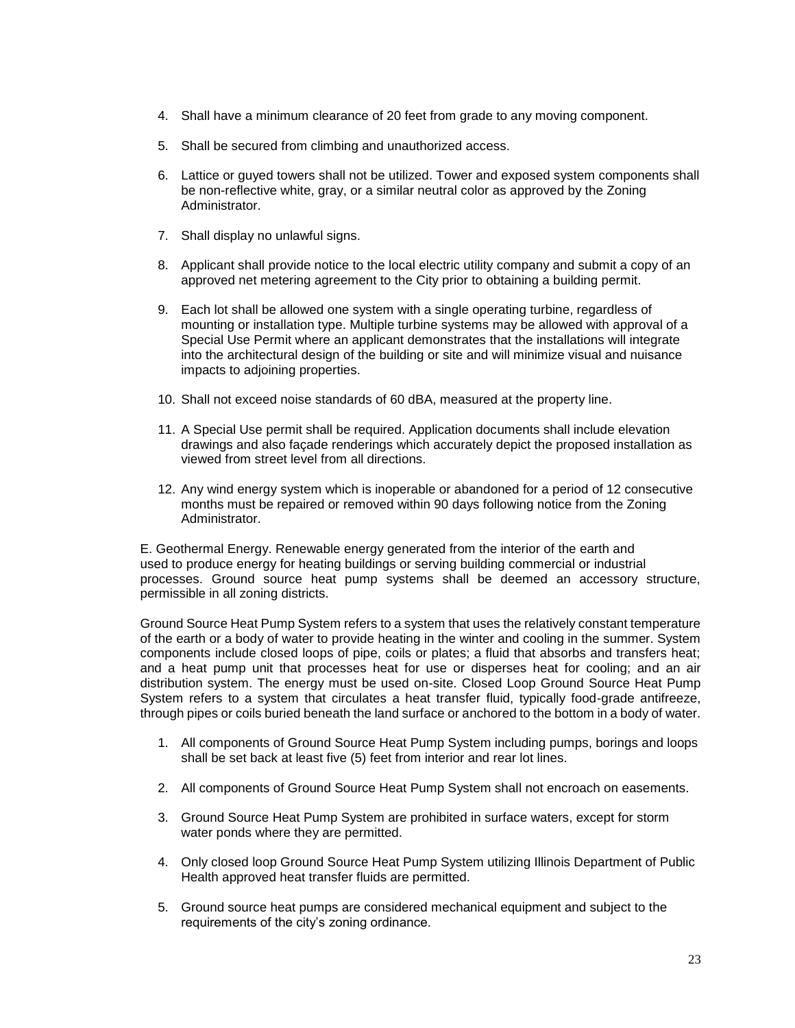4. Shall have a minimum clearance of 20 feet from grade to any moving component.

5. Shall be secured from climbing and unauthorized access.

6. Lattice or guyed towers shall not be utilized. Tower and exposed system components shall be non-reflective white, gray, or a similar neutral color as approved by the Zoning Administrator.

7. Shall display no unlawful signs.

8. Applicant shall provide notice to the local electric utility company and submit a copy of an approved net metering agreement to the City prior to obtaining a building permit.

9. Each lot shall be allowed one system with a single operating turbine, regardless of mounting or installation type. Multiple turbine systems may be allowed with approval of a Special Use Permit where an applicant demonstrates that the installations will integrate into the architectural design of the building or site and will minimize visual and nuisance impacts to adjoining properties.

10. Shall not exceed noise standards of 60 dBA, measured at the property line.

11. A Special Use permit shall be required. Application documents shall include elevation drawings and also façade renderings which accurately depict the proposed installation as viewed from street level from all directions.

12. Any wind energy system which is inoperable or abandoned for a period of 12 consecutive months must be repaired or removed within 90 days following notice from the Zoning Administrator.

E. Geothermal Energy. Renewable energy generated from the interior of the earth and used to produce energy for heating buildings or serving building commercial or industrial processes. Ground source heat pump systems shall be deemed an accessory structure, permissible in all zoning districts.

Ground Source Heat Pump System refers to a system that uses the relatively constant temperature of the earth or a body of water to provide heating in the winter and cooling in the summer. System components include closed loops of pipe, coils or plates; a fluid that absorbs and transfers heat; and a heat pump unit that processes heat for use or disperses heat for cooling; and an air distribution system. The energy must be used on-site. Closed Loop Ground Source Heat Pump System refers to a system that circulates a heat transfer fluid, typically food-grade antifreeze, through pipes or coils buried beneath the land surface or anchored to the bottom in a body of water.

1. All components of Ground Source Heat Pump System including pumps, borings and loops shall be set back at least five (5) feet from interior and rear lot lines.

2. All components of Ground Source Heat Pump System shall not encroach on easements.

3. Ground Source Heat Pump System are prohibited in surface waters, except for storm water ponds where they are permitted.

4. Only closed loop Ground Source Heat Pump System utilizing Illinois Department of Public Health approved heat transfer fluids are permitted.

5. Ground source heat pumps are considered mechanical equipment and subject to the requirements of the city's zoning ordinance.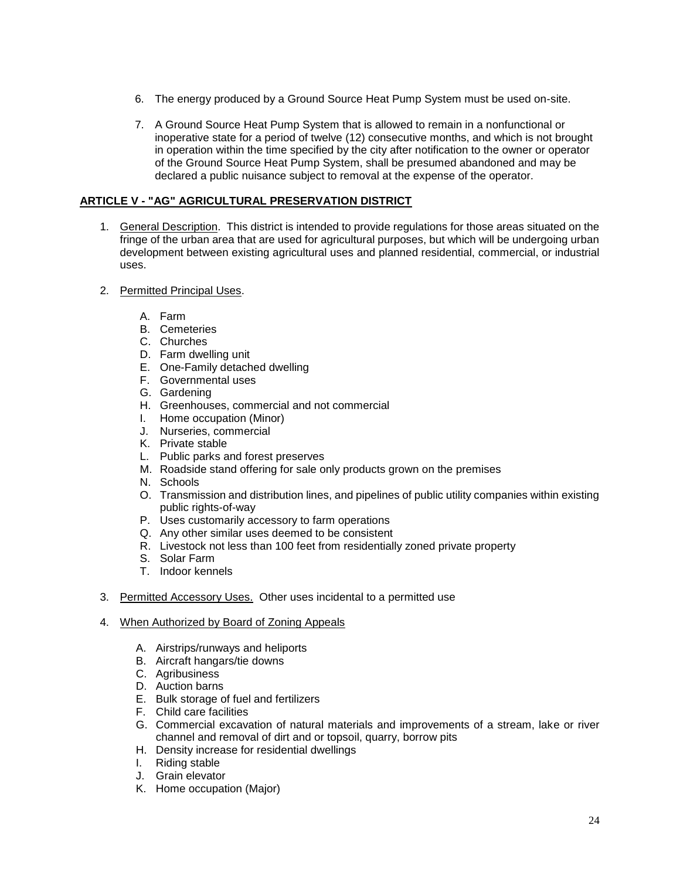6. The energy produced by a Ground Source Heat Pump System must be used on-site.

7. A Ground Source Heat Pump System that is allowed to remain in a nonfunctional or inoperative state for a period of twelve (12) consecutive months, and which is not brought in operation within the time specified by the city after notification to the owner or operator of the Ground Source Heat Pump System, shall be presumed abandoned and may be declared a public nuisance subject to removal at the expense of the operator.

## ARTICLE V - "AG" AGRICULTURAL PRESERVATION DISTRICT

1. General Description. This district is intended to provide regulations for those areas situated on the fringe of the urban area that are used for agricultural purposes, but which will be undergoing urban development between existing agricultural uses and planned residential, commercial, or industrial uses.

2. Permitted Principal Uses.

   A. Farm
   B. Cemeteries
   C. Churches
   D. Farm dwelling unit
   E. One-Family detached dwelling
   F. Governmental uses
   G. Gardening
   H. Greenhouses, commercial and not commercial
   I. Home occupation (Minor)
   J. Nurseries, commercial
   K. Private stable
   L. Public parks and forest preserves
   M. Roadside stand offering for sale only products grown on the premises
   N. Schools
   O. Transmission and distribution lines, and pipelines of public utility companies within existing public rights-of-way
   P. Uses customarily accessory to farm operations
   Q. Any other similar uses deemed to be consistent
   R. Livestock not less than 100 feet from residentially zoned private property
   S. Solar Farm
   T. Indoor kennels

3. Permitted Accessory Uses. Other uses incidental to a permitted use

4. When Authorized by Board of Zoning Appeals

   A. Airstrips/runways and heliports
   B. Aircraft hangars/tie downs
   C. Agribusiness
   D. Auction barns
   E. Bulk storage of fuel and fertilizers
   F. Child care facilities
   G. Commercial excavation of natural materials and improvements of a stream, lake or river channel and removal of dirt and or topsoil, quarry, borrow pits
   H. Density increase for residential dwellings
   I. Riding stable
   J. Grain elevator
   K. Home occupation (Major)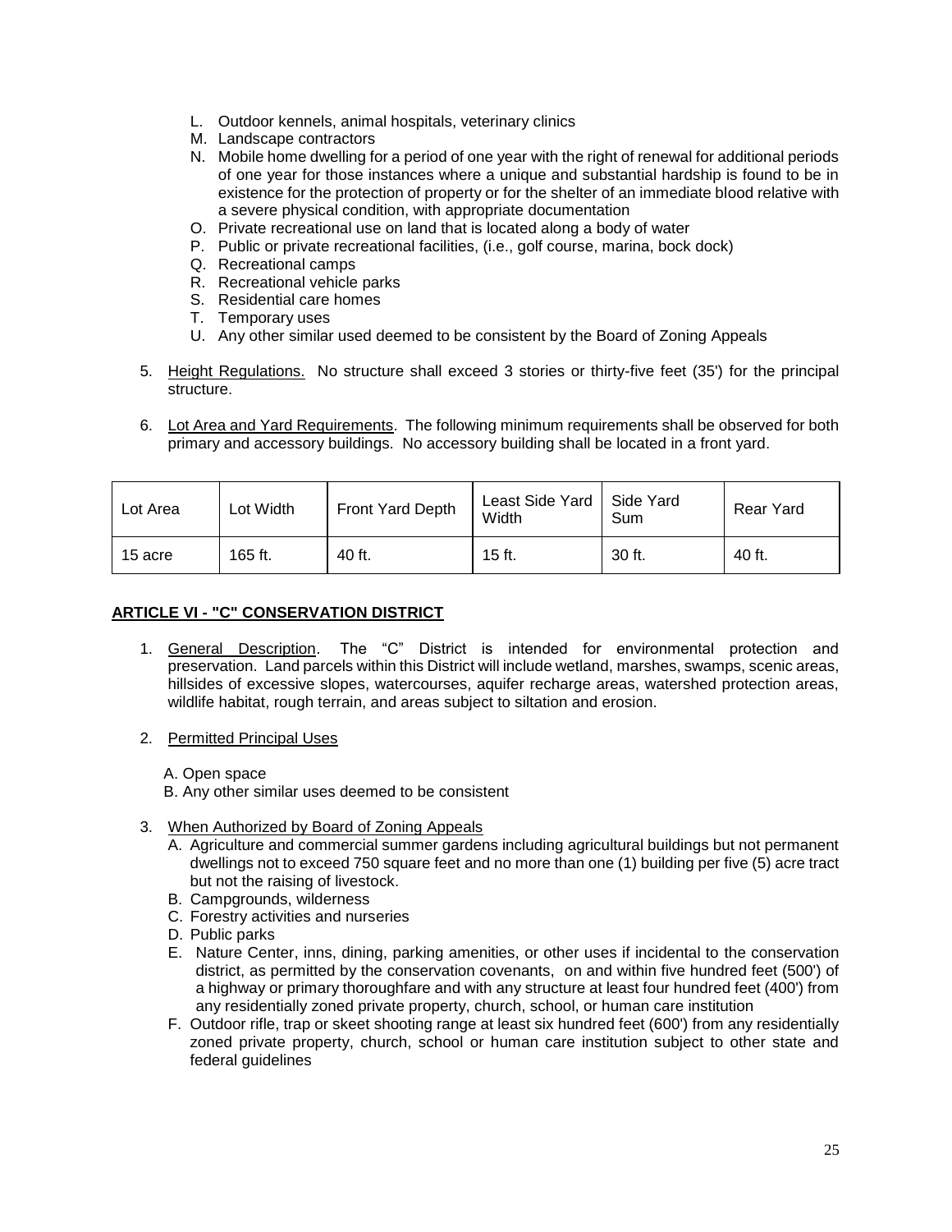L. Outdoor kennels, animal hospitals, veterinary clinics
M. Landscape contractors
N. Mobile home dwelling for a period of one year with the right of renewal for additional periods of one year for those instances where a unique and substantial hardship is found to be in existence for the protection of property or for the shelter of an immediate blood relative with a severe physical condition, with appropriate documentation
O. Private recreational use on land that is located along a body of water
P. Public or private recreational facilities, (i.e., golf course, marina, bock dock)
Q. Recreational camps
R. Recreational vehicle parks
S. Residential care homes
T. Temporary uses
U. Any other similar used deemed to be consistent by the Board of Zoning Appeals

5. Height Regulations. No structure shall exceed 3 stories or thirty-five feet (35') for the principal structure.

6. Lot Area and Yard Requirements. The following minimum requirements shall be observed for both primary and accessory buildings. No accessory building shall be located in a front yard.

| Lot Area | Lot Width | Front Yard Depth | Least Side Yard Width | Side Yard Sum | Rear Yard |
|---|---|---|---|---|---|
| 15 acre | 165 ft. | 40 ft. | 15 ft. | 30 ft. | 40 ft. |

## ARTICLE VI - "C" CONSERVATION DISTRICT

1. General Description. The “C” District is intended for environmental protection and preservation. Land parcels within this District will include wetland, marshes, swamps, scenic areas, hillsides of excessive slopes, watercourses, aquifer recharge areas, watershed protection areas, wildlife habitat, rough terrain, and areas subject to siltation and erosion.

2. Permitted Principal Uses

   A. Open space
   B. Any other similar uses deemed to be consistent

3. When Authorized by Board of Zoning Appeals
   A. Agriculture and commercial summer gardens including agricultural buildings but not permanent dwellings not to exceed 750 square feet and no more than one (1) building per five (5) acre tract but not the raising of livestock.
   B. Campgrounds, wilderness
   C. Forestry activities and nurseries
   D. Public parks
   E. Nature Center, inns, dining, parking amenities, or other uses if incidental to the conservation district, as permitted by the conservation covenants, on and within five hundred feet (500') of a highway or primary thoroughfare and with any structure at least four hundred feet (400') from any residentially zoned private property, church, school, or human care institution
   F. Outdoor rifle, trap or skeet shooting range at least six hundred feet (600') from any residentially zoned private property, church, school or human care institution subject to other state and federal guidelines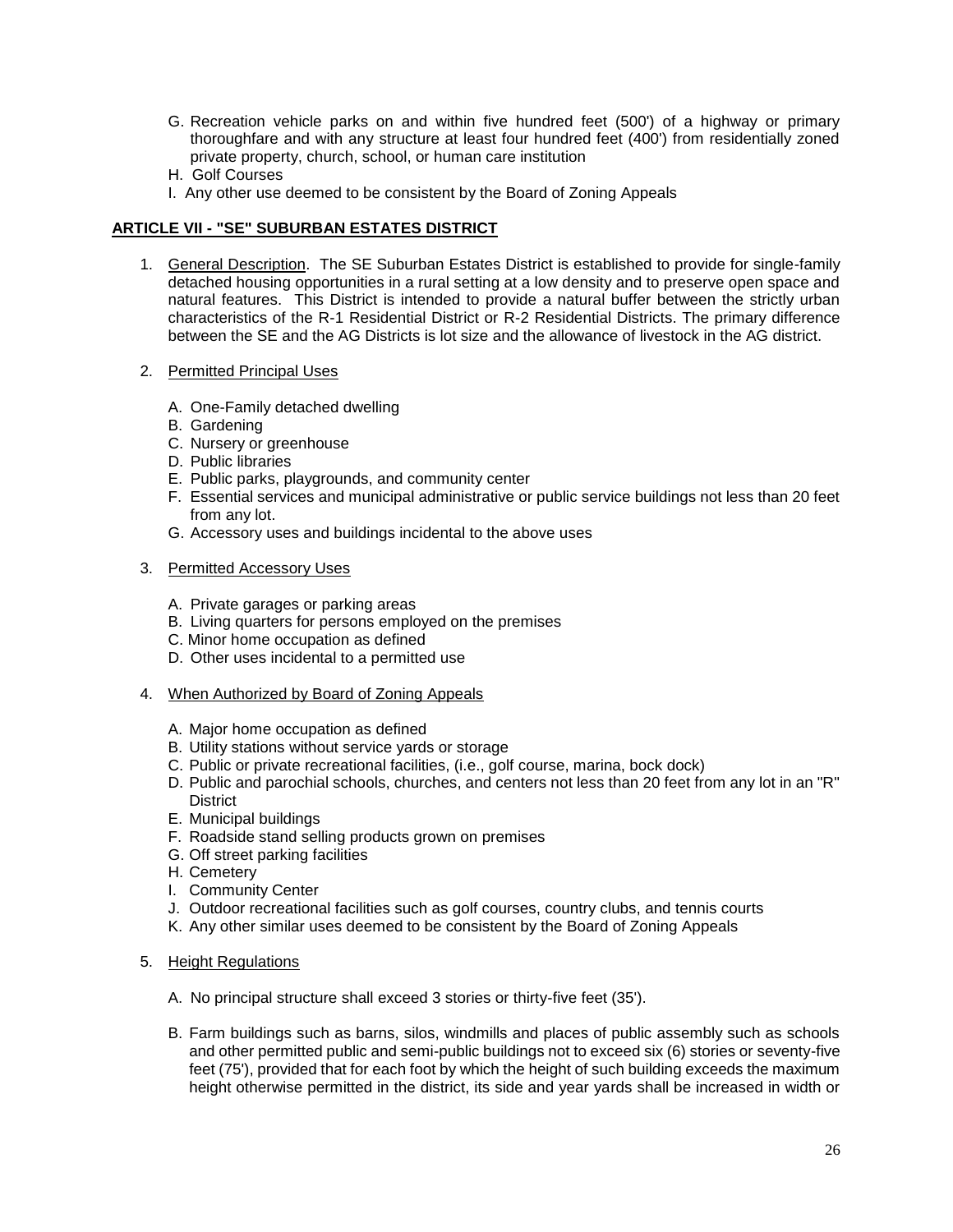G. Recreation vehicle parks on and within five hundred feet (500') of a highway or primary thoroughfare and with any structure at least four hundred feet (400') from residentially zoned private property, church, school, or human care institution
H. Golf Courses
I. Any other use deemed to be consistent by the Board of Zoning Appeals

## ARTICLE VII - "SE" SUBURBAN ESTATES DISTRICT

1. General Description. The SE Suburban Estates District is established to provide for single-family detached housing opportunities in a rural setting at a low density and to preserve open space and natural features. This District is intended to provide a natural buffer between the strictly urban characteristics of the R-1 Residential District or R-2 Residential Districts. The primary difference between the SE and the AG Districts is lot size and the allowance of livestock in the AG district.

2. Permitted Principal Uses

   A. One-Family detached dwelling
   B. Gardening
   C. Nursery or greenhouse
   D. Public libraries
   E. Public parks, playgrounds, and community center
   F. Essential services and municipal administrative or public service buildings not less than 20 feet from any lot.
   G. Accessory uses and buildings incidental to the above uses

3. Permitted Accessory Uses

   A. Private garages or parking areas
   B. Living quarters for persons employed on the premises
   C. Minor home occupation as defined
   D. Other uses incidental to a permitted use

4. When Authorized by Board of Zoning Appeals

   A. Major home occupation as defined
   B. Utility stations without service yards or storage
   C. Public or private recreational facilities, (i.e., golf course, marina, bock dock)
   D. Public and parochial schools, churches, and centers not less than 20 feet from any lot in an "R" District
   E. Municipal buildings
   F. Roadside stand selling products grown on premises
   G. Off street parking facilities
   H. Cemetery
   I. Community Center
   J. Outdoor recreational facilities such as golf courses, country clubs, and tennis courts
   K. Any other similar uses deemed to be consistent by the Board of Zoning Appeals

5. Height Regulations

   A. No principal structure shall exceed 3 stories or thirty-five feet (35').

   B. Farm buildings such as barns, silos, windmills and places of public assembly such as schools and other permitted public and semi-public buildings not to exceed six (6) stories or seventy-five feet (75'), provided that for each foot by which the height of such building exceeds the maximum height otherwise permitted in the district, its side and year yards shall be increased in width or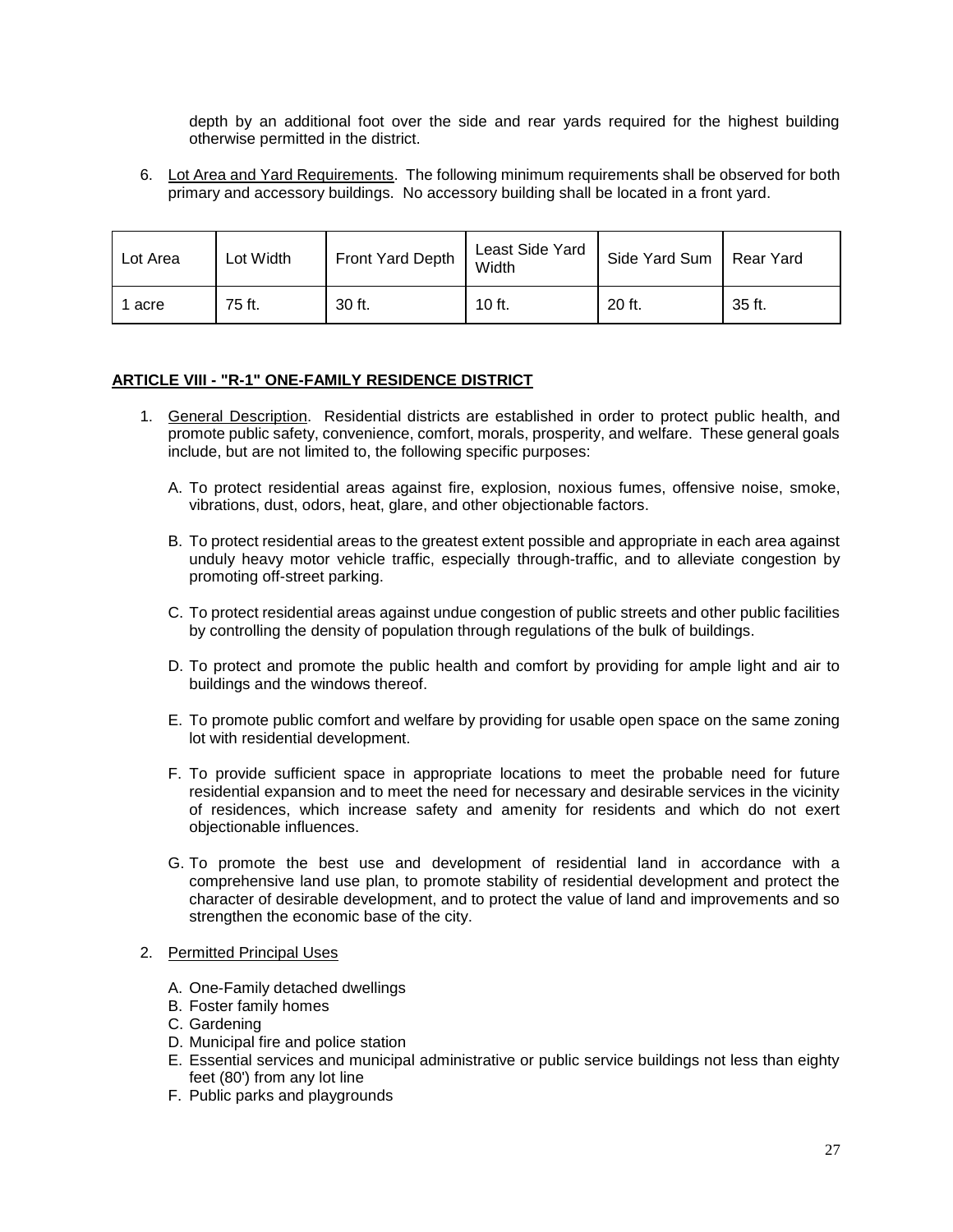depth by an additional foot over the side and rear yards required for the highest building otherwise permitted in the district.

6. Lot Area and Yard Requirements. The following minimum requirements shall be observed for both primary and accessory buildings. No accessory building shall be located in a front yard.

| Lot Area | Lot Width | Front Yard Depth | Least Side Yard Width | Side Yard Sum | Rear Yard |
|---|---|---|---|---|---|
| 1 acre | 75 ft. | 30 ft. | 10 ft. | 20 ft. | 35 ft. |

## ARTICLE VIII - "R-1" ONE-FAMILY RESIDENCE DISTRICT

1. General Description. Residential districts are established in order to protect public health, and promote public safety, convenience, comfort, morals, prosperity, and welfare. These general goals include, but are not limited to, the following specific purposes:

   A. To protect residential areas against fire, explosion, noxious fumes, offensive noise, smoke, vibrations, dust, odors, heat, glare, and other objectionable factors.

   B. To protect residential areas to the greatest extent possible and appropriate in each area against unduly heavy motor vehicle traffic, especially through-traffic, and to alleviate congestion by promoting off-street parking.

   C. To protect residential areas against undue congestion of public streets and other public facilities by controlling the density of population through regulations of the bulk of buildings.

   D. To protect and promote the public health and comfort by providing for ample light and air to buildings and the windows thereof.

   E. To promote public comfort and welfare by providing for usable open space on the same zoning lot with residential development.

   F. To provide sufficient space in appropriate locations to meet the probable need for future residential expansion and to meet the need for necessary and desirable services in the vicinity of residences, which increase safety and amenity for residents and which do not exert objectionable influences.

   G. To promote the best use and development of residential land in accordance with a comprehensive land use plan, to promote stability of residential development and protect the character of desirable development, and to protect the value of land and improvements and so strengthen the economic base of the city.

2. Permitted Principal Uses

   A. One-Family detached dwellings
   B. Foster family homes
   C. Gardening
   D. Municipal fire and police station
   E. Essential services and municipal administrative or public service buildings not less than eighty feet (80') from any lot line
   F. Public parks and playgrounds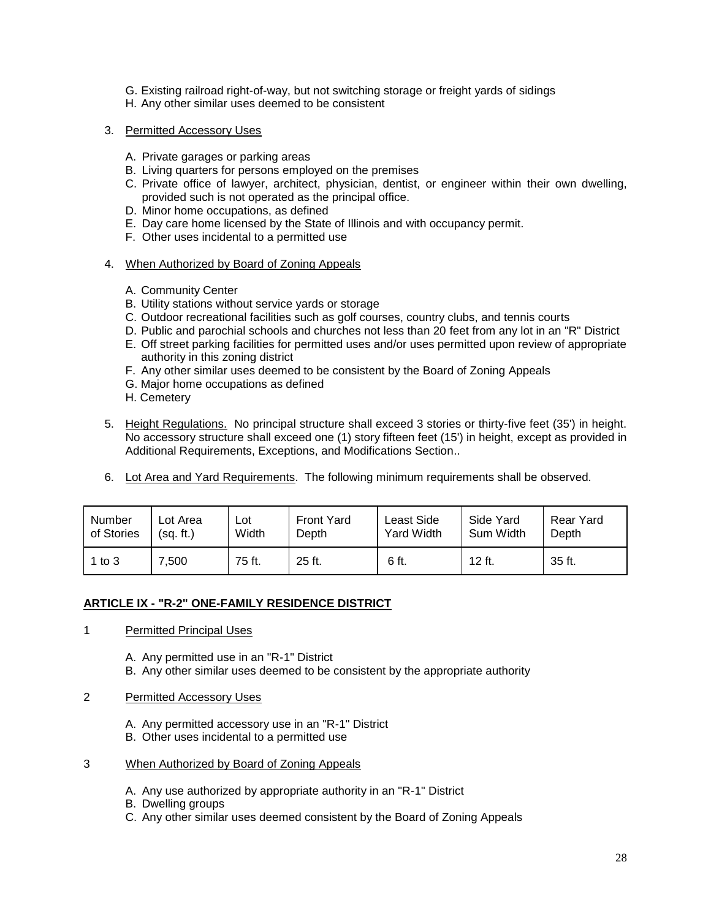G. Existing railroad right-of-way, but not switching storage or freight yards of sidings
H. Any other similar uses deemed to be consistent

3. <u>Permitted Accessory Uses</u>

   A. Private garages or parking areas
   B. Living quarters for persons employed on the premises
   C. Private office of lawyer, architect, physician, dentist, or engineer within their own dwelling, provided such is not operated as the principal office.
   D. Minor home occupations, as defined
   E. Day care home licensed by the State of Illinois and with occupancy permit.
   F. Other uses incidental to a permitted use

4. <u>When Authorized by Board of Zoning Appeals</u>

   A. Community Center
   B. Utility stations without service yards or storage
   C. Outdoor recreational facilities such as golf courses, country clubs, and tennis courts
   D. Public and parochial schools and churches not less than 20 feet from any lot in an "R" District
   E. Off street parking facilities for permitted uses and/or uses permitted upon review of appropriate authority in this zoning district
   F. Any other similar uses deemed to be consistent by the Board of Zoning Appeals
   G. Major home occupations as defined
   H. Cemetery

5. <u>Height Regulations.</u> No principal structure shall exceed 3 stories or thirty-five feet (35') in height. No accessory structure shall exceed one (1) story fifteen feet (15') in height, except as provided in Additional Requirements, Exceptions, and Modifications Section..

6. <u>Lot Area and Yard Requirements</u>. The following minimum requirements shall be observed.

| Number of Stories | Lot Area (sq. ft.) | Lot Width | Front Yard Depth | Least Side Yard Width | Side Yard Sum Width | Rear Yard Depth |
|---|---|---|---|---|---|---|
| 1 to 3 | 7,500 | 75 ft. | 25 ft. | 6 ft. | 12 ft. | 35 ft. |

**<u>ARTICLE IX - "R-2" ONE-FAMILY RESIDENCE DISTRICT</u>**

1 <u>Permitted Principal Uses</u>

   A. Any permitted use in an "R-1" District
   B. Any other similar uses deemed to be consistent by the appropriate authority

2 <u>Permitted Accessory Uses</u>

   A. Any permitted accessory use in an "R-1" District
   B. Other uses incidental to a permitted use

3 <u>When Authorized by Board of Zoning Appeals</u>

   A. Any use authorized by appropriate authority in an "R-1" District
   B. Dwelling groups
   C. Any other similar uses deemed consistent by the Board of Zoning Appeals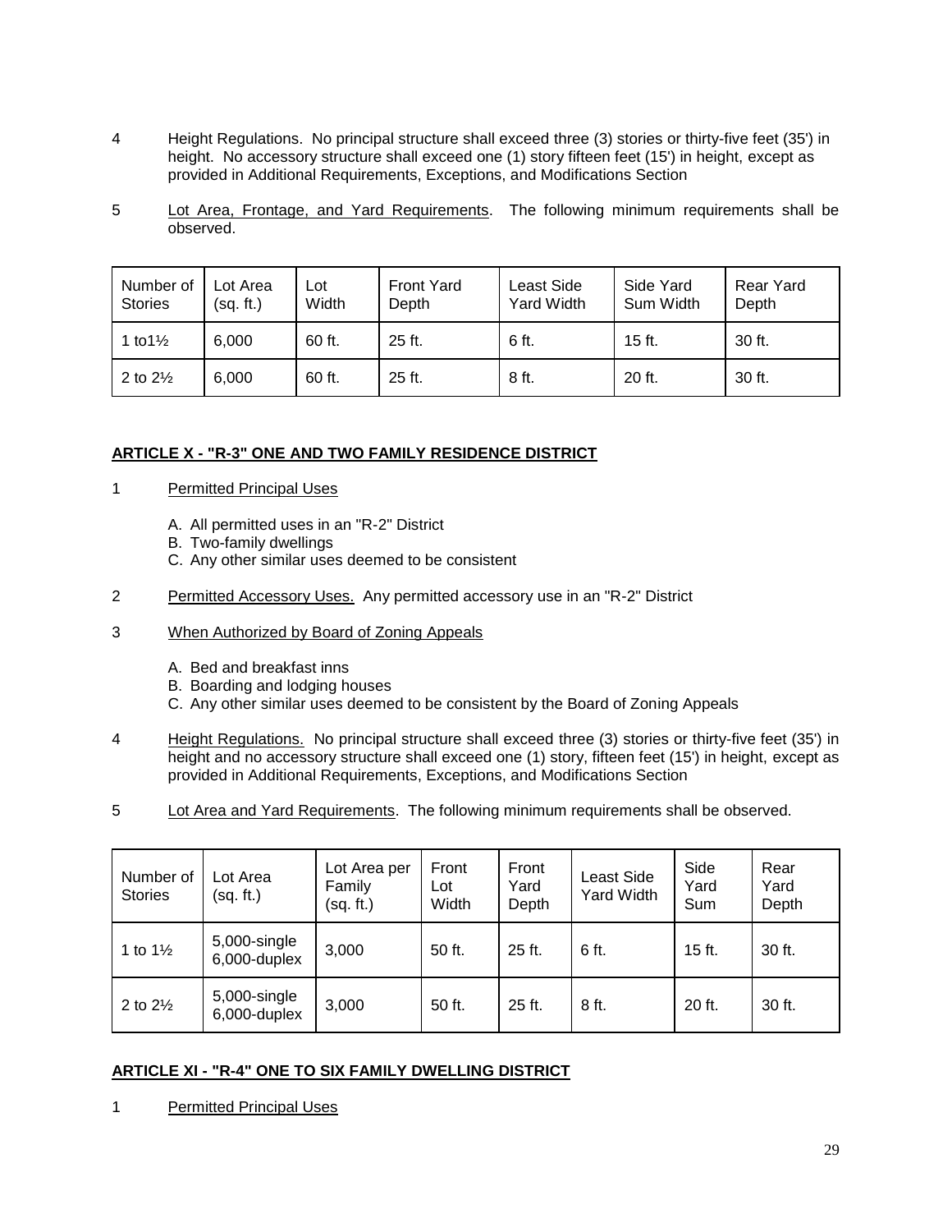4 Height Regulations. No principal structure shall exceed three (3) stories or thirty-five feet (35') in height. No accessory structure shall exceed one (1) story fifteen feet (15') in height, except as provided in Additional Requirements, Exceptions, and Modifications Section

5 Lot Area, Frontage, and Yard Requirements. The following minimum requirements shall be observed.

| Number of Stories | Lot Area (sq. ft.) | Lot Width | Front Yard Depth | Least Side Yard Width | Side Yard Sum Width | Rear Yard Depth |
|---|---|---|---|---|---|---|
| 1 to1½ | 6,000 | 60 ft. | 25 ft. | 6 ft. | 15 ft. | 30 ft. |
| 2 to 2½ | 6,000 | 60 ft. | 25 ft. | 8 ft. | 20 ft. | 30 ft. |

## ARTICLE X - "R-3" ONE AND TWO FAMILY RESIDENCE DISTRICT

1 Permitted Principal Uses

A. All permitted uses in an "R-2" District
B. Two-family dwellings
C. Any other similar uses deemed to be consistent

2 Permitted Accessory Uses. Any permitted accessory use in an "R-2" District

3 When Authorized by Board of Zoning Appeals

A. Bed and breakfast inns
B. Boarding and lodging houses
C. Any other similar uses deemed to be consistent by the Board of Zoning Appeals

4 Height Regulations. No principal structure shall exceed three (3) stories or thirty-five feet (35') in height and no accessory structure shall exceed one (1) story, fifteen feet (15') in height, except as provided in Additional Requirements, Exceptions, and Modifications Section

5 Lot Area and Yard Requirements. The following minimum requirements shall be observed.

| Number of Stories | Lot Area (sq. ft.) | Lot Area per Family (sq. ft.) | Front Lot Width | Front Yard Depth | Least Side Yard Width | Side Yard Sum | Rear Yard Depth |
|---|---|---|---|---|---|---|---|
| 1 to 1½ | 5,000-single 6,000-duplex | 3,000 | 50 ft. | 25 ft. | 6 ft. | 15 ft. | 30 ft. |
| 2 to 2½ | 5,000-single 6,000-duplex | 3,000 | 50 ft. | 25 ft. | 8 ft. | 20 ft. | 30 ft. |

## ARTICLE XI - "R-4" ONE TO SIX FAMILY DWELLING DISTRICT

1 Permitted Principal Uses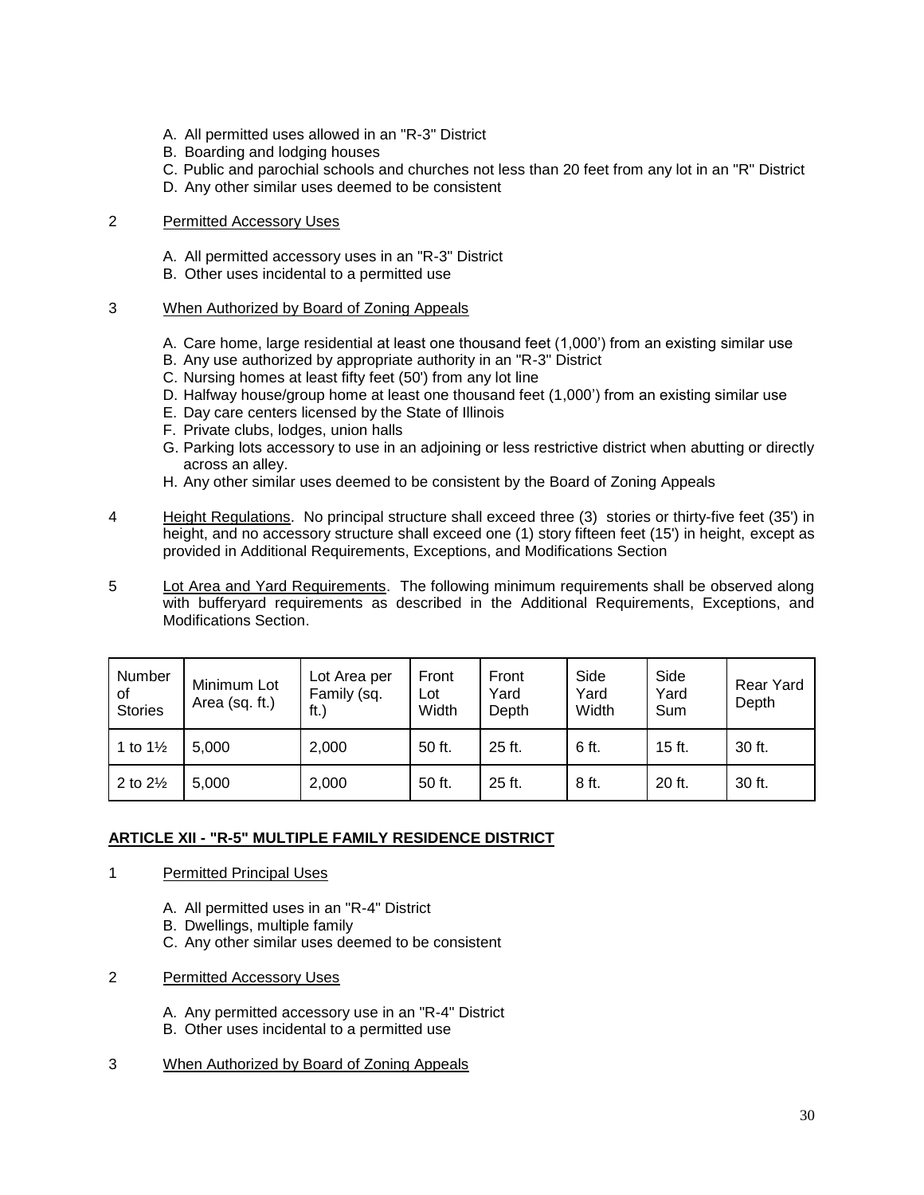A. All permitted uses allowed in an "R-3" District
B. Boarding and lodging houses
C. Public and parochial schools and churches not less than 20 feet from any lot in an "R" District
D. Any other similar uses deemed to be consistent

2 Permitted Accessory Uses

A. All permitted accessory uses in an "R-3" District
B. Other uses incidental to a permitted use

3 When Authorized by Board of Zoning Appeals

A. Care home, large residential at least one thousand feet (1,000') from an existing similar use
B. Any use authorized by appropriate authority in an "R-3" District
C. Nursing homes at least fifty feet (50') from any lot line
D. Halfway house/group home at least one thousand feet (1,000') from an existing similar use
E. Day care centers licensed by the State of Illinois
F. Private clubs, lodges, union halls
G. Parking lots accessory to use in an adjoining or less restrictive district when abutting or directly across an alley.
H. Any other similar uses deemed to be consistent by the Board of Zoning Appeals

4 Height Regulations. No principal structure shall exceed three (3) stories or thirty-five feet (35') in height, and no accessory structure shall exceed one (1) story fifteen feet (15') in height, except as provided in Additional Requirements, Exceptions, and Modifications Section

5 Lot Area and Yard Requirements. The following minimum requirements shall be observed along with bufferyard requirements as described in the Additional Requirements, Exceptions, and Modifications Section.

| Number of Stories | Minimum Lot Area (sq. ft.) | Lot Area per Family (sq. ft.) | Front Lot Width | Front Yard Depth | Side Yard Width | Side Yard Sum | Rear Yard Depth |
|---|---|---|---|---|---|---|---|
| 1 to 1½ | 5,000 | 2,000 | 50 ft. | 25 ft. | 6 ft. | 15 ft. | 30 ft. |
| 2 to 2½ | 5,000 | 2,000 | 50 ft. | 25 ft. | 8 ft. | 20 ft. | 30 ft. |

## ARTICLE XII - "R-5" MULTIPLE FAMILY RESIDENCE DISTRICT

1 Permitted Principal Uses

A. All permitted uses in an "R-4" District
B. Dwellings, multiple family
C. Any other similar uses deemed to be consistent

2 Permitted Accessory Uses

A. Any permitted accessory use in an "R-4" District
B. Other uses incidental to a permitted use

3 When Authorized by Board of Zoning Appeals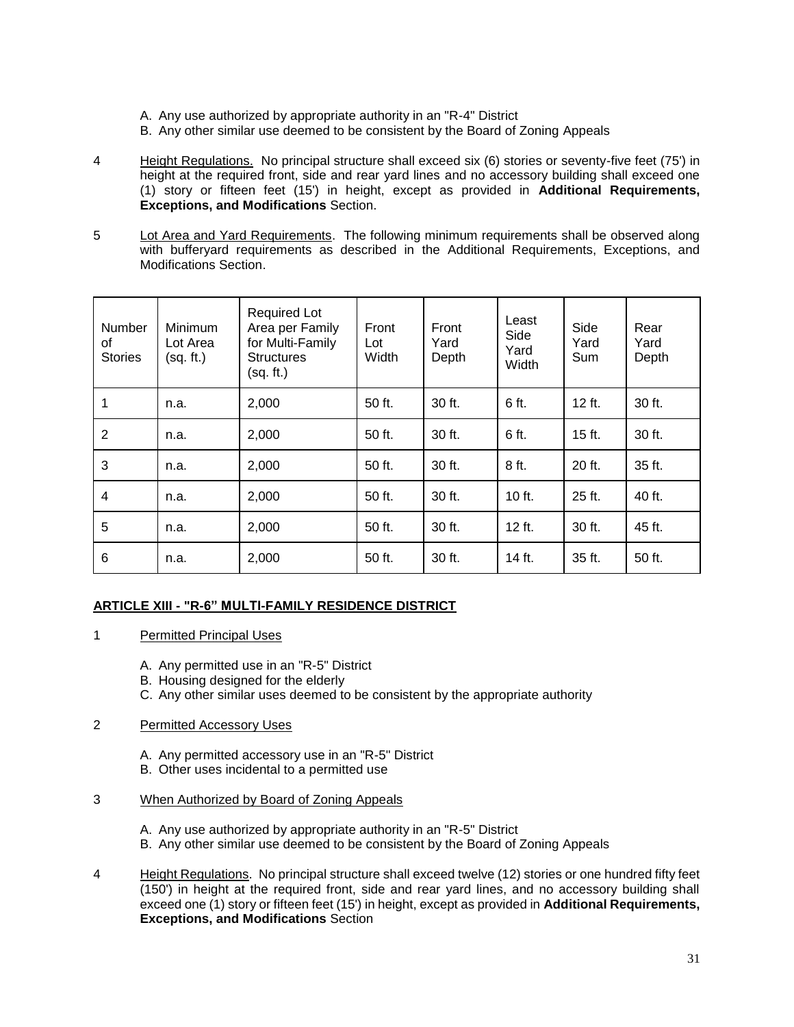A. Any use authorized by appropriate authority in an "R-4" District
B. Any other similar use deemed to be consistent by the Board of Zoning Appeals

4 Height Regulations. No principal structure shall exceed six (6) stories or seventy-five feet (75') in height at the required front, side and rear yard lines and no accessory building shall exceed one (1) story or fifteen feet (15') in height, except as provided in **Additional Requirements, Exceptions, and Modifications** Section.

5 Lot Area and Yard Requirements. The following minimum requirements shall be observed along with bufferyard requirements as described in the Additional Requirements, Exceptions, and Modifications Section.

| Number of Stories | Minimum Lot Area (sq. ft.) | Required Lot Area per Family for Multi-Family Structures (sq. ft.) | Front Lot Width | Front Yard Depth | Least Side Yard Width | Side Yard Sum | Rear Yard Depth |
|---|---|---|---|---|---|---|---|
| 1 | n.a. | 2,000 | 50 ft. | 30 ft. | 6 ft. | 12 ft. | 30 ft. |
| 2 | n.a. | 2,000 | 50 ft. | 30 ft. | 6 ft. | 15 ft. | 30 ft. |
| 3 | n.a. | 2,000 | 50 ft. | 30 ft. | 8 ft. | 20 ft. | 35 ft. |
| 4 | n.a. | 2,000 | 50 ft. | 30 ft. | 10 ft. | 25 ft. | 40 ft. |
| 5 | n.a. | 2,000 | 50 ft. | 30 ft. | 12 ft. | 30 ft. | 45 ft. |
| 6 | n.a. | 2,000 | 50 ft. | 30 ft. | 14 ft. | 35 ft. | 50 ft. |

## ARTICLE XIII - "R-6" MULTI-FAMILY RESIDENCE DISTRICT

1 Permitted Principal Uses

A. Any permitted use in an "R-5" District
B. Housing designed for the elderly
C. Any other similar uses deemed to be consistent by the appropriate authority

2 Permitted Accessory Uses

A. Any permitted accessory use in an "R-5" District
B. Other uses incidental to a permitted use

3 When Authorized by Board of Zoning Appeals

A. Any use authorized by appropriate authority in an "R-5" District
B. Any other similar use deemed to be consistent by the Board of Zoning Appeals

4 Height Regulations. No principal structure shall exceed twelve (12) stories or one hundred fifty feet (150') in height at the required front, side and rear yard lines, and no accessory building shall exceed one (1) story or fifteen feet (15') in height, except as provided in **Additional Requirements, Exceptions, and Modifications** Section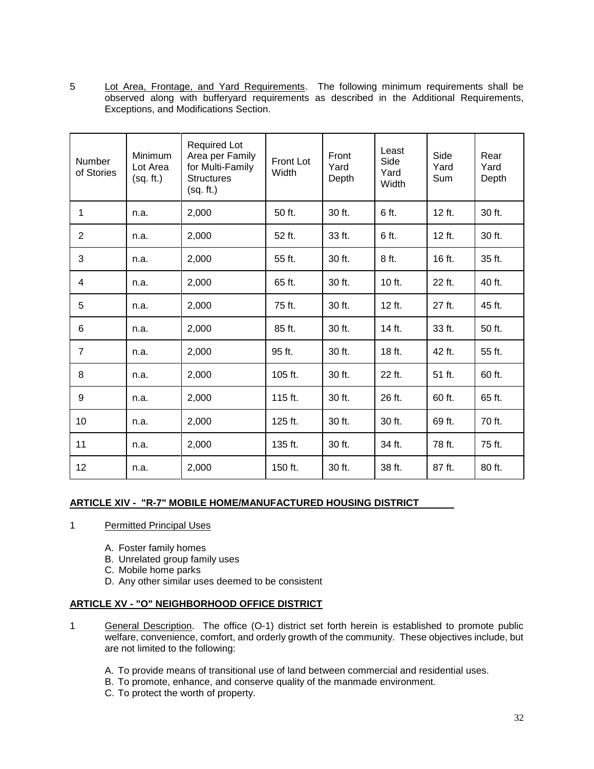5 Lot Area, Frontage, and Yard Requirements. The following minimum requirements shall be observed along with bufferyard requirements as described in the Additional Requirements, Exceptions, and Modifications Section.

| Number of Stories | Minimum Lot Area (sq. ft.) | Required Lot Area per Family for Multi-Family Structures (sq. ft.) | Front Lot Width | Front Yard Depth | Least Side Yard Width | Side Yard Sum | Rear Yard Depth |
|---|---|---|---|---|---|---|---|
| 1 | n.a. | 2,000 | 50 ft. | 30 ft. | 6 ft. | 12 ft. | 30 ft. |
| 2 | n.a. | 2,000 | 52 ft. | 33 ft. | 6 ft. | 12 ft. | 30 ft. |
| 3 | n.a. | 2,000 | 55 ft. | 30 ft. | 8 ft. | 16 ft. | 35 ft. |
| 4 | n.a. | 2,000 | 65 ft. | 30 ft. | 10 ft. | 22 ft. | 40 ft. |
| 5 | n.a. | 2,000 | 75 ft. | 30 ft. | 12 ft. | 27 ft. | 45 ft. |
| 6 | n.a. | 2,000 | 85 ft. | 30 ft. | 14 ft. | 33 ft. | 50 ft. |
| 7 | n.a. | 2,000 | 95 ft. | 30 ft. | 18 ft. | 42 ft. | 55 ft. |
| 8 | n.a. | 2,000 | 105 ft. | 30 ft. | 22 ft. | 51 ft. | 60 ft. |
| 9 | n.a. | 2,000 | 115 ft. | 30 ft. | 26 ft. | 60 ft. | 65 ft. |
| 10 | n.a. | 2,000 | 125 ft. | 30 ft. | 30 ft. | 69 ft. | 70 ft. |
| 11 | n.a. | 2,000 | 135 ft. | 30 ft. | 34 ft. | 78 ft. | 75 ft. |
| 12 | n.a. | 2,000 | 150 ft. | 30 ft. | 38 ft. | 87 ft. | 80 ft. |

## ARTICLE XIV - "R-7" MOBILE HOME/MANUFACTURED HOUSING DISTRICT

1 Permitted Principal Uses

A. Foster family homes
B. Unrelated group family uses
C. Mobile home parks
D. Any other similar uses deemed to be consistent

## ARTICLE XV - "O" NEIGHBORHOOD OFFICE DISTRICT

1 General Description. The office (O-1) district set forth herein is established to promote public welfare, convenience, comfort, and orderly growth of the community. These objectives include, but are not limited to the following:

A. To provide means of transitional use of land between commercial and residential uses.
B. To promote, enhance, and conserve quality of the manmade environment.
C. To protect the worth of property.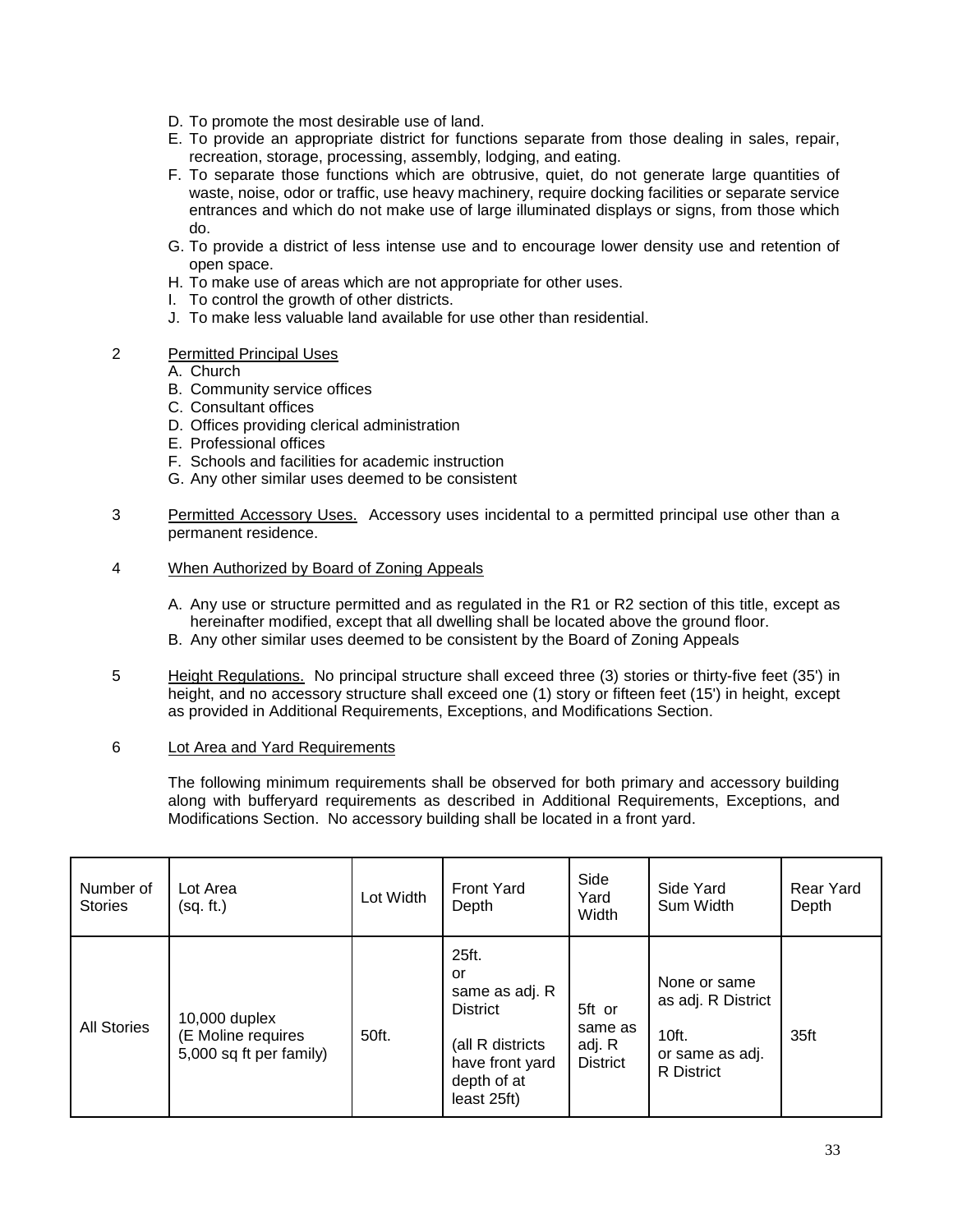D. To promote the most desirable use of land.
E. To provide an appropriate district for functions separate from those dealing in sales, repair, recreation, storage, processing, assembly, lodging, and eating.
F. To separate those functions which are obtrusive, quiet, do not generate large quantities of waste, noise, odor or traffic, use heavy machinery, require docking facilities or separate service entrances and which do not make use of large illuminated displays or signs, from those which do.
G. To provide a district of less intense use and to encourage lower density use and retention of open space.
H. To make use of areas which are not appropriate for other uses.
I. To control the growth of other districts.
J. To make less valuable land available for use other than residential.

2 Permitted Principal Uses

A. Church
B. Community service offices
C. Consultant offices
D. Offices providing clerical administration
E. Professional offices
F. Schools and facilities for academic instruction
G. Any other similar uses deemed to be consistent

3 Permitted Accessory Uses. Accessory uses incidental to a permitted principal use other than a permanent residence.

4 When Authorized by Board of Zoning Appeals

A. Any use or structure permitted and as regulated in the R1 or R2 section of this title, except as hereinafter modified, except that all dwelling shall be located above the ground floor.
B. Any other similar uses deemed to be consistent by the Board of Zoning Appeals

5 Height Regulations. No principal structure shall exceed three (3) stories or thirty-five feet (35') in height, and no accessory structure shall exceed one (1) story or fifteen feet (15') in height, except as provided in Additional Requirements, Exceptions, and Modifications Section.

6 Lot Area and Yard Requirements

The following minimum requirements shall be observed for both primary and accessory building along with bufferyard requirements as described in Additional Requirements, Exceptions, and Modifications Section. No accessory building shall be located in a front yard.

| Number of Stories | Lot Area (sq. ft.) | Lot Width | Front Yard Depth | Side Yard Width | Side Yard Sum Width | Rear Yard Depth |
|---|---|---|---|---|---|---|
| All Stories | 10,000 duplex (E Moline requires 5,000 sq ft per family) | 50ft. | 25ft. or same as adj. R District (all R districts have front yard depth of at least 25ft) | 5ft or same as adj. R District | None or same as adj. R District 10ft. or same as adj. R District | 35ft |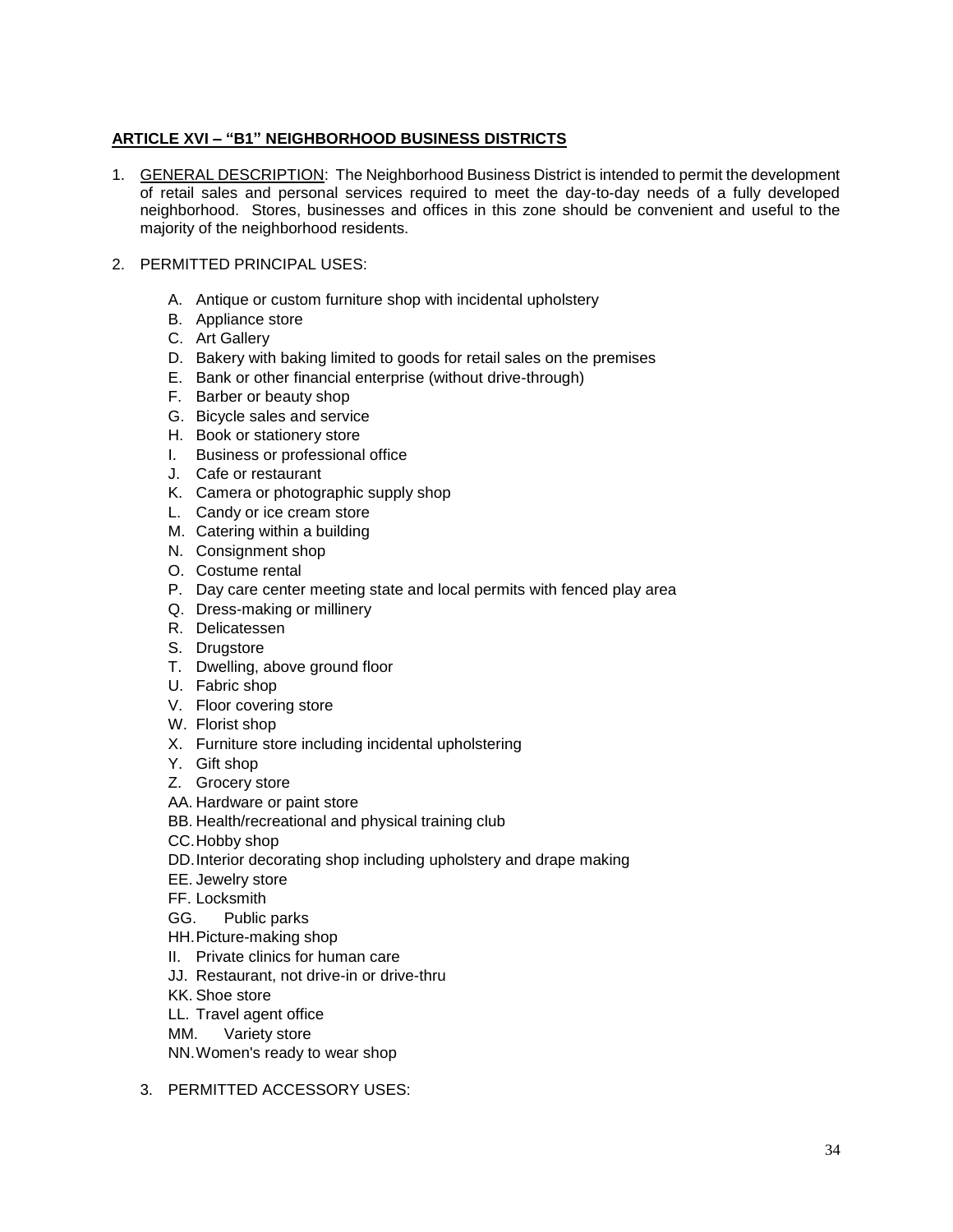## ARTICLE XVI – "B1" NEIGHBORHOOD BUSINESS DISTRICTS

1. GENERAL DESCRIPTION: The Neighborhood Business District is intended to permit the development of retail sales and personal services required to meet the day-to-day needs of a fully developed neighborhood. Stores, businesses and offices in this zone should be convenient and useful to the majority of the neighborhood residents.

2. PERMITTED PRINCIPAL USES:

   A. Antique or custom furniture shop with incidental upholstery
   B. Appliance store
   C. Art Gallery
   D. Bakery with baking limited to goods for retail sales on the premises
   E. Bank or other financial enterprise (without drive-through)
   F. Barber or beauty shop
   G. Bicycle sales and service
   H. Book or stationery store
   I. Business or professional office
   J. Cafe or restaurant
   K. Camera or photographic supply shop
   L. Candy or ice cream store
   M. Catering within a building
   N. Consignment shop
   O. Costume rental
   P. Day care center meeting state and local permits with fenced play area
   Q. Dress-making or millinery
   R. Delicatessen
   S. Drugstore
   T. Dwelling, above ground floor
   U. Fabric shop
   V. Floor covering store
   W. Florist shop
   X. Furniture store including incidental upholstering
   Y. Gift shop
   Z. Grocery store
   AA. Hardware or paint store
   BB. Health/recreational and physical training club
   CC. Hobby shop
   DD. Interior decorating shop including upholstery and drape making
   EE. Jewelry store
   FF. Locksmith
   GG. Public parks
   HH. Picture-making shop
   II. Private clinics for human care
   JJ. Restaurant, not drive-in or drive-thru
   KK. Shoe store
   LL. Travel agent office
   MM. Variety store
   NN. Women's ready to wear shop

3. PERMITTED ACCESSORY USES: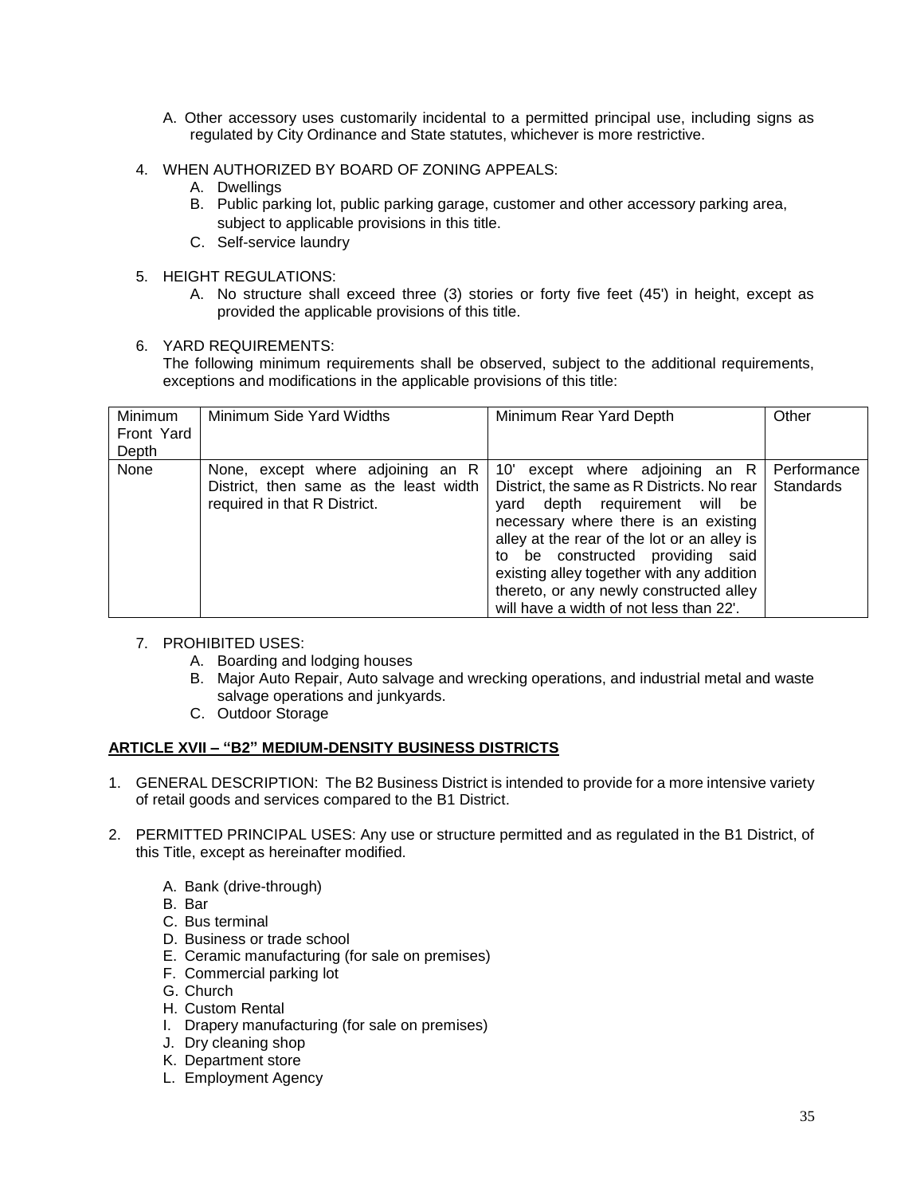A. Other accessory uses customarily incidental to a permitted principal use, including signs as regulated by City Ordinance and State statutes, whichever is more restrictive.

4. WHEN AUTHORIZED BY BOARD OF ZONING APPEALS:
   A. Dwellings
   B. Public parking lot, public parking garage, customer and other accessory parking area, subject to applicable provisions in this title.
   C. Self-service laundry

5. HEIGHT REGULATIONS:
   A. No structure shall exceed three (3) stories or forty five feet (45') in height, except as provided the applicable provisions of this title.

6. YARD REQUIREMENTS:
   The following minimum requirements shall be observed, subject to the additional requirements, exceptions and modifications in the applicable provisions of this title:

| Minimum Front Yard Depth | Minimum Side Yard Widths | Minimum Rear Yard Depth | Other |
|---|---|---|---|
| None | None, except where adjoining an R District, then same as the least width required in that R District. | 10' except where adjoining an R District, the same as R Districts. No rear yard depth requirement will be necessary where there is an existing alley at the rear of the lot or an alley is to be constructed providing said existing alley together with any addition thereto, or any newly constructed alley will have a width of not less than 22'. | Performance Standards |

7. PROHIBITED USES:
   A. Boarding and lodging houses
   B. Major Auto Repair, Auto salvage and wrecking operations, and industrial metal and waste salvage operations and junkyards.
   C. Outdoor Storage

## ARTICLE XVII – "B2" MEDIUM-DENSITY BUSINESS DISTRICTS

1. GENERAL DESCRIPTION: The B2 Business District is intended to provide for a more intensive variety of retail goods and services compared to the B1 District.

2. PERMITTED PRINCIPAL USES: Any use or structure permitted and as regulated in the B1 District, of this Title, except as hereinafter modified.

   A. Bank (drive-through)
   B. Bar
   C. Bus terminal
   D. Business or trade school
   E. Ceramic manufacturing (for sale on premises)
   F. Commercial parking lot
   G. Church
   H. Custom Rental
   I. Drapery manufacturing (for sale on premises)
   J. Dry cleaning shop
   K. Department store
   L. Employment Agency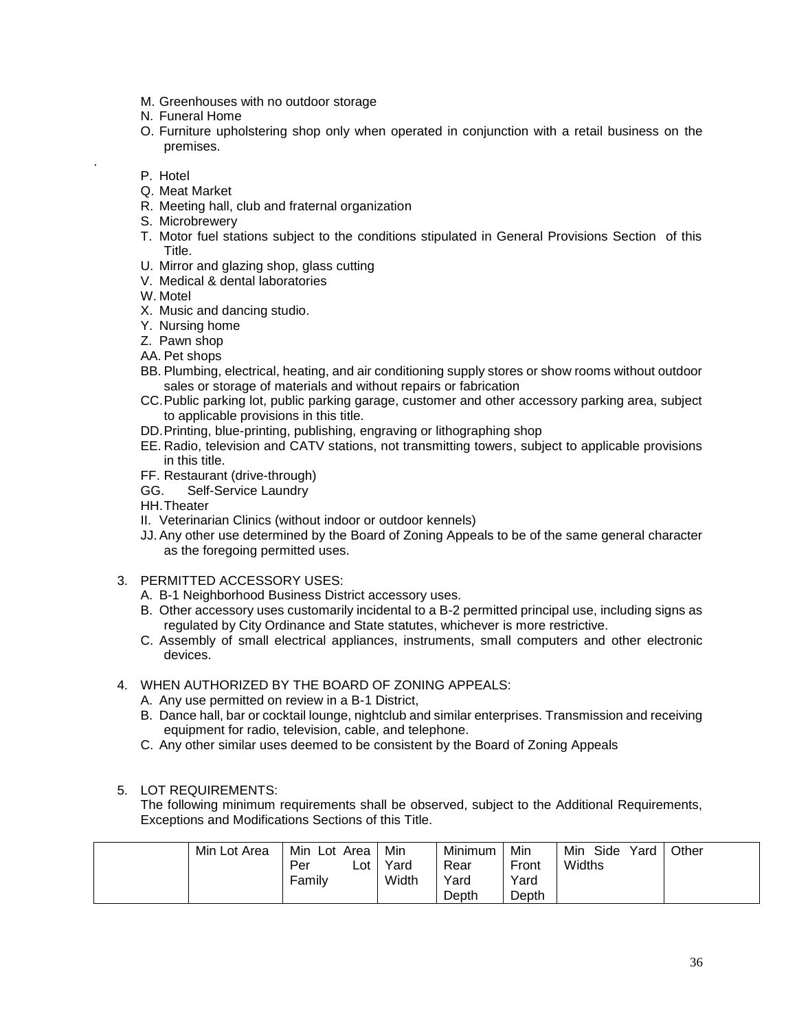M. Greenhouses with no outdoor storage
N. Funeral Home
O. Furniture upholstering shop only when operated in conjunction with a retail business on the premises.

.

P. Hotel
Q. Meat Market
R. Meeting hall, club and fraternal organization
S. Microbrewery
T. Motor fuel stations subject to the conditions stipulated in General Provisions Section of this Title.
U. Mirror and glazing shop, glass cutting
V. Medical & dental laboratories
W. Motel
X. Music and dancing studio.
Y. Nursing home
Z. Pawn shop
AA. Pet shops
BB. Plumbing, electrical, heating, and air conditioning supply stores or show rooms without outdoor sales or storage of materials and without repairs or fabrication
CC. Public parking lot, public parking garage, customer and other accessory parking area, subject to applicable provisions in this title.
DD. Printing, blue-printing, publishing, engraving or lithographing shop
EE. Radio, television and CATV stations, not transmitting towers, subject to applicable provisions in this title.
FF. Restaurant (drive-through)
GG. Self-Service Laundry
HH. Theater
II. Veterinarian Clinics (without indoor or outdoor kennels)
JJ. Any other use determined by the Board of Zoning Appeals to be of the same general character as the foregoing permitted uses.

3. PERMITTED ACCESSORY USES:
   A. B-1 Neighborhood Business District accessory uses.
   B. Other accessory uses customarily incidental to a B-2 permitted principal use, including signs as regulated by City Ordinance and State statutes, whichever is more restrictive.
   C. Assembly of small electrical appliances, instruments, small computers and other electronic devices.

4. WHEN AUTHORIZED BY THE BOARD OF ZONING APPEALS:
   A. Any use permitted on review in a B-1 District,
   B. Dance hall, bar or cocktail lounge, nightclub and similar enterprises. Transmission and receiving equipment for radio, television, cable, and telephone.
   C. Any other similar uses deemed to be consistent by the Board of Zoning Appeals

5. LOT REQUIREMENTS:
   The following minimum requirements shall be observed, subject to the Additional Requirements, Exceptions and Modifications Sections of this Title.

| | Min Lot Area | Min Lot Area Per Lot Family | Min Yard Width | Minimum Rear Yard Depth | Min Front Yard Depth | Min Side Yard Widths | Other |
|---|---|---|---|---|---|---|---|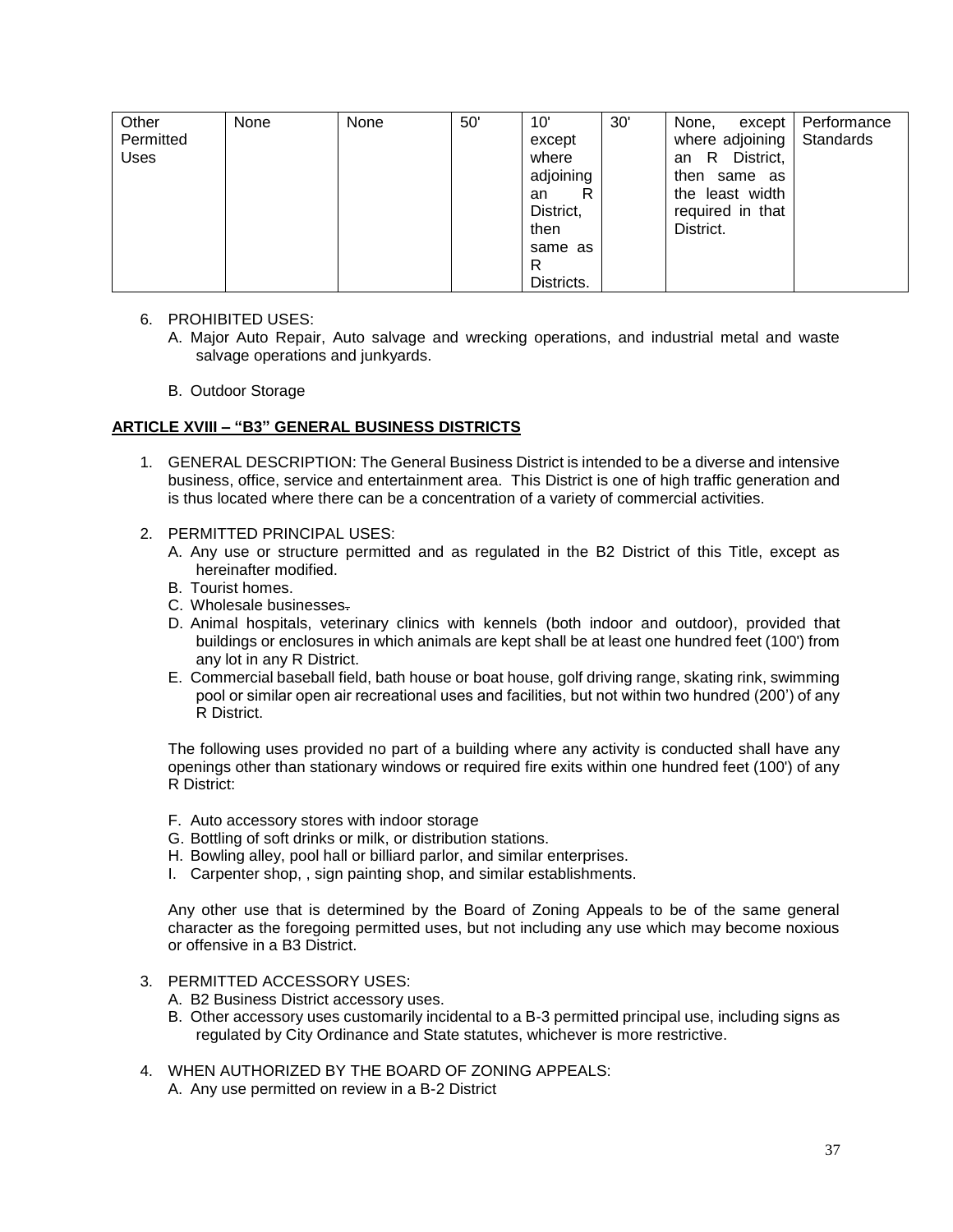| Other Permitted Uses | None | None | 50' | 10' except where adjoining an R District, then same as R Districts. | 30' | None, except where adjoining an R District, then same as the least width required in that District. | Performance Standards |
|---|---|---|---|---|---|---|---|

6. PROHIBITED USES:
   A. Major Auto Repair, Auto salvage and wrecking operations, and industrial metal and waste salvage operations and junkyards.

   B. Outdoor Storage

**ARTICLE XVIII – "B3" GENERAL BUSINESS DISTRICTS**

1. GENERAL DESCRIPTION: The General Business District is intended to be a diverse and intensive business, office, service and entertainment area. This District is one of high traffic generation and is thus located where there can be a concentration of a variety of commercial activities.

2. PERMITTED PRINCIPAL USES:
   A. Any use or structure permitted and as regulated in the B2 District of this Title, except as hereinafter modified.
   B. Tourist homes.
   C. Wholesale businesses.
   D. Animal hospitals, veterinary clinics with kennels (both indoor and outdoor), provided that buildings or enclosures in which animals are kept shall be at least one hundred feet (100') from any lot in any R District.
   E. Commercial baseball field, bath house or boat house, golf driving range, skating rink, swimming pool or similar open air recreational uses and facilities, but not within two hundred (200') of any R District.

   The following uses provided no part of a building where any activity is conducted shall have any openings other than stationary windows or required fire exits within one hundred feet (100') of any R District:

   F. Auto accessory stores with indoor storage
   G. Bottling of soft drinks or milk, or distribution stations.
   H. Bowling alley, pool hall or billiard parlor, and similar enterprises.
   I. Carpenter shop, , sign painting shop, and similar establishments.

   Any other use that is determined by the Board of Zoning Appeals to be of the same general character as the foregoing permitted uses, but not including any use which may become noxious or offensive in a B3 District.

3. PERMITTED ACCESSORY USES:
   A. B2 Business District accessory uses.
   B. Other accessory uses customarily incidental to a B-3 permitted principal use, including signs as regulated by City Ordinance and State statutes, whichever is more restrictive.

4. WHEN AUTHORIZED BY THE BOARD OF ZONING APPEALS:
   A. Any use permitted on review in a B-2 District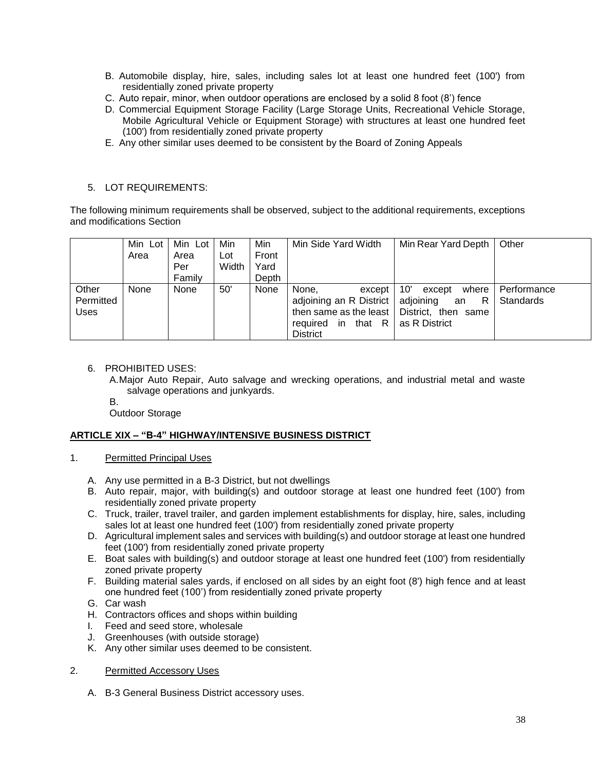B. Automobile display, hire, sales, including sales lot at least one hundred feet (100') from residentially zoned private property
C. Auto repair, minor, when outdoor operations are enclosed by a solid 8 foot (8') fence
D. Commercial Equipment Storage Facility (Large Storage Units, Recreational Vehicle Storage, Mobile Agricultural Vehicle or Equipment Storage) with structures at least one hundred feet (100') from residentially zoned private property
E. Any other similar uses deemed to be consistent by the Board of Zoning Appeals

5. LOT REQUIREMENTS:

The following minimum requirements shall be observed, subject to the additional requirements, exceptions and modifications Section

| | Min Lot Area | Min Lot Area Per Family | Min Lot Width | Min Front Yard Depth | Min Side Yard Width | Min Rear Yard Depth | Other |
|---|---|---|---|---|---|---|---|
| Other Permitted Uses | None | None | 50' | None | None, except adjoining an R District then same as the least required in that R District | 10' except where adjoining an R District, then same as R District | Performance Standards |

6. PROHIBITED USES:
   A. Major Auto Repair, Auto salvage and wrecking operations, and industrial metal and waste salvage operations and junkyards.
   B.
   Outdoor Storage

## ARTICLE XIX – "B-4" HIGHWAY/INTENSIVE BUSINESS DISTRICT

1. Permitted Principal Uses

   A. Any use permitted in a B-3 District, but not dwellings
   B. Auto repair, major, with building(s) and outdoor storage at least one hundred feet (100') from residentially zoned private property
   C. Truck, trailer, travel trailer, and garden implement establishments for display, hire, sales, including sales lot at least one hundred feet (100') from residentially zoned private property
   D. Agricultural implement sales and services with building(s) and outdoor storage at least one hundred feet (100') from residentially zoned private property
   E. Boat sales with building(s) and outdoor storage at least one hundred feet (100') from residentially zoned private property
   F. Building material sales yards, if enclosed on all sides by an eight foot (8') high fence and at least one hundred feet (100') from residentially zoned private property
   G. Car wash
   H. Contractors offices and shops within building
   I. Feed and seed store, wholesale
   J. Greenhouses (with outside storage)
   K. Any other similar uses deemed to be consistent.

2. Permitted Accessory Uses

   A. B-3 General Business District accessory uses.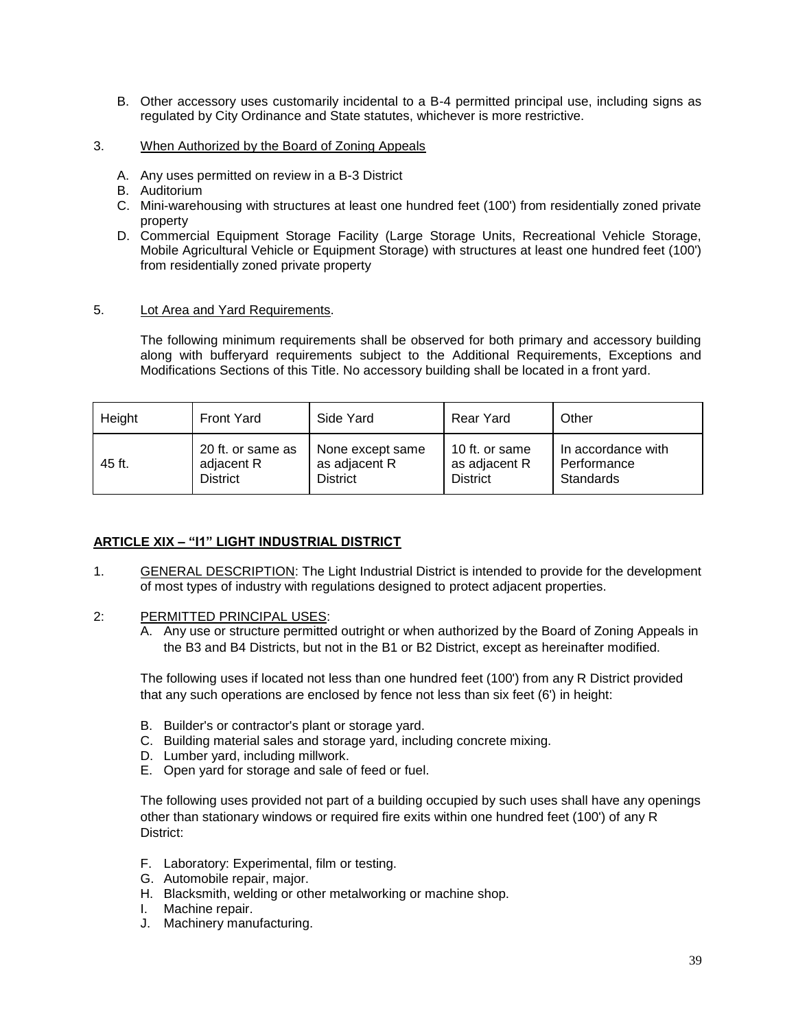B. Other accessory uses customarily incidental to a B-4 permitted principal use, including signs as regulated by City Ordinance and State statutes, whichever is more restrictive.

3. When Authorized by the Board of Zoning Appeals

A. Any uses permitted on review in a B-3 District
B. Auditorium
C. Mini-warehousing with structures at least one hundred feet (100') from residentially zoned private property
D. Commercial Equipment Storage Facility (Large Storage Units, Recreational Vehicle Storage, Mobile Agricultural Vehicle or Equipment Storage) with structures at least one hundred feet (100') from residentially zoned private property

5. Lot Area and Yard Requirements.

The following minimum requirements shall be observed for both primary and accessory building along with bufferyard requirements subject to the Additional Requirements, Exceptions and Modifications Sections of this Title. No accessory building shall be located in a front yard.

| Height | Front Yard | Side Yard | Rear Yard | Other |
|---|---|---|---|---|
| 45 ft. | 20 ft. or same as adjacent R District | None except same as adjacent R District | 10 ft. or same as adjacent R District | In accordance with Performance Standards |

## ARTICLE XIX – "I1" LIGHT INDUSTRIAL DISTRICT

1. GENERAL DESCRIPTION: The Light Industrial District is intended to provide for the development of most types of industry with regulations designed to protect adjacent properties.

2: PERMITTED PRINCIPAL USES:

A. Any use or structure permitted outright or when authorized by the Board of Zoning Appeals in the B3 and B4 Districts, but not in the B1 or B2 District, except as hereinafter modified.

The following uses if located not less than one hundred feet (100') from any R District provided that any such operations are enclosed by fence not less than six feet (6') in height:

B. Builder's or contractor's plant or storage yard.
C. Building material sales and storage yard, including concrete mixing.
D. Lumber yard, including millwork.
E. Open yard for storage and sale of feed or fuel.

The following uses provided not part of a building occupied by such uses shall have any openings other than stationary windows or required fire exits within one hundred feet (100') of any R District:

F. Laboratory: Experimental, film or testing.
G. Automobile repair, major.
H. Blacksmith, welding or other metalworking or machine shop.
I. Machine repair.
J. Machinery manufacturing.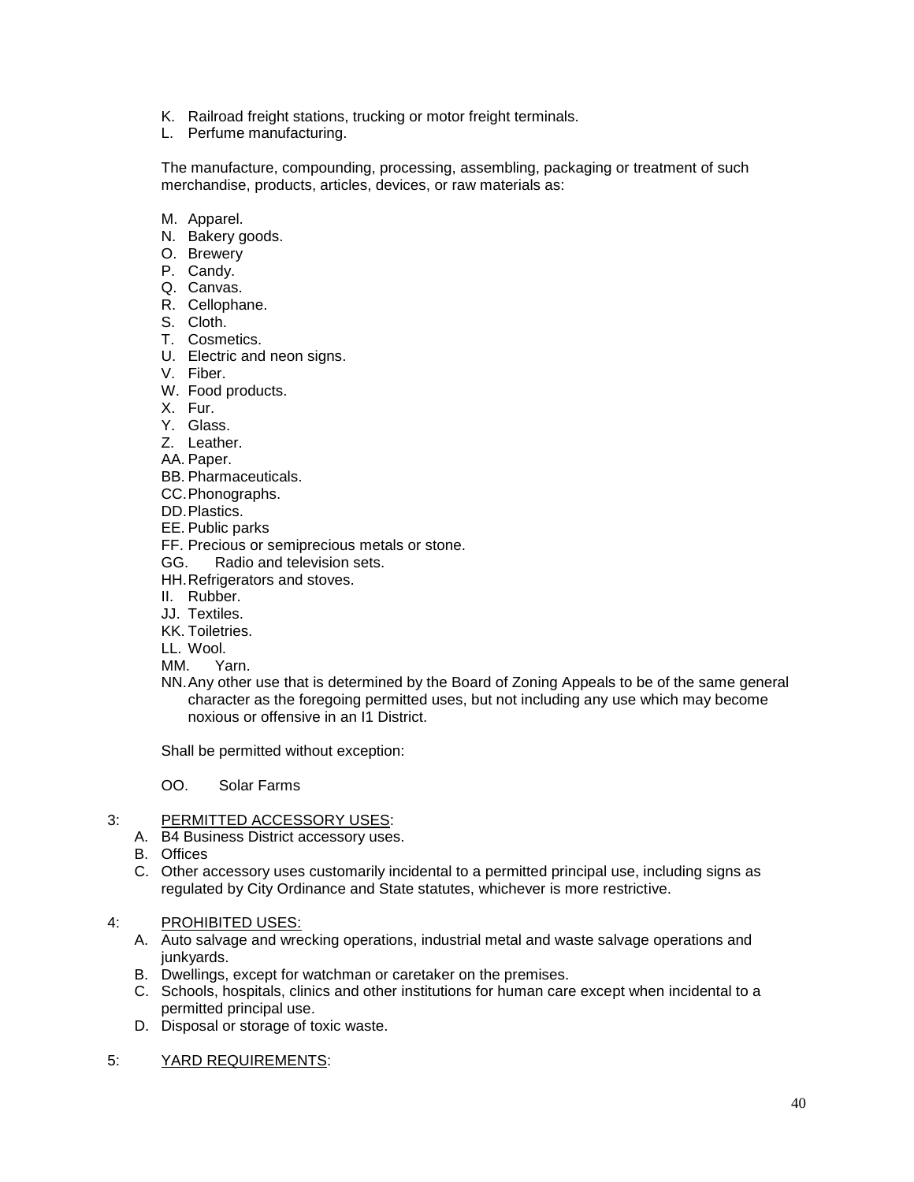K. Railroad freight stations, trucking or motor freight terminals.
L. Perfume manufacturing.

The manufacture, compounding, processing, assembling, packaging or treatment of such merchandise, products, articles, devices, or raw materials as:

M. Apparel.
N. Bakery goods.
O. Brewery
P. Candy.
Q. Canvas.
R. Cellophane.
S. Cloth.
T. Cosmetics.
U. Electric and neon signs.
V. Fiber.
W. Food products.
X. Fur.
Y. Glass.
Z. Leather.
AA. Paper.
BB. Pharmaceuticals.
CC. Phonographs.
DD. Plastics.
EE. Public parks
FF. Precious or semiprecious metals or stone.
GG. Radio and television sets.
HH. Refrigerators and stoves.
II. Rubber.
JJ. Textiles.
KK. Toiletries.
LL. Wool.
MM. Yarn.
NN. Any other use that is determined by the Board of Zoning Appeals to be of the same general character as the foregoing permitted uses, but not including any use which may become noxious or offensive in an I1 District.

Shall be permitted without exception:

OO. Solar Farms

3: <u>PERMITTED ACCESSORY USES</u>:

A. B4 Business District accessory uses.
B. Offices
C. Other accessory uses customarily incidental to a permitted principal use, including signs as regulated by City Ordinance and State statutes, whichever is more restrictive.

4: <u>PROHIBITED USES:</u>

A. Auto salvage and wrecking operations, industrial metal and waste salvage operations and junkyards.
B. Dwellings, except for watchman or caretaker on the premises.
C. Schools, hospitals, clinics and other institutions for human care except when incidental to a permitted principal use.
D. Disposal or storage of toxic waste.

5: <u>YARD REQUIREMENTS</u>: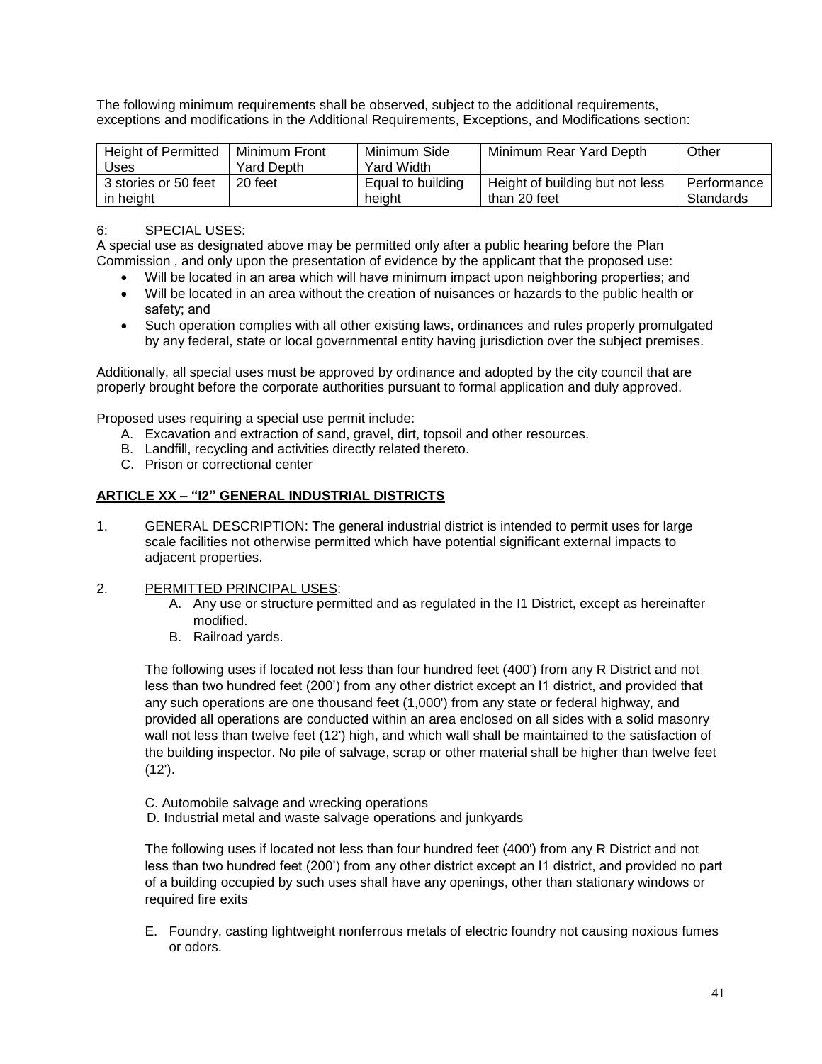The following minimum requirements shall be observed, subject to the additional requirements, exceptions and modifications in the Additional Requirements, Exceptions, and Modifications section:

| Height of Permitted Uses | Minimum Front Yard Depth | Minimum Side Yard Width | Minimum Rear Yard Depth | Other |
|---|---|---|---|---|
| 3 stories or 50 feet in height | 20 feet | Equal to building height | Height of building but not less than 20 feet | Performance Standards |

6: SPECIAL USES:

A special use as designated above may be permitted only after a public hearing before the Plan Commission , and only upon the presentation of evidence by the applicant that the proposed use:

- Will be located in an area which will have minimum impact upon neighboring properties; and
- Will be located in an area without the creation of nuisances or hazards to the public health or safety; and
- Such operation complies with all other existing laws, ordinances and rules properly promulgated by any federal, state or local governmental entity having jurisdiction over the subject premises.

Additionally, all special uses must be approved by ordinance and adopted by the city council that are properly brought before the corporate authorities pursuant to formal application and duly approved.

Proposed uses requiring a special use permit include:

A. Excavation and extraction of sand, gravel, dirt, topsoil and other resources.
B. Landfill, recycling and activities directly related thereto.
C. Prison or correctional center

## ARTICLE XX – "I2" GENERAL INDUSTRIAL DISTRICTS

1. GENERAL DESCRIPTION: The general industrial district is intended to permit uses for large scale facilities not otherwise permitted which have potential significant external impacts to adjacent properties.

2. PERMITTED PRINCIPAL USES:

   A. Any use or structure permitted and as regulated in the I1 District, except as hereinafter modified.
   B. Railroad yards.

   The following uses if located not less than four hundred feet (400') from any R District and not less than two hundred feet (200') from any other district except an I1 district, and provided that any such operations are one thousand feet (1,000') from any state or federal highway, and provided all operations are conducted within an area enclosed on all sides with a solid masonry wall not less than twelve feet (12') high, and which wall shall be maintained to the satisfaction of the building inspector. No pile of salvage, scrap or other material shall be higher than twelve feet (12').

   C. Automobile salvage and wrecking operations
   D. Industrial metal and waste salvage operations and junkyards

   The following uses if located not less than four hundred feet (400') from any R District and not less than two hundred feet (200') from any other district except an I1 district, and provided no part of a building occupied by such uses shall have any openings, other than stationary windows or required fire exits

   E. Foundry, casting lightweight nonferrous metals of electric foundry not causing noxious fumes or odors.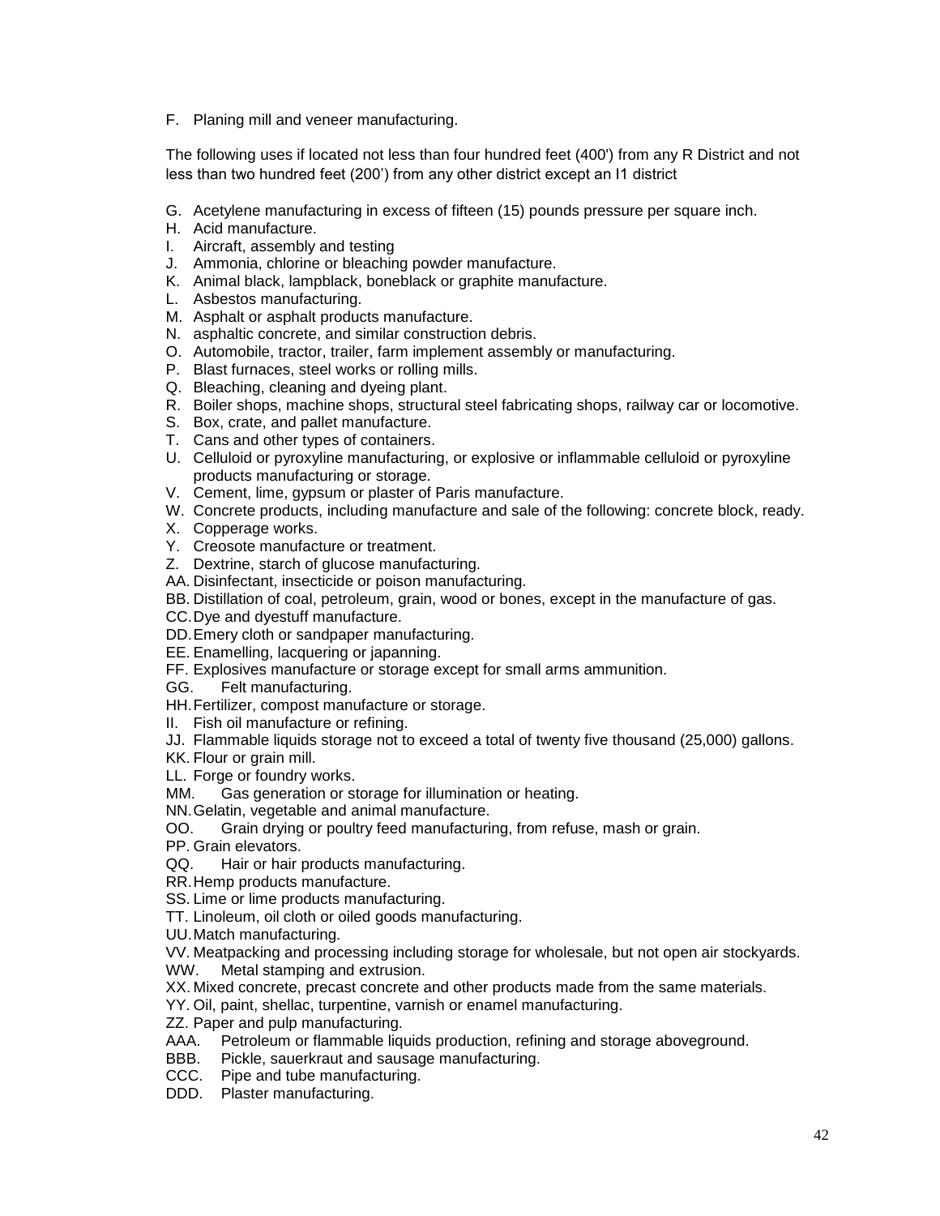F. Planing mill and veneer manufacturing.

The following uses if located not less than four hundred feet (400') from any R District and not less than two hundred feet (200') from any other district except an I1 district

G. Acetylene manufacturing in excess of fifteen (15) pounds pressure per square inch.
H. Acid manufacture.
I. Aircraft, assembly and testing
J. Ammonia, chlorine or bleaching powder manufacture.
K. Animal black, lampblack, boneblack or graphite manufacture.
L. Asbestos manufacturing.
M. Asphalt or asphalt products manufacture.
N. asphaltic concrete, and similar construction debris.
O. Automobile, tractor, trailer, farm implement assembly or manufacturing.
P. Blast furnaces, steel works or rolling mills.
Q. Bleaching, cleaning and dyeing plant.
R. Boiler shops, machine shops, structural steel fabricating shops, railway car or locomotive.
S. Box, crate, and pallet manufacture.
T. Cans and other types of containers.
U. Celluloid or pyroxyline manufacturing, or explosive or inflammable celluloid or pyroxyline products manufacturing or storage.
V. Cement, lime, gypsum or plaster of Paris manufacture.
W. Concrete products, including manufacture and sale of the following: concrete block, ready.
X. Copperage works.
Y. Creosote manufacture or treatment.
Z. Dextrine, starch of glucose manufacturing.
AA. Disinfectant, insecticide or poison manufacturing.
BB. Distillation of coal, petroleum, grain, wood or bones, except in the manufacture of gas.
CC. Dye and dyestuff manufacture.
DD. Emery cloth or sandpaper manufacturing.
EE. Enamelling, lacquering or japanning.
FF. Explosives manufacture or storage except for small arms ammunition.
GG. Felt manufacturing.
HH. Fertilizer, compost manufacture or storage.
II. Fish oil manufacture or refining.
JJ. Flammable liquids storage not to exceed a total of twenty five thousand (25,000) gallons.
KK. Flour or grain mill.
LL. Forge or foundry works.
MM. Gas generation or storage for illumination or heating.
NN. Gelatin, vegetable and animal manufacture.
OO. Grain drying or poultry feed manufacturing, from refuse, mash or grain.
PP. Grain elevators.
QQ. Hair or hair products manufacturing.
RR. Hemp products manufacture.
SS. Lime or lime products manufacturing.
TT. Linoleum, oil cloth or oiled goods manufacturing.
UU. Match manufacturing.
VV. Meatpacking and processing including storage for wholesale, but not open air stockyards.
WW. Metal stamping and extrusion.
XX. Mixed concrete, precast concrete and other products made from the same materials.
YY. Oil, paint, shellac, turpentine, varnish or enamel manufacturing.
ZZ. Paper and pulp manufacturing.
AAA. Petroleum or flammable liquids production, refining and storage aboveground.
BBB. Pickle, sauerkraut and sausage manufacturing.
CCC. Pipe and tube manufacturing.
DDD. Plaster manufacturing.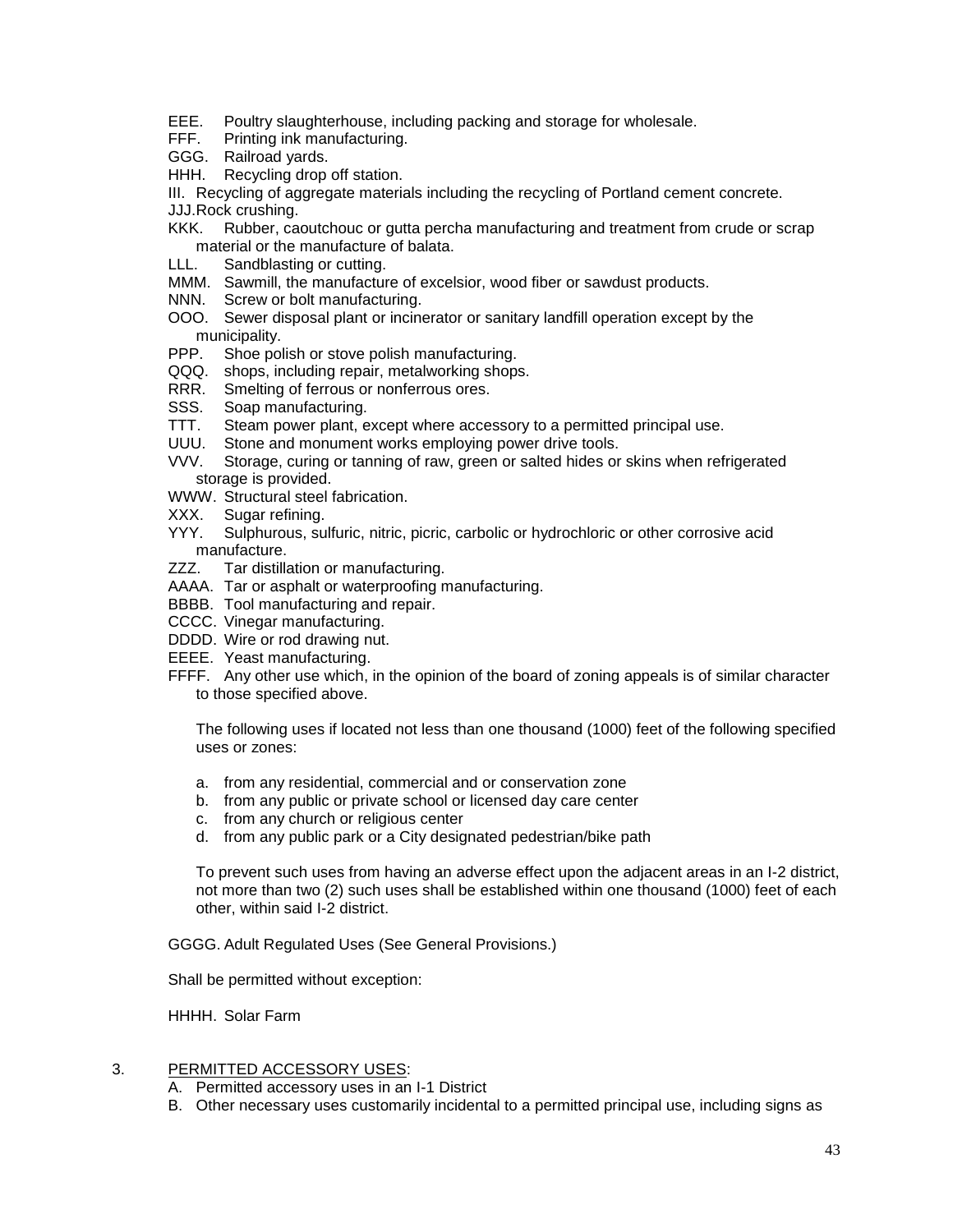EEE. Poultry slaughterhouse, including packing and storage for wholesale.
FFF. Printing ink manufacturing.
GGG. Railroad yards.
HHH. Recycling drop off station.
III. Recycling of aggregate materials including the recycling of Portland cement concrete.
JJJ. Rock crushing.
KKK. Rubber, caoutchouc or gutta percha manufacturing and treatment from crude or scrap material or the manufacture of balata.
LLL. Sandblasting or cutting.
MMM. Sawmill, the manufacture of excelsior, wood fiber or sawdust products.
NNN. Screw or bolt manufacturing.
OOO. Sewer disposal plant or incinerator or sanitary landfill operation except by the municipality.
PPP. Shoe polish or stove polish manufacturing.
QQQ. shops, including repair, metalworking shops.
RRR. Smelting of ferrous or nonferrous ores.
SSS. Soap manufacturing.
TTT. Steam power plant, except where accessory to a permitted principal use.
UUU. Stone and monument works employing power drive tools.
VVV. Storage, curing or tanning of raw, green or salted hides or skins when refrigerated storage is provided.
WWW. Structural steel fabrication.
XXX. Sugar refining.
YYY. Sulphurous, sulfuric, nitric, picric, carbolic or hydrochloric or other corrosive acid manufacture.
ZZZ. Tar distillation or manufacturing.
AAAA. Tar or asphalt or waterproofing manufacturing.
BBBB. Tool manufacturing and repair.
CCCC. Vinegar manufacturing.
DDDD. Wire or rod drawing nut.
EEEE. Yeast manufacturing.
FFFF. Any other use which, in the opinion of the board of zoning appeals is of similar character to those specified above.

The following uses if located not less than one thousand (1000) feet of the following specified uses or zones:

a. from any residential, commercial and or conservation zone
b. from any public or private school or licensed day care center
c. from any church or religious center
d. from any public park or a City designated pedestrian/bike path

To prevent such uses from having an adverse effect upon the adjacent areas in an I-2 district, not more than two (2) such uses shall be established within one thousand (1000) feet of each other, within said I-2 district.

GGGG. Adult Regulated Uses (See General Provisions.)

Shall be permitted without exception:

HHHH. Solar Farm

3. PERMITTED ACCESSORY USES:
   A. Permitted accessory uses in an I-1 District
   B. Other necessary uses customarily incidental to a permitted principal use, including signs as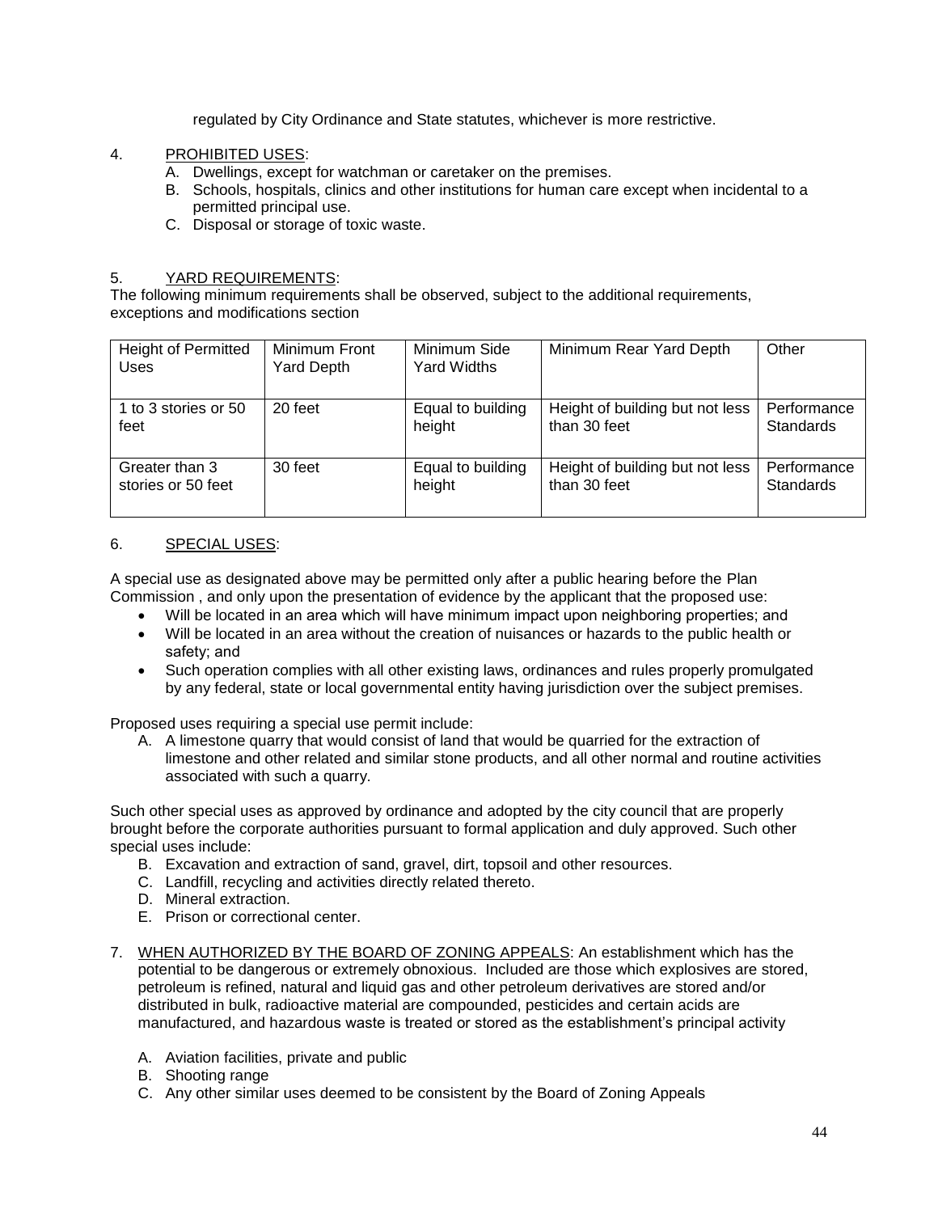regulated by City Ordinance and State statutes, whichever is more restrictive.

4. PROHIBITED USES:
   A. Dwellings, except for watchman or caretaker on the premises.
   B. Schools, hospitals, clinics and other institutions for human care except when incidental to a permitted principal use.
   C. Disposal or storage of toxic waste.

5. YARD REQUIREMENTS:
The following minimum requirements shall be observed, subject to the additional requirements, exceptions and modifications section

| Height of Permitted Uses | Minimum Front Yard Depth | Minimum Side Yard Widths | Minimum Rear Yard Depth | Other |
|---|---|---|---|---|
| 1 to 3 stories or 50 feet | 20 feet | Equal to building height | Height of building but not less than 30 feet | Performance Standards |
| Greater than 3 stories or 50 feet | 30 feet | Equal to building height | Height of building but not less than 30 feet | Performance Standards |

6. SPECIAL USES:

A special use as designated above may be permitted only after a public hearing before the Plan Commission , and only upon the presentation of evidence by the applicant that the proposed use:

- Will be located in an area which will have minimum impact upon neighboring properties; and
- Will be located in an area without the creation of nuisances or hazards to the public health or safety; and
- Such operation complies with all other existing laws, ordinances and rules properly promulgated by any federal, state or local governmental entity having jurisdiction over the subject premises.

Proposed uses requiring a special use permit include:

A. A limestone quarry that would consist of land that would be quarried for the extraction of limestone and other related and similar stone products, and all other normal and routine activities associated with such a quarry.

Such other special uses as approved by ordinance and adopted by the city council that are properly brought before the corporate authorities pursuant to formal application and duly approved. Such other special uses include:

B. Excavation and extraction of sand, gravel, dirt, topsoil and other resources.
C. Landfill, recycling and activities directly related thereto.
D. Mineral extraction.
E. Prison or correctional center.

7. WHEN AUTHORIZED BY THE BOARD OF ZONING APPEALS: An establishment which has the potential to be dangerous or extremely obnoxious. Included are those which explosives are stored, petroleum is refined, natural and liquid gas and other petroleum derivatives are stored and/or distributed in bulk, radioactive material are compounded, pesticides and certain acids are manufactured, and hazardous waste is treated or stored as the establishment's principal activity

   A. Aviation facilities, private and public
   B. Shooting range
   C. Any other similar uses deemed to be consistent by the Board of Zoning Appeals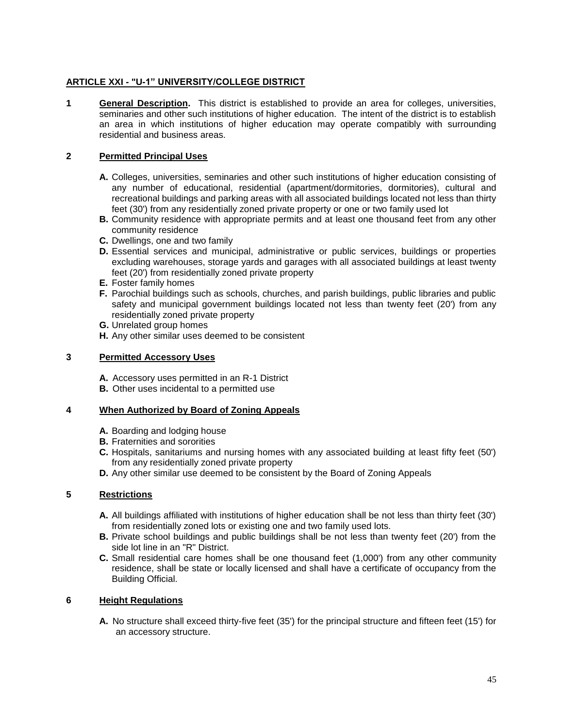## ARTICLE XXI - "U-1" UNIVERSITY/COLLEGE DISTRICT

**1 General Description.** This district is established to provide an area for colleges, universities, seminaries and other such institutions of higher education. The intent of the district is to establish an area in which institutions of higher education may operate compatibly with surrounding residential and business areas.

**2 Permitted Principal Uses**

- **A.** Colleges, universities, seminaries and other such institutions of higher education consisting of any number of educational, residential (apartment/dormitories, dormitories), cultural and recreational buildings and parking areas with all associated buildings located not less than thirty feet (30') from any residentially zoned private property or one or two family used lot
- **B.** Community residence with appropriate permits and at least one thousand feet from any other community residence
- **C.** Dwellings, one and two family
- **D.** Essential services and municipal, administrative or public services, buildings or properties excluding warehouses, storage yards and garages with all associated buildings at least twenty feet (20') from residentially zoned private property
- **E.** Foster family homes
- **F.** Parochial buildings such as schools, churches, and parish buildings, public libraries and public safety and municipal government buildings located not less than twenty feet (20') from any residentially zoned private property
- **G.** Unrelated group homes
- **H.** Any other similar uses deemed to be consistent

**3 Permitted Accessory Uses**

- **A.** Accessory uses permitted in an R-1 District
- **B.** Other uses incidental to a permitted use

**4 When Authorized by Board of Zoning Appeals**

- **A.** Boarding and lodging house
- **B.** Fraternities and sororities
- **C.** Hospitals, sanitariums and nursing homes with any associated building at least fifty feet (50') from any residentially zoned private property
- **D.** Any other similar use deemed to be consistent by the Board of Zoning Appeals

**5 Restrictions**

- **A.** All buildings affiliated with institutions of higher education shall be not less than thirty feet (30') from residentially zoned lots or existing one and two family used lots.
- **B.** Private school buildings and public buildings shall be not less than twenty feet (20') from the side lot line in an "R" District.
- **C.** Small residential care homes shall be one thousand feet (1,000') from any other community residence, shall be state or locally licensed and shall have a certificate of occupancy from the Building Official.

**6 Height Regulations**

- **A.** No structure shall exceed thirty-five feet (35') for the principal structure and fifteen feet (15') for an accessory structure.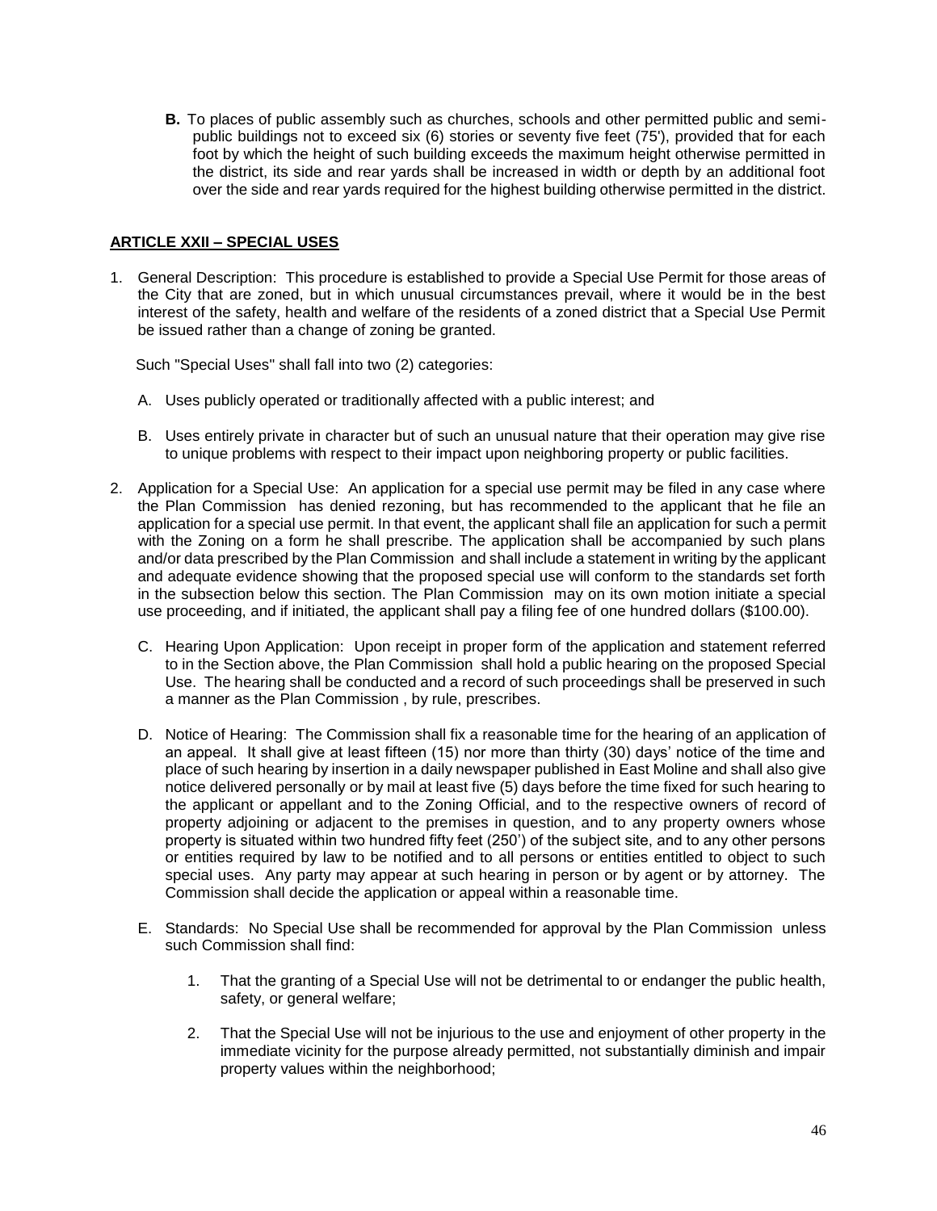**B.** To places of public assembly such as churches, schools and other permitted public and semi-public buildings not to exceed six (6) stories or seventy five feet (75'), provided that for each foot by which the height of such building exceeds the maximum height otherwise permitted in the district, its side and rear yards shall be increased in width or depth by an additional foot over the side and rear yards required for the highest building otherwise permitted in the district.

## ARTICLE XXII – SPECIAL USES

1. General Description: This procedure is established to provide a Special Use Permit for those areas of the City that are zoned, but in which unusual circumstances prevail, where it would be in the best interest of the safety, health and welfare of the residents of a zoned district that a Special Use Permit be issued rather than a change of zoning be granted.

   Such "Special Uses" shall fall into two (2) categories:

   A. Uses publicly operated or traditionally affected with a public interest; and

   B. Uses entirely private in character but of such an unusual nature that their operation may give rise to unique problems with respect to their impact upon neighboring property or public facilities.

2. Application for a Special Use: An application for a special use permit may be filed in any case where the Plan Commission has denied rezoning, but has recommended to the applicant that he file an application for a special use permit. In that event, the applicant shall file an application for such a permit with the Zoning on a form he shall prescribe. The application shall be accompanied by such plans and/or data prescribed by the Plan Commission and shall include a statement in writing by the applicant and adequate evidence showing that the proposed special use will conform to the standards set forth in the subsection below this section. The Plan Commission may on its own motion initiate a special use proceeding, and if initiated, the applicant shall pay a filing fee of one hundred dollars ($100.00).

   C. Hearing Upon Application: Upon receipt in proper form of the application and statement referred to in the Section above, the Plan Commission shall hold a public hearing on the proposed Special Use. The hearing shall be conducted and a record of such proceedings shall be preserved in such a manner as the Plan Commission , by rule, prescribes.

   D. Notice of Hearing: The Commission shall fix a reasonable time for the hearing of an application of an appeal. It shall give at least fifteen (15) nor more than thirty (30) days' notice of the time and place of such hearing by insertion in a daily newspaper published in East Moline and shall also give notice delivered personally or by mail at least five (5) days before the time fixed for such hearing to the applicant or appellant and to the Zoning Official, and to the respective owners of record of property adjoining or adjacent to the premises in question, and to any property owners whose property is situated within two hundred fifty feet (250') of the subject site, and to any other persons or entities required by law to be notified and to all persons or entities entitled to object to such special uses. Any party may appear at such hearing in person or by agent or by attorney. The Commission shall decide the application or appeal within a reasonable time.

   E. Standards: No Special Use shall be recommended for approval by the Plan Commission unless such Commission shall find:

      1. That the granting of a Special Use will not be detrimental to or endanger the public health, safety, or general welfare;

      2. That the Special Use will not be injurious to the use and enjoyment of other property in the immediate vicinity for the purpose already permitted, not substantially diminish and impair property values within the neighborhood;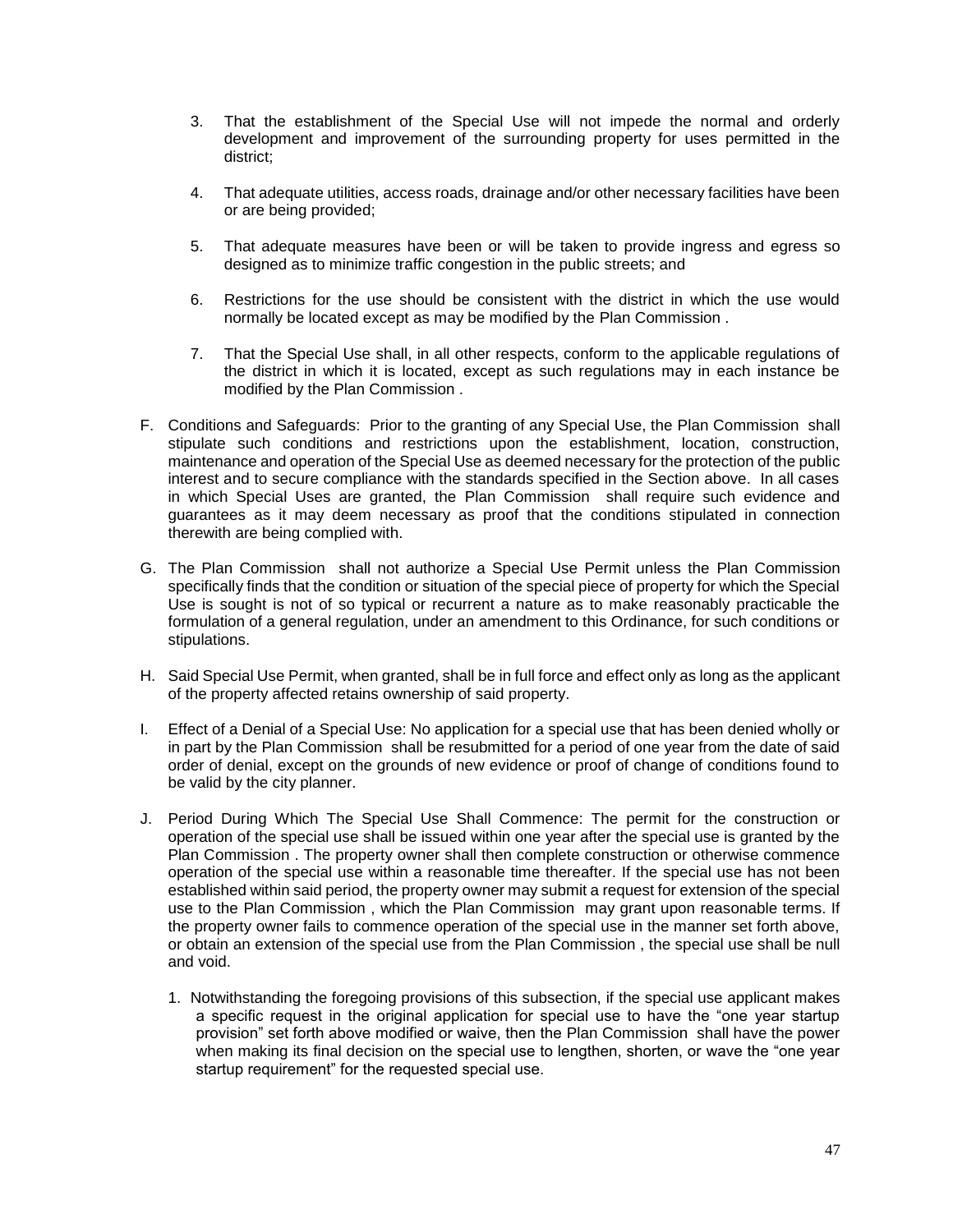3. That the establishment of the Special Use will not impede the normal and orderly development and improvement of the surrounding property for uses permitted in the district;

4. That adequate utilities, access roads, drainage and/or other necessary facilities have been or are being provided;

5. That adequate measures have been or will be taken to provide ingress and egress so designed as to minimize traffic congestion in the public streets; and

6. Restrictions for the use should be consistent with the district in which the use would normally be located except as may be modified by the Plan Commission .

7. That the Special Use shall, in all other respects, conform to the applicable regulations of the district in which it is located, except as such regulations may in each instance be modified by the Plan Commission .

F. Conditions and Safeguards: Prior to the granting of any Special Use, the Plan Commission shall stipulate such conditions and restrictions upon the establishment, location, construction, maintenance and operation of the Special Use as deemed necessary for the protection of the public interest and to secure compliance with the standards specified in the Section above. In all cases in which Special Uses are granted, the Plan Commission shall require such evidence and guarantees as it may deem necessary as proof that the conditions stipulated in connection therewith are being complied with.

G. The Plan Commission shall not authorize a Special Use Permit unless the Plan Commission specifically finds that the condition or situation of the special piece of property for which the Special Use is sought is not of so typical or recurrent a nature as to make reasonably practicable the formulation of a general regulation, under an amendment to this Ordinance, for such conditions or stipulations.

H. Said Special Use Permit, when granted, shall be in full force and effect only as long as the applicant of the property affected retains ownership of said property.

I. Effect of a Denial of a Special Use: No application for a special use that has been denied wholly or in part by the Plan Commission shall be resubmitted for a period of one year from the date of said order of denial, except on the grounds of new evidence or proof of change of conditions found to be valid by the city planner.

J. Period During Which The Special Use Shall Commence: The permit for the construction or operation of the special use shall be issued within one year after the special use is granted by the Plan Commission . The property owner shall then complete construction or otherwise commence operation of the special use within a reasonable time thereafter. If the special use has not been established within said period, the property owner may submit a request for extension of the special use to the Plan Commission , which the Plan Commission may grant upon reasonable terms. If the property owner fails to commence operation of the special use in the manner set forth above, or obtain an extension of the special use from the Plan Commission , the special use shall be null and void.

   1. Notwithstanding the foregoing provisions of this subsection, if the special use applicant makes a specific request in the original application for special use to have the "one year startup provision" set forth above modified or waive, then the Plan Commission shall have the power when making its final decision on the special use to lengthen, shorten, or wave the "one year startup requirement" for the requested special use.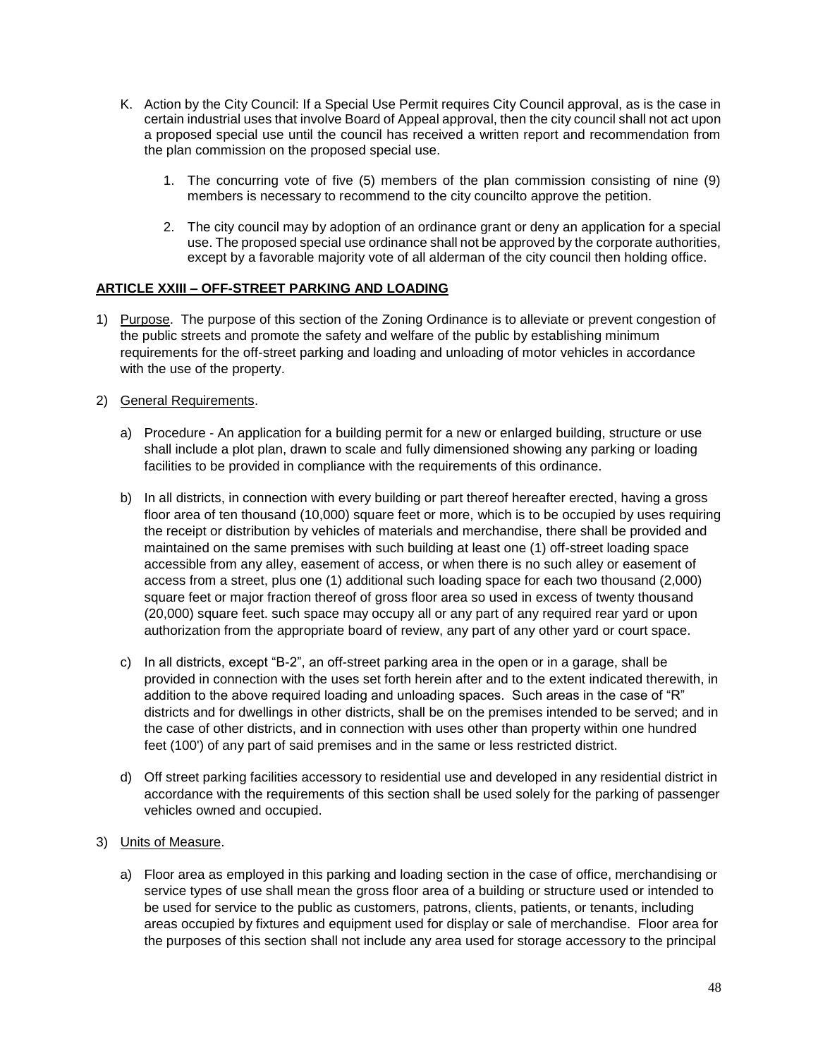K. Action by the City Council: If a Special Use Permit requires City Council approval, as is the case in certain industrial uses that involve Board of Appeal approval, then the city council shall not act upon a proposed special use until the council has received a written report and recommendation from the plan commission on the proposed special use.

   1. The concurring vote of five (5) members of the plan commission consisting of nine (9) members is necessary to recommend to the city councilto approve the petition.

   2. The city council may by adoption of an ordinance grant or deny an application for a special use. The proposed special use ordinance shall not be approved by the corporate authorities, except by a favorable majority vote of all alderman of the city council then holding office.

## ARTICLE XXIII – OFF-STREET PARKING AND LOADING

1) Purpose. The purpose of this section of the Zoning Ordinance is to alleviate or prevent congestion of the public streets and promote the safety and welfare of the public by establishing minimum requirements for the off-street parking and loading and unloading of motor vehicles in accordance with the use of the property.

2) General Requirements.

   a) Procedure - An application for a building permit for a new or enlarged building, structure or use shall include a plot plan, drawn to scale and fully dimensioned showing any parking or loading facilities to be provided in compliance with the requirements of this ordinance.

   b) In all districts, in connection with every building or part thereof hereafter erected, having a gross floor area of ten thousand (10,000) square feet or more, which is to be occupied by uses requiring the receipt or distribution by vehicles of materials and merchandise, there shall be provided and maintained on the same premises with such building at least one (1) off-street loading space accessible from any alley, easement of access, or when there is no such alley or easement of access from a street, plus one (1) additional such loading space for each two thousand (2,000) square feet or major fraction thereof of gross floor area so used in excess of twenty thousand (20,000) square feet. such space may occupy all or any part of any required rear yard or upon authorization from the appropriate board of review, any part of any other yard or court space.

   c) In all districts, except "B-2", an off-street parking area in the open or in a garage, shall be provided in connection with the uses set forth herein after and to the extent indicated therewith, in addition to the above required loading and unloading spaces. Such areas in the case of "R" districts and for dwellings in other districts, shall be on the premises intended to be served; and in the case of other districts, and in connection with uses other than property within one hundred feet (100') of any part of said premises and in the same or less restricted district.

   d) Off street parking facilities accessory to residential use and developed in any residential district in accordance with the requirements of this section shall be used solely for the parking of passenger vehicles owned and occupied.

3) Units of Measure.

   a) Floor area as employed in this parking and loading section in the case of office, merchandising or service types of use shall mean the gross floor area of a building or structure used or intended to be used for service to the public as customers, patrons, clients, patients, or tenants, including areas occupied by fixtures and equipment used for display or sale of merchandise. Floor area for the purposes of this section shall not include any area used for storage accessory to the principal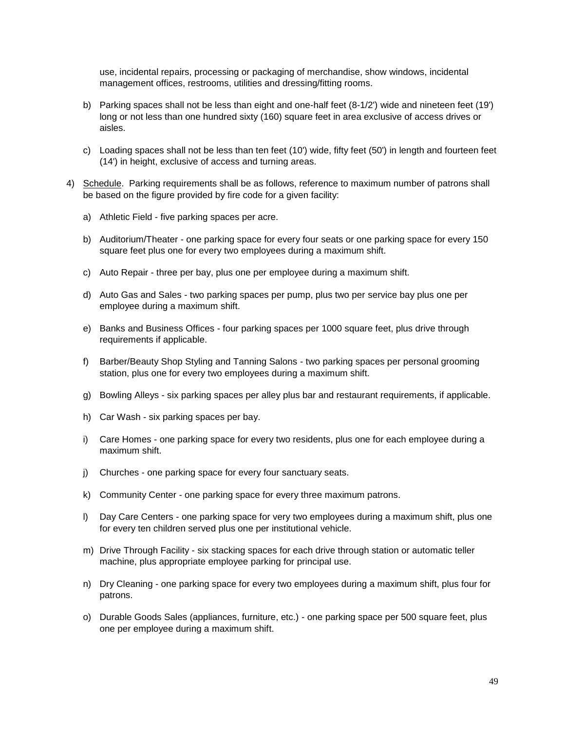use, incidental repairs, processing or packaging of merchandise, show windows, incidental management offices, restrooms, utilities and dressing/fitting rooms.

b) Parking spaces shall not be less than eight and one-half feet (8-1/2') wide and nineteen feet (19') long or not less than one hundred sixty (160) square feet in area exclusive of access drives or aisles.

c) Loading spaces shall not be less than ten feet (10') wide, fifty feet (50') in length and fourteen feet (14') in height, exclusive of access and turning areas.

4) <u>Schedule</u>. Parking requirements shall be as follows, reference to maximum number of patrons shall be based on the figure provided by fire code for a given facility:

a) Athletic Field - five parking spaces per acre.

b) Auditorium/Theater - one parking space for every four seats or one parking space for every 150 square feet plus one for every two employees during a maximum shift.

c) Auto Repair - three per bay, plus one per employee during a maximum shift.

d) Auto Gas and Sales - two parking spaces per pump, plus two per service bay plus one per employee during a maximum shift.

e) Banks and Business Offices - four parking spaces per 1000 square feet, plus drive through requirements if applicable.

f) Barber/Beauty Shop Styling and Tanning Salons - two parking spaces per personal grooming station, plus one for every two employees during a maximum shift.

g) Bowling Alleys - six parking spaces per alley plus bar and restaurant requirements, if applicable.

h) Car Wash - six parking spaces per bay.

i) Care Homes - one parking space for every two residents, plus one for each employee during a maximum shift.

j) Churches - one parking space for every four sanctuary seats.

k) Community Center - one parking space for every three maximum patrons.

l) Day Care Centers - one parking space for very two employees during a maximum shift, plus one for every ten children served plus one per institutional vehicle.

m) Drive Through Facility - six stacking spaces for each drive through station or automatic teller machine, plus appropriate employee parking for principal use.

n) Dry Cleaning - one parking space for every two employees during a maximum shift, plus four for patrons.

o) Durable Goods Sales (appliances, furniture, etc.) - one parking space per 500 square feet, plus one per employee during a maximum shift.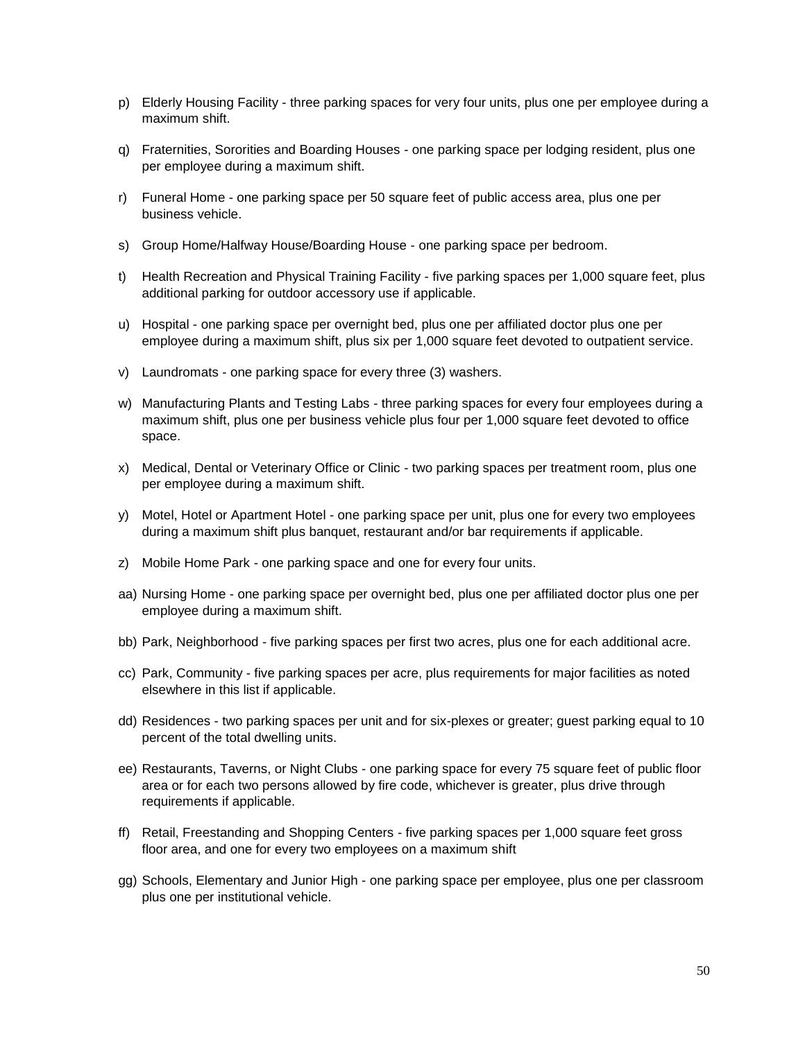p) Elderly Housing Facility - three parking spaces for very four units, plus one per employee during a maximum shift.

q) Fraternities, Sororities and Boarding Houses - one parking space per lodging resident, plus one per employee during a maximum shift.

r) Funeral Home - one parking space per 50 square feet of public access area, plus one per business vehicle.

s) Group Home/Halfway House/Boarding House - one parking space per bedroom.

t) Health Recreation and Physical Training Facility - five parking spaces per 1,000 square feet, plus additional parking for outdoor accessory use if applicable.

u) Hospital - one parking space per overnight bed, plus one per affiliated doctor plus one per employee during a maximum shift, plus six per 1,000 square feet devoted to outpatient service.

v) Laundromats - one parking space for every three (3) washers.

w) Manufacturing Plants and Testing Labs - three parking spaces for every four employees during a maximum shift, plus one per business vehicle plus four per 1,000 square feet devoted to office space.

x) Medical, Dental or Veterinary Office or Clinic - two parking spaces per treatment room, plus one per employee during a maximum shift.

y) Motel, Hotel or Apartment Hotel - one parking space per unit, plus one for every two employees during a maximum shift plus banquet, restaurant and/or bar requirements if applicable.

z) Mobile Home Park - one parking space and one for every four units.

aa) Nursing Home - one parking space per overnight bed, plus one per affiliated doctor plus one per employee during a maximum shift.

bb) Park, Neighborhood - five parking spaces per first two acres, plus one for each additional acre.

cc) Park, Community - five parking spaces per acre, plus requirements for major facilities as noted elsewhere in this list if applicable.

dd) Residences - two parking spaces per unit and for six-plexes or greater; guest parking equal to 10 percent of the total dwelling units.

ee) Restaurants, Taverns, or Night Clubs - one parking space for every 75 square feet of public floor area or for each two persons allowed by fire code, whichever is greater, plus drive through requirements if applicable.

ff) Retail, Freestanding and Shopping Centers - five parking spaces per 1,000 square feet gross floor area, and one for every two employees on a maximum shift

gg) Schools, Elementary and Junior High - one parking space per employee, plus one per classroom plus one per institutional vehicle.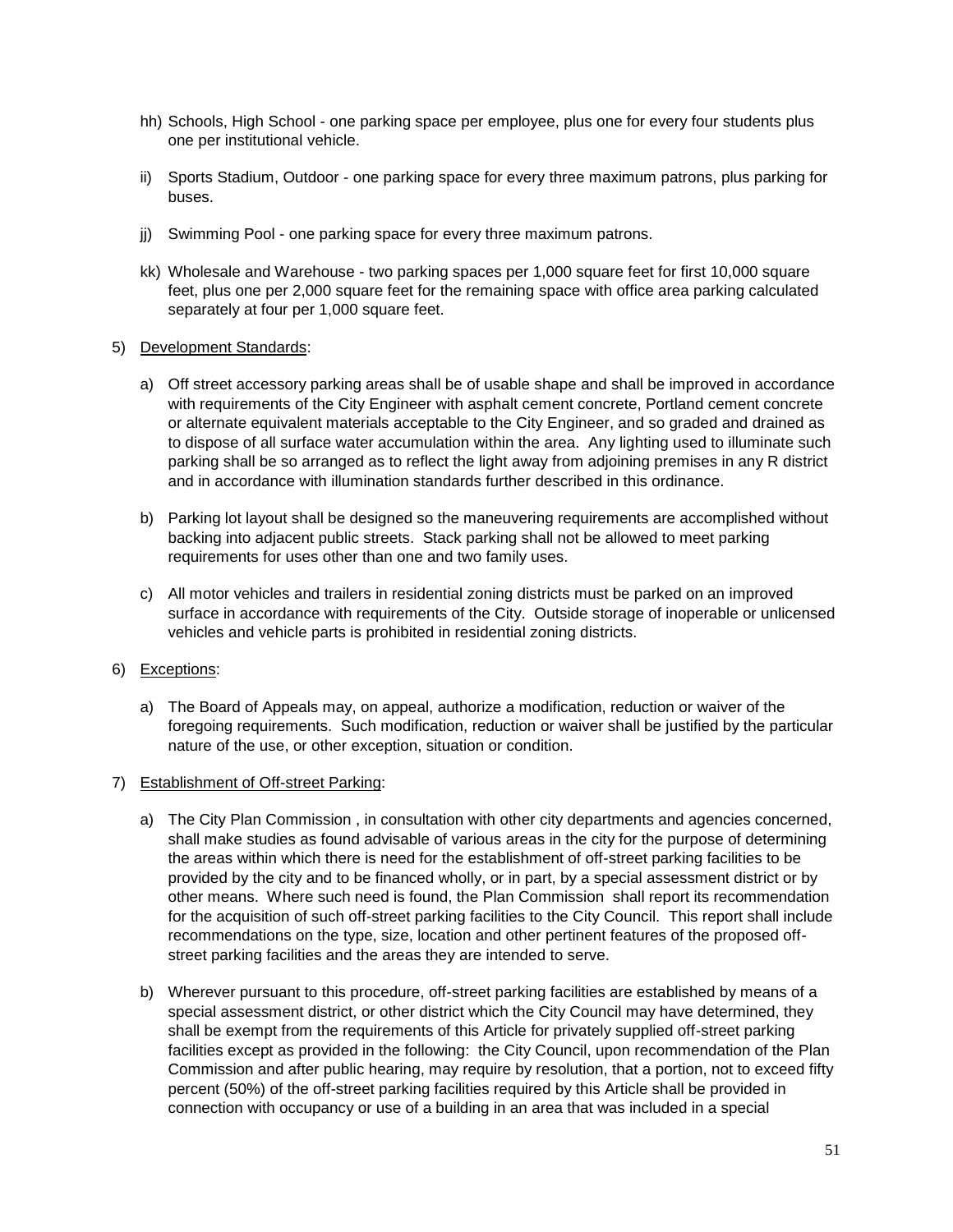hh) Schools, High School - one parking space per employee, plus one for every four students plus one per institutional vehicle.

ii) Sports Stadium, Outdoor - one parking space for every three maximum patrons, plus parking for buses.

jj) Swimming Pool - one parking space for every three maximum patrons.

kk) Wholesale and Warehouse - two parking spaces per 1,000 square feet for first 10,000 square feet, plus one per 2,000 square feet for the remaining space with office area parking calculated separately at four per 1,000 square feet.

5) <u>Development Standards</u>:

a) Off street accessory parking areas shall be of usable shape and shall be improved in accordance with requirements of the City Engineer with asphalt cement concrete, Portland cement concrete or alternate equivalent materials acceptable to the City Engineer, and so graded and drained as to dispose of all surface water accumulation within the area. Any lighting used to illuminate such parking shall be so arranged as to reflect the light away from adjoining premises in any R district and in accordance with illumination standards further described in this ordinance.

b) Parking lot layout shall be designed so the maneuvering requirements are accomplished without backing into adjacent public streets. Stack parking shall not be allowed to meet parking requirements for uses other than one and two family uses.

c) All motor vehicles and trailers in residential zoning districts must be parked on an improved surface in accordance with requirements of the City. Outside storage of inoperable or unlicensed vehicles and vehicle parts is prohibited in residential zoning districts.

6) <u>Exceptions</u>:

a) The Board of Appeals may, on appeal, authorize a modification, reduction or waiver of the foregoing requirements. Such modification, reduction or waiver shall be justified by the particular nature of the use, or other exception, situation or condition.

7) <u>Establishment of Off-street Parking</u>:

a) The City Plan Commission , in consultation with other city departments and agencies concerned, shall make studies as found advisable of various areas in the city for the purpose of determining the areas within which there is need for the establishment of off-street parking facilities to be provided by the city and to be financed wholly, or in part, by a special assessment district or by other means. Where such need is found, the Plan Commission shall report its recommendation for the acquisition of such off-street parking facilities to the City Council. This report shall include recommendations on the type, size, location and other pertinent features of the proposed off-street parking facilities and the areas they are intended to serve.

b) Wherever pursuant to this procedure, off-street parking facilities are established by means of a special assessment district, or other district which the City Council may have determined, they shall be exempt from the requirements of this Article for privately supplied off-street parking facilities except as provided in the following: the City Council, upon recommendation of the Plan Commission and after public hearing, may require by resolution, that a portion, not to exceed fifty percent (50%) of the off-street parking facilities required by this Article shall be provided in connection with occupancy or use of a building in an area that was included in a special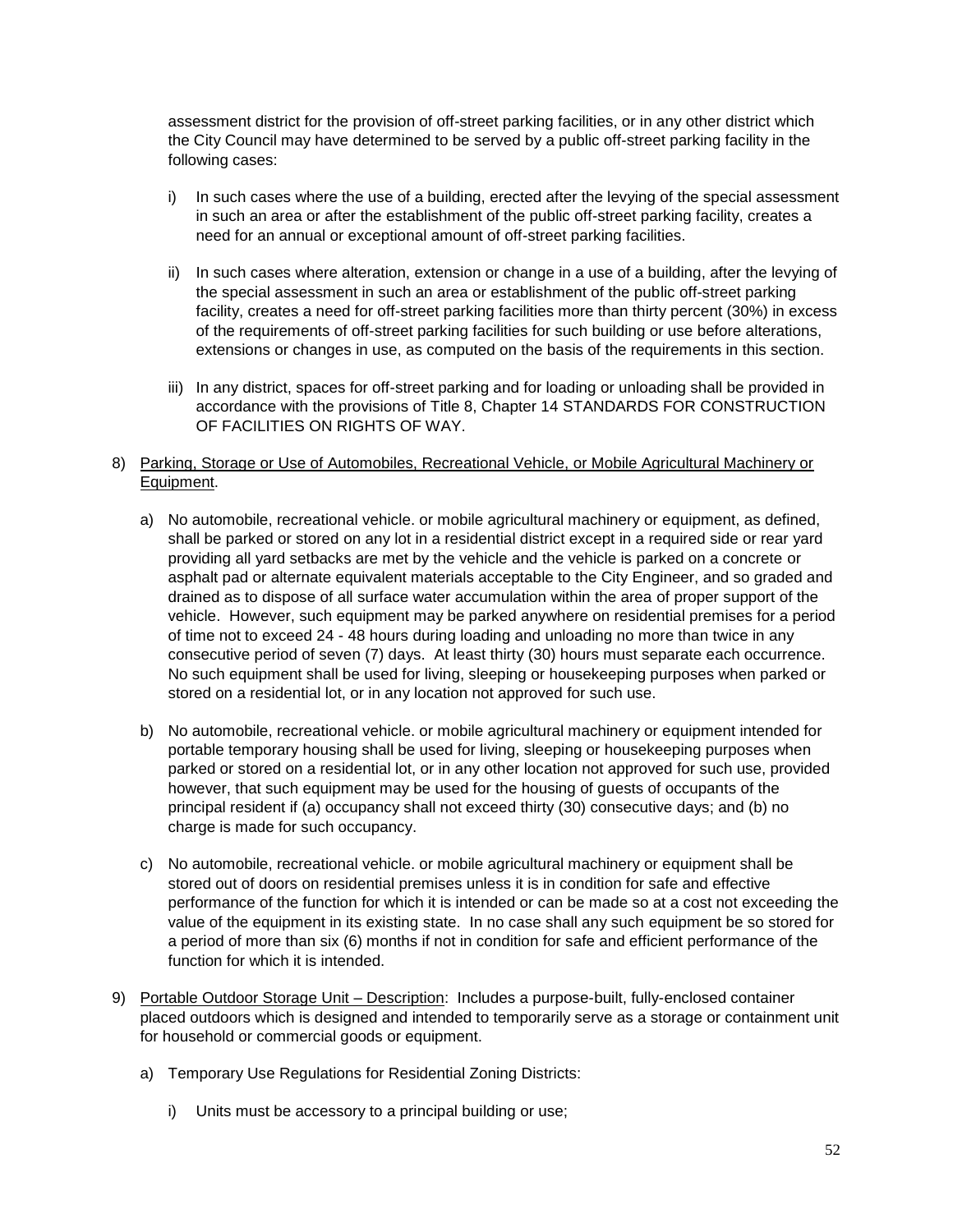assessment district for the provision of off-street parking facilities, or in any other district which the City Council may have determined to be served by a public off-street parking facility in the following cases:

i) In such cases where the use of a building, erected after the levying of the special assessment in such an area or after the establishment of the public off-street parking facility, creates a need for an annual or exceptional amount of off-street parking facilities.

ii) In such cases where alteration, extension or change in a use of a building, after the levying of the special assessment in such an area or establishment of the public off-street parking facility, creates a need for off-street parking facilities more than thirty percent (30%) in excess of the requirements of off-street parking facilities for such building or use before alterations, extensions or changes in use, as computed on the basis of the requirements in this section.

iii) In any district, spaces for off-street parking and for loading or unloading shall be provided in accordance with the provisions of Title 8, Chapter 14 STANDARDS FOR CONSTRUCTION OF FACILITIES ON RIGHTS OF WAY.

8) Parking, Storage or Use of Automobiles, Recreational Vehicle, or Mobile Agricultural Machinery or Equipment.

a) No automobile, recreational vehicle. or mobile agricultural machinery or equipment, as defined, shall be parked or stored on any lot in a residential district except in a required side or rear yard providing all yard setbacks are met by the vehicle and the vehicle is parked on a concrete or asphalt pad or alternate equivalent materials acceptable to the City Engineer, and so graded and drained as to dispose of all surface water accumulation within the area of proper support of the vehicle. However, such equipment may be parked anywhere on residential premises for a period of time not to exceed 24 - 48 hours during loading and unloading no more than twice in any consecutive period of seven (7) days. At least thirty (30) hours must separate each occurrence. No such equipment shall be used for living, sleeping or housekeeping purposes when parked or stored on a residential lot, or in any location not approved for such use.

b) No automobile, recreational vehicle. or mobile agricultural machinery or equipment intended for portable temporary housing shall be used for living, sleeping or housekeeping purposes when parked or stored on a residential lot, or in any other location not approved for such use, provided however, that such equipment may be used for the housing of guests of occupants of the principal resident if (a) occupancy shall not exceed thirty (30) consecutive days; and (b) no charge is made for such occupancy.

c) No automobile, recreational vehicle. or mobile agricultural machinery or equipment shall be stored out of doors on residential premises unless it is in condition for safe and effective performance of the function for which it is intended or can be made so at a cost not exceeding the value of the equipment in its existing state. In no case shall any such equipment be so stored for a period of more than six (6) months if not in condition for safe and efficient performance of the function for which it is intended.

9) Portable Outdoor Storage Unit – Description: Includes a purpose-built, fully-enclosed container placed outdoors which is designed and intended to temporarily serve as a storage or containment unit for household or commercial goods or equipment.

a) Temporary Use Regulations for Residential Zoning Districts:

i) Units must be accessory to a principal building or use;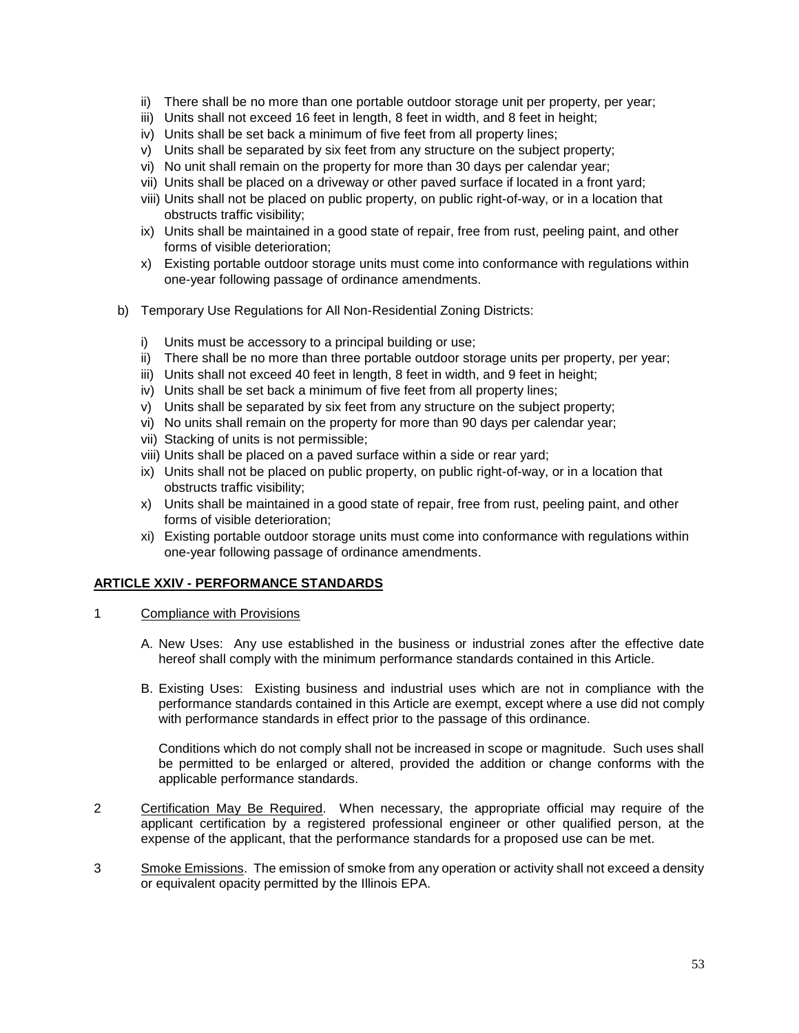- ii) There shall be no more than one portable outdoor storage unit per property, per year;
- iii) Units shall not exceed 16 feet in length, 8 feet in width, and 8 feet in height;
- iv) Units shall be set back a minimum of five feet from all property lines;
- v) Units shall be separated by six feet from any structure on the subject property;
- vi) No unit shall remain on the property for more than 30 days per calendar year;
- vii) Units shall be placed on a driveway or other paved surface if located in a front yard;
- viii) Units shall not be placed on public property, on public right-of-way, or in a location that obstructs traffic visibility;
- ix) Units shall be maintained in a good state of repair, free from rust, peeling paint, and other forms of visible deterioration;
- x) Existing portable outdoor storage units must come into conformance with regulations within one-year following passage of ordinance amendments.

b) Temporary Use Regulations for All Non-Residential Zoning Districts:

- i) Units must be accessory to a principal building or use;
- ii) There shall be no more than three portable outdoor storage units per property, per year;
- iii) Units shall not exceed 40 feet in length, 8 feet in width, and 9 feet in height;
- iv) Units shall be set back a minimum of five feet from all property lines;
- v) Units shall be separated by six feet from any structure on the subject property;
- vi) No units shall remain on the property for more than 90 days per calendar year;
- vii) Stacking of units is not permissible;
- viii) Units shall be placed on a paved surface within a side or rear yard;
- ix) Units shall not be placed on public property, on public right-of-way, or in a location that obstructs traffic visibility;
- x) Units shall be maintained in a good state of repair, free from rust, peeling paint, and other forms of visible deterioration;
- xi) Existing portable outdoor storage units must come into conformance with regulations within one-year following passage of ordinance amendments.

## ARTICLE XXIV - PERFORMANCE STANDARDS

1 Compliance with Provisions

A. New Uses: Any use established in the business or industrial zones after the effective date hereof shall comply with the minimum performance standards contained in this Article.

B. Existing Uses: Existing business and industrial uses which are not in compliance with the performance standards contained in this Article are exempt, except where a use did not comply with performance standards in effect prior to the passage of this ordinance.

Conditions which do not comply shall not be increased in scope or magnitude. Such uses shall be permitted to be enlarged or altered, provided the addition or change conforms with the applicable performance standards.

2 Certification May Be Required. When necessary, the appropriate official may require of the applicant certification by a registered professional engineer or other qualified person, at the expense of the applicant, that the performance standards for a proposed use can be met.

3 Smoke Emissions. The emission of smoke from any operation or activity shall not exceed a density or equivalent opacity permitted by the Illinois EPA.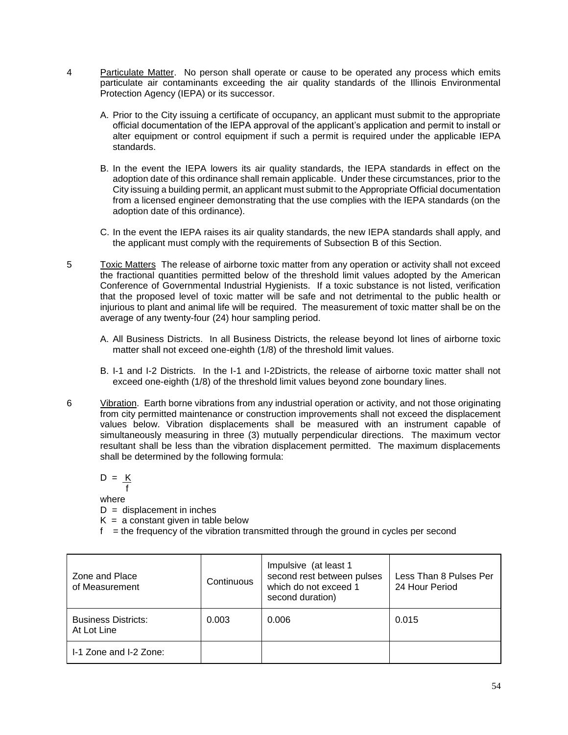4 Particulate Matter. No person shall operate or cause to be operated any process which emits particulate air contaminants exceeding the air quality standards of the Illinois Environmental Protection Agency (IEPA) or its successor.

A. Prior to the City issuing a certificate of occupancy, an applicant must submit to the appropriate official documentation of the IEPA approval of the applicant's application and permit to install or alter equipment or control equipment if such a permit is required under the applicable IEPA standards.

B. In the event the IEPA lowers its air quality standards, the IEPA standards in effect on the adoption date of this ordinance shall remain applicable. Under these circumstances, prior to the City issuing a building permit, an applicant must submit to the Appropriate Official documentation from a licensed engineer demonstrating that the use complies with the IEPA standards (on the adoption date of this ordinance).

C. In the event the IEPA raises its air quality standards, the new IEPA standards shall apply, and the applicant must comply with the requirements of Subsection B of this Section.

5 Toxic Matters The release of airborne toxic matter from any operation or activity shall not exceed the fractional quantities permitted below of the threshold limit values adopted by the American Conference of Governmental Industrial Hygienists. If a toxic substance is not listed, verification that the proposed level of toxic matter will be safe and not detrimental to the public health or injurious to plant and animal life will be required. The measurement of toxic matter shall be on the average of any twenty-four (24) hour sampling period.

A. All Business Districts. In all Business Districts, the release beyond lot lines of airborne toxic matter shall not exceed one-eighth (1/8) of the threshold limit values.

B. I-1 and I-2 Districts. In the I-1 and I-2Districts, the release of airborne toxic matter shall not exceed one-eighth (1/8) of the threshold limit values beyond zone boundary lines.

6 Vibration. Earth borne vibrations from any industrial operation or activity, and not those originating from city permitted maintenance or construction improvements shall not exceed the displacement values below. Vibration displacements shall be measured with an instrument capable of simultaneously measuring in three (3) mutually perpendicular directions. The maximum vector resultant shall be less than the vibration displacement permitted. The maximum displacements shall be determined by the following formula:

$$D = \frac{K}{f}$$

where

$D$ = displacement in inches

$K$ = a constant given in table below

$f$ = the frequency of the vibration transmitted through the ground in cycles per second

| Zone and Place of Measurement | Continuous | Impulsive (at least 1 second rest between pulses which do not exceed 1 second duration) | Less Than 8 Pulses Per 24 Hour Period |
|---|---|---|---|
| Business Districts: At Lot Line | 0.003 | 0.006 | 0.015 |
| I-1 Zone and I-2 Zone: | | | |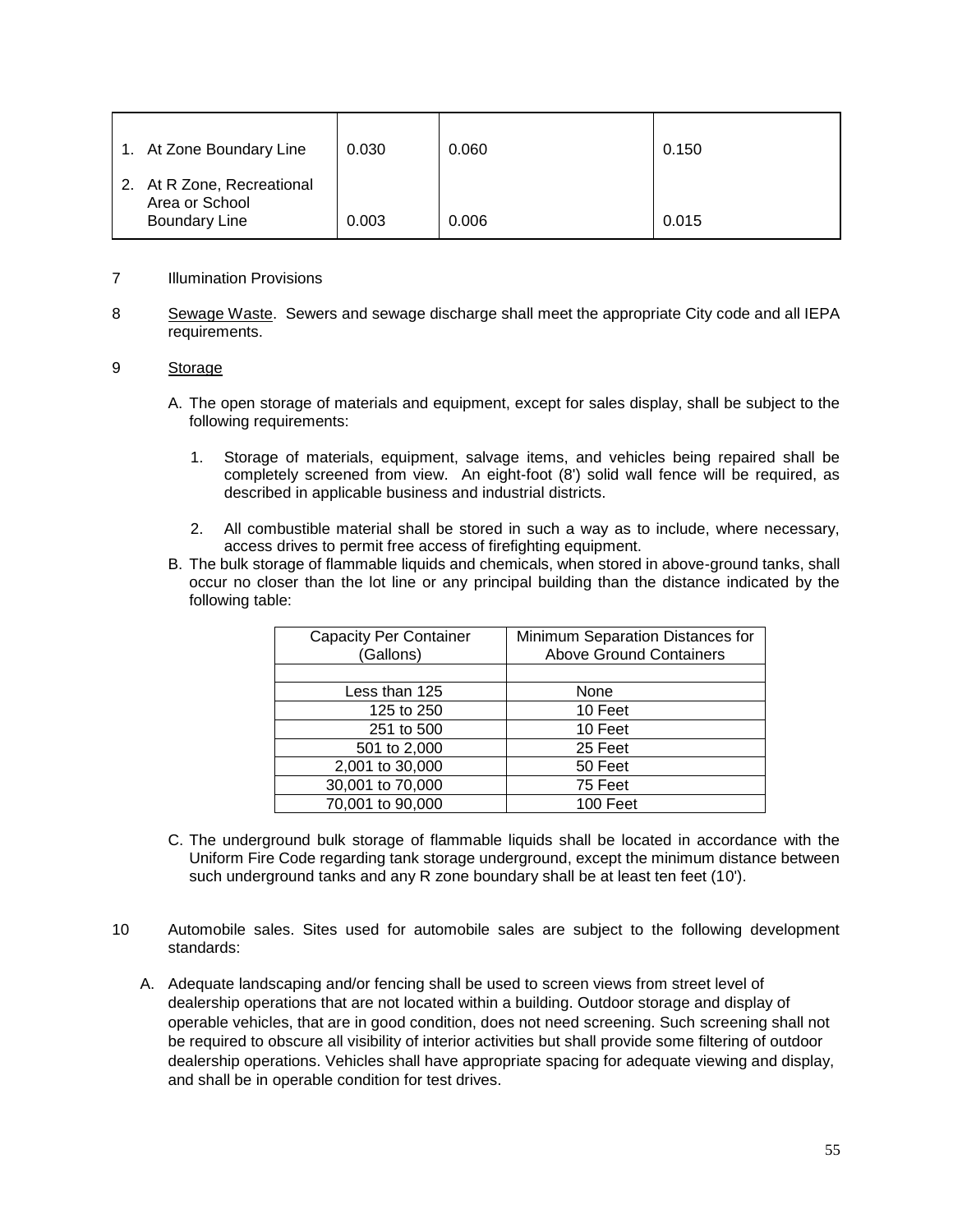| | | | |
|---|---|---|---|
| 1. At Zone Boundary Line | 0.030 | 0.060 | 0.150 |
| 2. At R Zone, Recreational Area or School Boundary Line | 0.003 | 0.006 | 0.015 |

7 Illumination Provisions

8 Sewage Waste. Sewers and sewage discharge shall meet the appropriate City code and all IEPA requirements.

9 Storage

A. The open storage of materials and equipment, except for sales display, shall be subject to the following requirements:

1. Storage of materials, equipment, salvage items, and vehicles being repaired shall be completely screened from view. An eight-foot (8') solid wall fence will be required, as described in applicable business and industrial districts.

2. All combustible material shall be stored in such a way as to include, where necessary, access drives to permit free access of firefighting equipment.

B. The bulk storage of flammable liquids and chemicals, when stored in above-ground tanks, shall occur no closer than the lot line or any principal building than the distance indicated by the following table:

| Capacity Per Container (Gallons) | Minimum Separation Distances for Above Ground Containers |
|---|---|
| | |
| Less than 125 | None |
| 125 to 250 | 10 Feet |
| 251 to 500 | 10 Feet |
| 501 to 2,000 | 25 Feet |
| 2,001 to 30,000 | 50 Feet |
| 30,001 to 70,000 | 75 Feet |
| 70,001 to 90,000 | 100 Feet |

C. The underground bulk storage of flammable liquids shall be located in accordance with the Uniform Fire Code regarding tank storage underground, except the minimum distance between such underground tanks and any R zone boundary shall be at least ten feet (10').

10 Automobile sales. Sites used for automobile sales are subject to the following development standards:

A. Adequate landscaping and/or fencing shall be used to screen views from street level of dealership operations that are not located within a building. Outdoor storage and display of operable vehicles, that are in good condition, does not need screening. Such screening shall not be required to obscure all visibility of interior activities but shall provide some filtering of outdoor dealership operations. Vehicles shall have appropriate spacing for adequate viewing and display, and shall be in operable condition for test drives.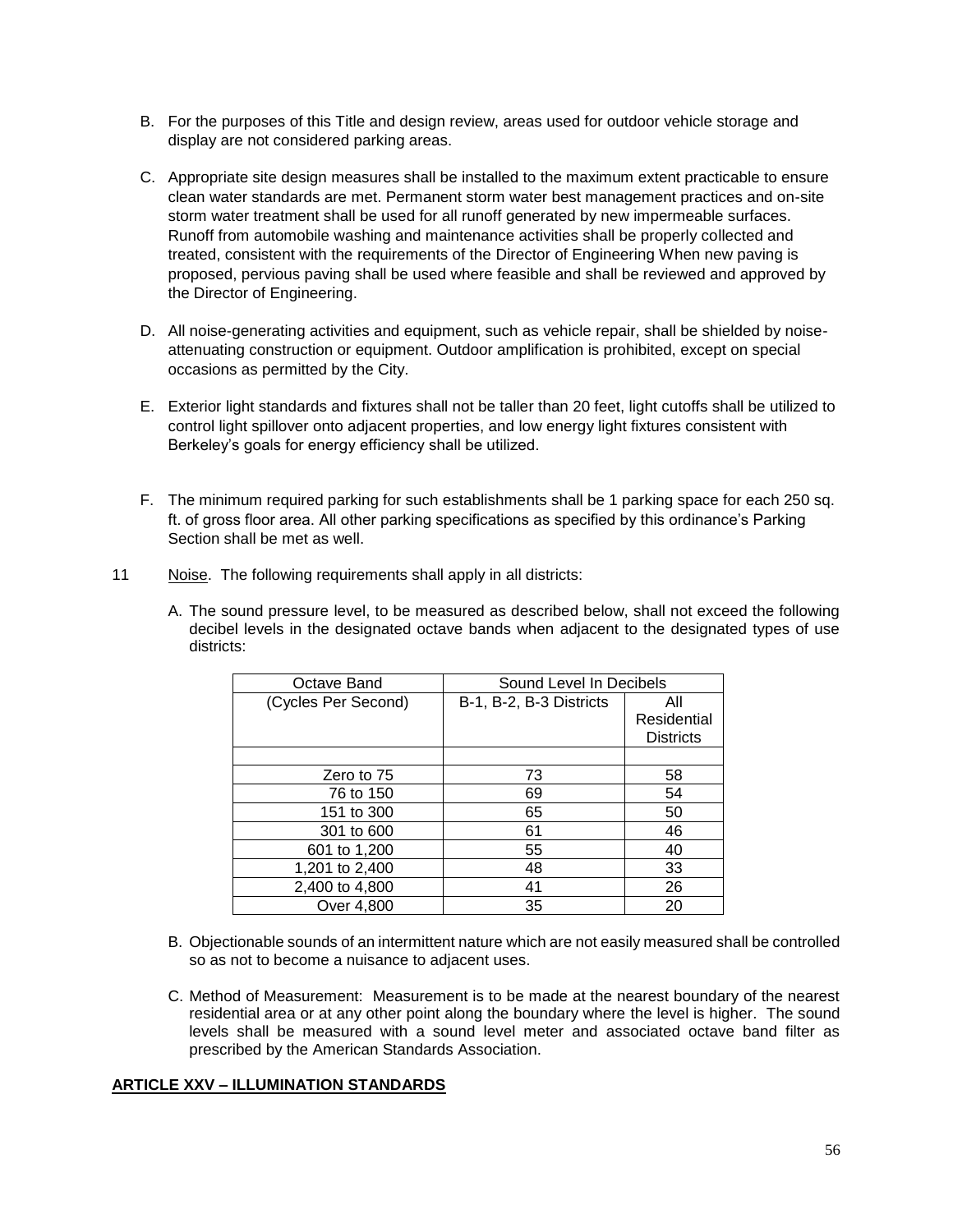B. For the purposes of this Title and design review, areas used for outdoor vehicle storage and display are not considered parking areas.

C. Appropriate site design measures shall be installed to the maximum extent practicable to ensure clean water standards are met. Permanent storm water best management practices and on-site storm water treatment shall be used for all runoff generated by new impermeable surfaces. Runoff from automobile washing and maintenance activities shall be properly collected and treated, consistent with the requirements of the Director of Engineering When new paving is proposed, pervious paving shall be used where feasible and shall be reviewed and approved by the Director of Engineering.

D. All noise-generating activities and equipment, such as vehicle repair, shall be shielded by noise-attenuating construction or equipment. Outdoor amplification is prohibited, except on special occasions as permitted by the City.

E. Exterior light standards and fixtures shall not be taller than 20 feet, light cutoffs shall be utilized to control light spillover onto adjacent properties, and low energy light fixtures consistent with Berkeley's goals for energy efficiency shall be utilized.

F. The minimum required parking for such establishments shall be 1 parking space for each 250 sq. ft. of gross floor area. All other parking specifications as specified by this ordinance's Parking Section shall be met as well.

11 Noise. The following requirements shall apply in all districts:

A. The sound pressure level, to be measured as described below, shall not exceed the following decibel levels in the designated octave bands when adjacent to the designated types of use districts:

| Octave Band | Sound Level In Decibels | |
|---|---|---|
| (Cycles Per Second) | B-1, B-2, B-3 Districts | All Residential Districts |
| | | |
| Zero to 75 | 73 | 58 |
| 76 to 150 | 69 | 54 |
| 151 to 300 | 65 | 50 |
| 301 to 600 | 61 | 46 |
| 601 to 1,200 | 55 | 40 |
| 1,201 to 2,400 | 48 | 33 |
| 2,400 to 4,800 | 41 | 26 |
| Over 4,800 | 35 | 20 |

B. Objectionable sounds of an intermittent nature which are not easily measured shall be controlled so as not to become a nuisance to adjacent uses.

C. Method of Measurement: Measurement is to be made at the nearest boundary of the nearest residential area or at any other point along the boundary where the level is higher. The sound levels shall be measured with a sound level meter and associated octave band filter as prescribed by the American Standards Association.

## ARTICLE XXV – ILLUMINATION STANDARDS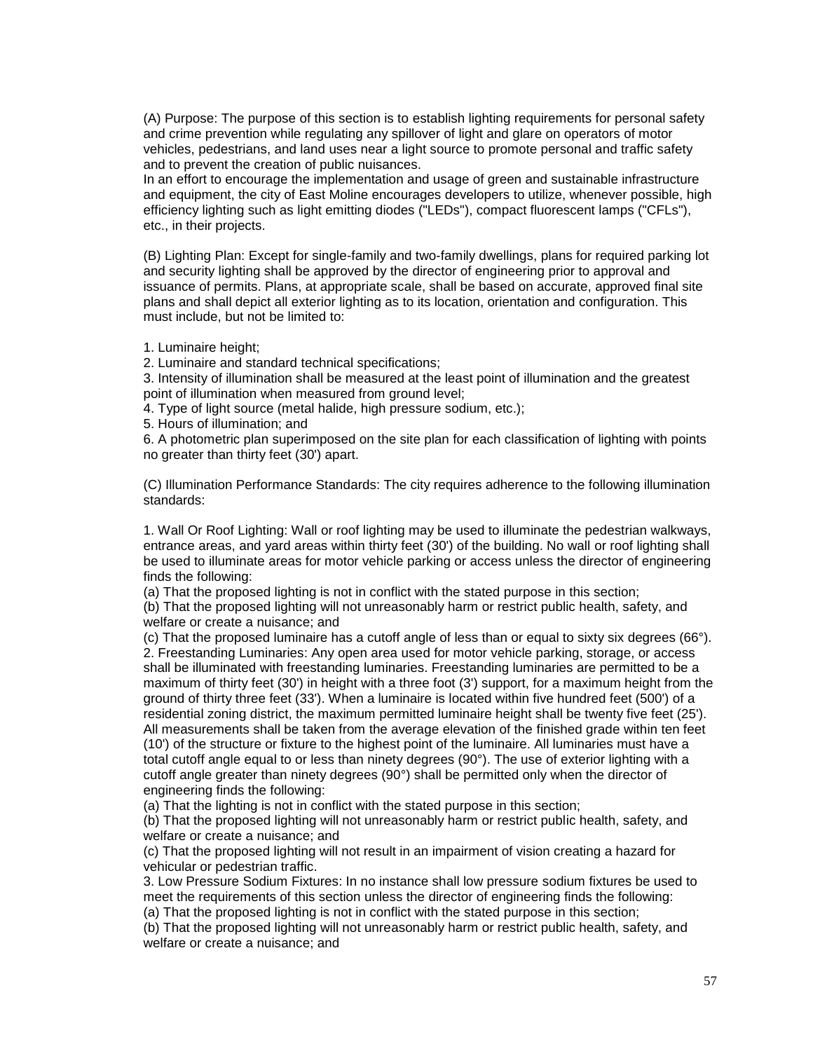(A) Purpose: The purpose of this section is to establish lighting requirements for personal safety and crime prevention while regulating any spillover of light and glare on operators of motor vehicles, pedestrians, and land uses near a light source to promote personal and traffic safety and to prevent the creation of public nuisances.
In an effort to encourage the implementation and usage of green and sustainable infrastructure and equipment, the city of East Moline encourages developers to utilize, whenever possible, high efficiency lighting such as light emitting diodes ("LEDs"), compact fluorescent lamps ("CFLs"), etc., in their projects.

(B) Lighting Plan: Except for single-family and two-family dwellings, plans for required parking lot and security lighting shall be approved by the director of engineering prior to approval and issuance of permits. Plans, at appropriate scale, shall be based on accurate, approved final site plans and shall depict all exterior lighting as to its location, orientation and configuration. This must include, but not be limited to:

1. Luminaire height;
2. Luminaire and standard technical specifications;
3. Intensity of illumination shall be measured at the least point of illumination and the greatest point of illumination when measured from ground level;
4. Type of light source (metal halide, high pressure sodium, etc.);
5. Hours of illumination; and
6. A photometric plan superimposed on the site plan for each classification of lighting with points no greater than thirty feet (30') apart.

(C) Illumination Performance Standards: The city requires adherence to the following illumination standards:

1. Wall Or Roof Lighting: Wall or roof lighting may be used to illuminate the pedestrian walkways, entrance areas, and yard areas within thirty feet (30') of the building. No wall or roof lighting shall be used to illuminate areas for motor vehicle parking or access unless the director of engineering finds the following:
(a) That the proposed lighting is not in conflict with the stated purpose in this section;
(b) That the proposed lighting will not unreasonably harm or restrict public health, safety, and welfare or create a nuisance; and
(c) That the proposed luminaire has a cutoff angle of less than or equal to sixty six degrees (66°).
2. Freestanding Luminaries: Any open area used for motor vehicle parking, storage, or access shall be illuminated with freestanding luminaries. Freestanding luminaries are permitted to be a maximum of thirty feet (30') in height with a three foot (3') support, for a maximum height from the ground of thirty three feet (33'). When a luminaire is located within five hundred feet (500') of a residential zoning district, the maximum permitted luminaire height shall be twenty five feet (25'). All measurements shall be taken from the average elevation of the finished grade within ten feet (10') of the structure or fixture to the highest point of the luminaire. All luminaries must have a total cutoff angle equal to or less than ninety degrees (90°). The use of exterior lighting with a cutoff angle greater than ninety degrees (90°) shall be permitted only when the director of engineering finds the following:
(a) That the lighting is not in conflict with the stated purpose in this section;
(b) That the proposed lighting will not unreasonably harm or restrict public health, safety, and welfare or create a nuisance; and
(c) That the proposed lighting will not result in an impairment of vision creating a hazard for vehicular or pedestrian traffic.
3. Low Pressure Sodium Fixtures: In no instance shall low pressure sodium fixtures be used to meet the requirements of this section unless the director of engineering finds the following:
(a) That the proposed lighting is not in conflict with the stated purpose in this section;
(b) That the proposed lighting will not unreasonably harm or restrict public health, safety, and welfare or create a nuisance; and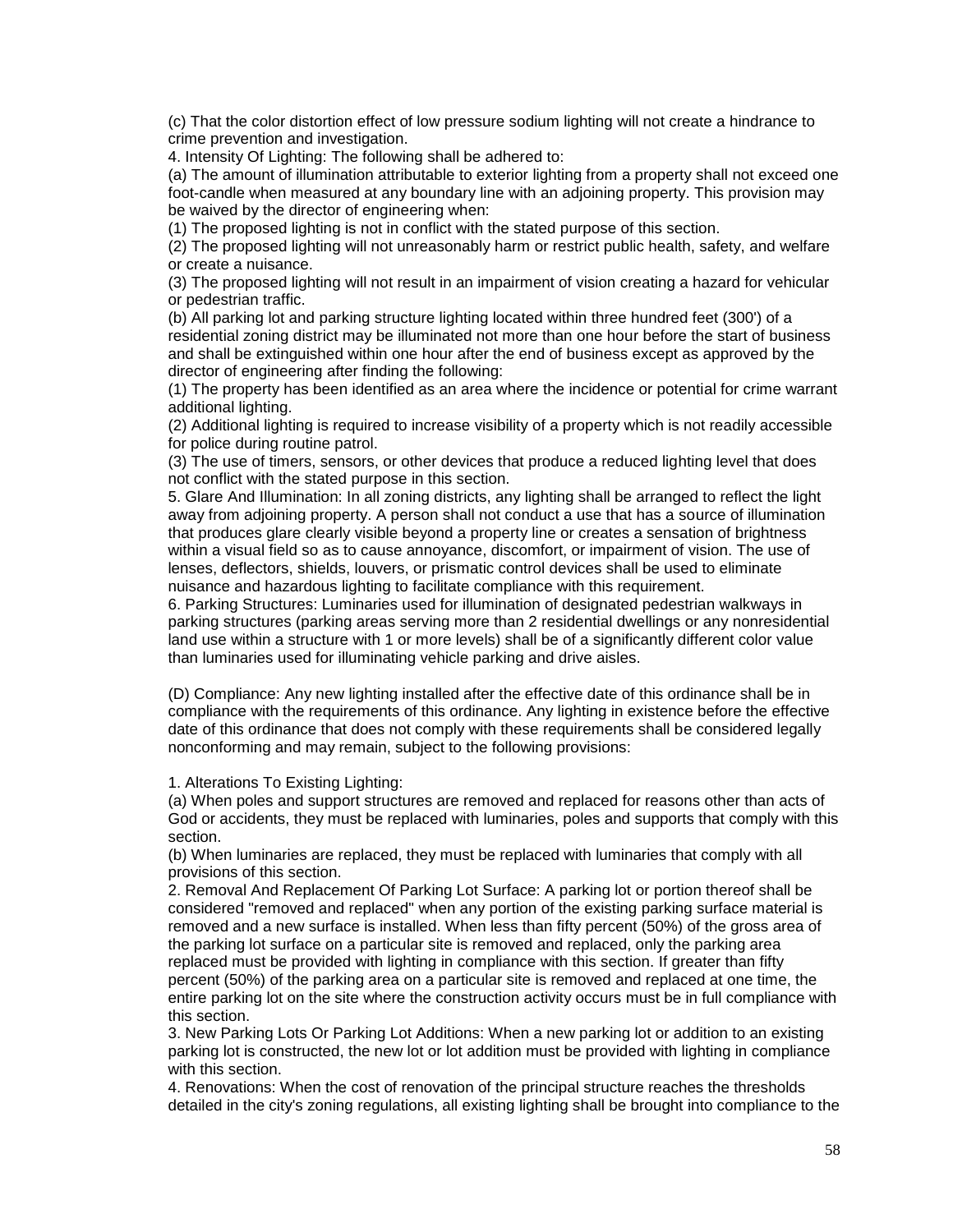(c) That the color distortion effect of low pressure sodium lighting will not create a hindrance to crime prevention and investigation.

4. Intensity Of Lighting: The following shall be adhered to:

(a) The amount of illumination attributable to exterior lighting from a property shall not exceed one foot-candle when measured at any boundary line with an adjoining property. This provision may be waived by the director of engineering when:

(1) The proposed lighting is not in conflict with the stated purpose of this section.

(2) The proposed lighting will not unreasonably harm or restrict public health, safety, and welfare or create a nuisance.

(3) The proposed lighting will not result in an impairment of vision creating a hazard for vehicular or pedestrian traffic.

(b) All parking lot and parking structure lighting located within three hundred feet (300') of a residential zoning district may be illuminated not more than one hour before the start of business and shall be extinguished within one hour after the end of business except as approved by the director of engineering after finding the following:

(1) The property has been identified as an area where the incidence or potential for crime warrant additional lighting.

(2) Additional lighting is required to increase visibility of a property which is not readily accessible for police during routine patrol.

(3) The use of timers, sensors, or other devices that produce a reduced lighting level that does not conflict with the stated purpose in this section.

5. Glare And Illumination: In all zoning districts, any lighting shall be arranged to reflect the light away from adjoining property. A person shall not conduct a use that has a source of illumination that produces glare clearly visible beyond a property line or creates a sensation of brightness within a visual field so as to cause annoyance, discomfort, or impairment of vision. The use of lenses, deflectors, shields, louvers, or prismatic control devices shall be used to eliminate nuisance and hazardous lighting to facilitate compliance with this requirement.

6. Parking Structures: Luminaries used for illumination of designated pedestrian walkways in parking structures (parking areas serving more than 2 residential dwellings or any nonresidential land use within a structure with 1 or more levels) shall be of a significantly different color value than luminaries used for illuminating vehicle parking and drive aisles.

(D) Compliance: Any new lighting installed after the effective date of this ordinance shall be in compliance with the requirements of this ordinance. Any lighting in existence before the effective date of this ordinance that does not comply with these requirements shall be considered legally nonconforming and may remain, subject to the following provisions:

1. Alterations To Existing Lighting:

(a) When poles and support structures are removed and replaced for reasons other than acts of God or accidents, they must be replaced with luminaries, poles and supports that comply with this section.

(b) When luminaries are replaced, they must be replaced with luminaries that comply with all provisions of this section.

2. Removal And Replacement Of Parking Lot Surface: A parking lot or portion thereof shall be considered "removed and replaced" when any portion of the existing parking surface material is removed and a new surface is installed. When less than fifty percent (50%) of the gross area of the parking lot surface on a particular site is removed and replaced, only the parking area replaced must be provided with lighting in compliance with this section. If greater than fifty percent (50%) of the parking area on a particular site is removed and replaced at one time, the entire parking lot on the site where the construction activity occurs must be in full compliance with this section.

3. New Parking Lots Or Parking Lot Additions: When a new parking lot or addition to an existing parking lot is constructed, the new lot or lot addition must be provided with lighting in compliance with this section.

4. Renovations: When the cost of renovation of the principal structure reaches the thresholds detailed in the city's zoning regulations, all existing lighting shall be brought into compliance to the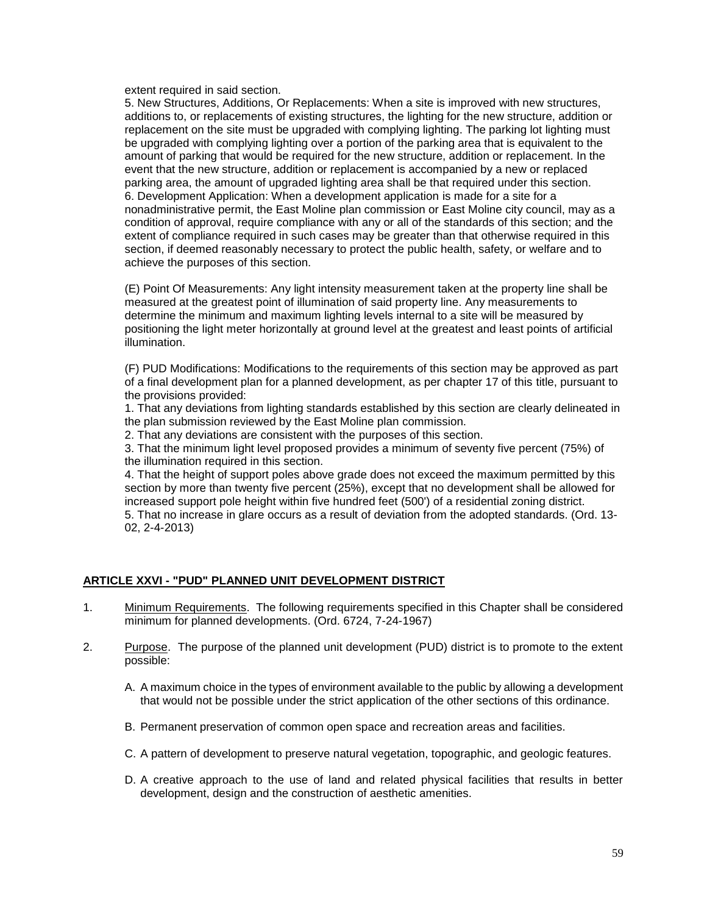extent required in said section.

5. New Structures, Additions, Or Replacements: When a site is improved with new structures, additions to, or replacements of existing structures, the lighting for the new structure, addition or replacement on the site must be upgraded with complying lighting. The parking lot lighting must be upgraded with complying lighting over a portion of the parking area that is equivalent to the amount of parking that would be required for the new structure, addition or replacement. In the event that the new structure, addition or replacement is accompanied by a new or replaced parking area, the amount of upgraded lighting area shall be that required under this section.

6. Development Application: When a development application is made for a site for a nonadministrative permit, the East Moline plan commission or East Moline city council, may as a condition of approval, require compliance with any or all of the standards of this section; and the extent of compliance required in such cases may be greater than that otherwise required in this section, if deemed reasonably necessary to protect the public health, safety, or welfare and to achieve the purposes of this section.

(E) Point Of Measurements: Any light intensity measurement taken at the property line shall be measured at the greatest point of illumination of said property line. Any measurements to determine the minimum and maximum lighting levels internal to a site will be measured by positioning the light meter horizontally at ground level at the greatest and least points of artificial illumination.

(F) PUD Modifications: Modifications to the requirements of this section may be approved as part of a final development plan for a planned development, as per chapter 17 of this title, pursuant to the provisions provided:

1. That any deviations from lighting standards established by this section are clearly delineated in the plan submission reviewed by the East Moline plan commission.
2. That any deviations are consistent with the purposes of this section.
3. That the minimum light level proposed provides a minimum of seventy five percent (75%) of the illumination required in this section.
4. That the height of support poles above grade does not exceed the maximum permitted by this section by more than twenty five percent (25%), except that no development shall be allowed for increased support pole height within five hundred feet (500') of a residential zoning district.
5. That no increase in glare occurs as a result of deviation from the adopted standards. (Ord. 13-02, 2-4-2013)

## ARTICLE XXVI - "PUD" PLANNED UNIT DEVELOPMENT DISTRICT

1. Minimum Requirements. The following requirements specified in this Chapter shall be considered minimum for planned developments. (Ord. 6724, 7-24-1967)

2. Purpose. The purpose of the planned unit development (PUD) district is to promote to the extent possible:

   A. A maximum choice in the types of environment available to the public by allowing a development that would not be possible under the strict application of the other sections of this ordinance.

   B. Permanent preservation of common open space and recreation areas and facilities.

   C. A pattern of development to preserve natural vegetation, topographic, and geologic features.

   D. A creative approach to the use of land and related physical facilities that results in better development, design and the construction of aesthetic amenities.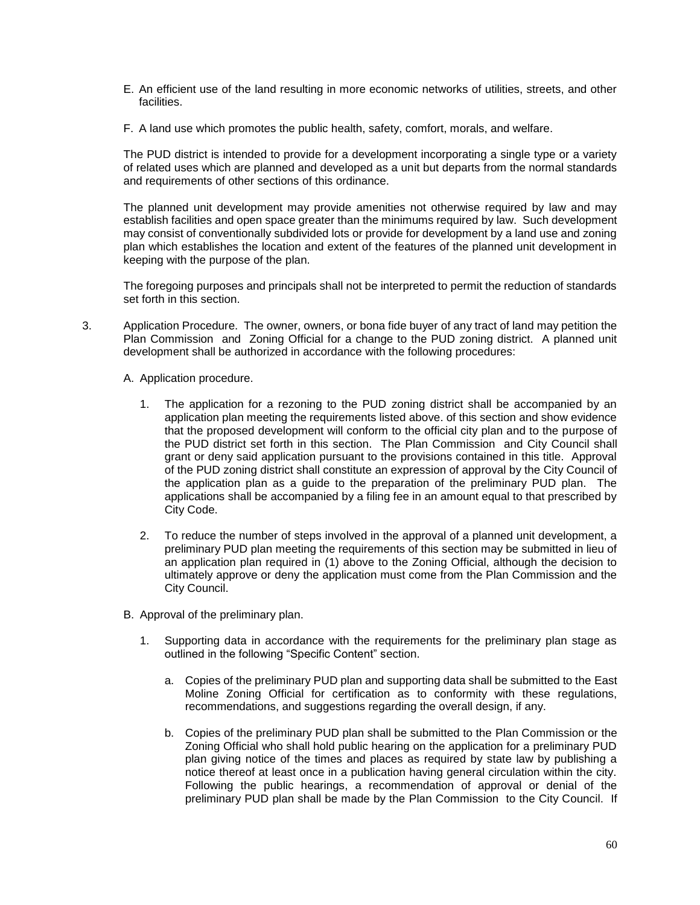E. An efficient use of the land resulting in more economic networks of utilities, streets, and other facilities.

F. A land use which promotes the public health, safety, comfort, morals, and welfare.

The PUD district is intended to provide for a development incorporating a single type or a variety of related uses which are planned and developed as a unit but departs from the normal standards and requirements of other sections of this ordinance.

The planned unit development may provide amenities not otherwise required by law and may establish facilities and open space greater than the minimums required by law. Such development may consist of conventionally subdivided lots or provide for development by a land use and zoning plan which establishes the location and extent of the features of the planned unit development in keeping with the purpose of the plan.

The foregoing purposes and principals shall not be interpreted to permit the reduction of standards set forth in this section.

3. Application Procedure. The owner, owners, or bona fide buyer of any tract of land may petition the Plan Commission and Zoning Official for a change to the PUD zoning district. A planned unit development shall be authorized in accordance with the following procedures:

   A. Application procedure.

      1. The application for a rezoning to the PUD zoning district shall be accompanied by an application plan meeting the requirements listed above. of this section and show evidence that the proposed development will conform to the official city plan and to the purpose of the PUD district set forth in this section. The Plan Commission and City Council shall grant or deny said application pursuant to the provisions contained in this title. Approval of the PUD zoning district shall constitute an expression of approval by the City Council of the application plan as a guide to the preparation of the preliminary PUD plan. The applications shall be accompanied by a filing fee in an amount equal to that prescribed by City Code.

      2. To reduce the number of steps involved in the approval of a planned unit development, a preliminary PUD plan meeting the requirements of this section may be submitted in lieu of an application plan required in (1) above to the Zoning Official, although the decision to ultimately approve or deny the application must come from the Plan Commission and the City Council.

   B. Approval of the preliminary plan.

      1. Supporting data in accordance with the requirements for the preliminary plan stage as outlined in the following "Specific Content" section.

         a. Copies of the preliminary PUD plan and supporting data shall be submitted to the East Moline Zoning Official for certification as to conformity with these regulations, recommendations, and suggestions regarding the overall design, if any.

         b. Copies of the preliminary PUD plan shall be submitted to the Plan Commission or the Zoning Official who shall hold public hearing on the application for a preliminary PUD plan giving notice of the times and places as required by state law by publishing a notice thereof at least once in a publication having general circulation within the city. Following the public hearings, a recommendation of approval or denial of the preliminary PUD plan shall be made by the Plan Commission to the City Council. If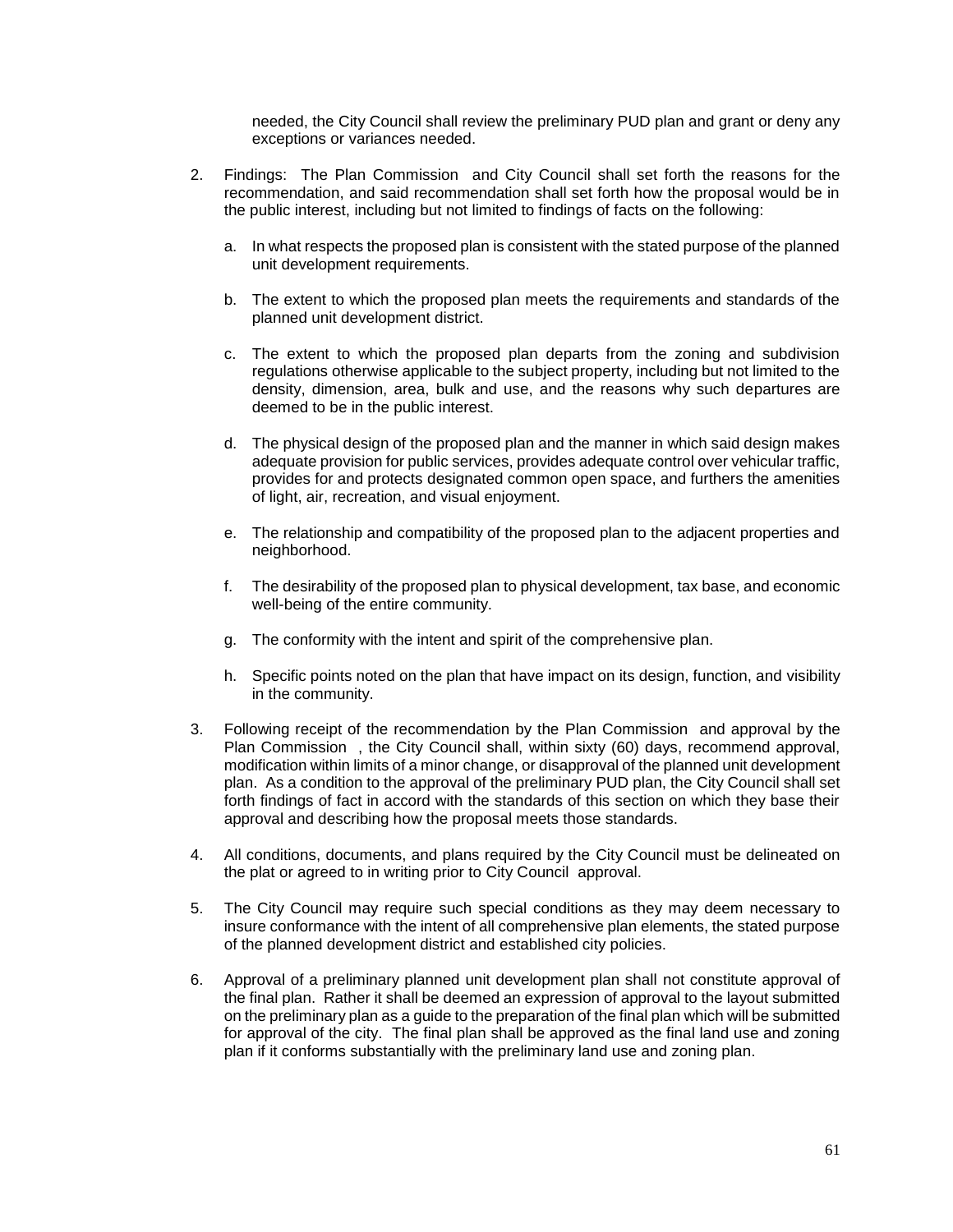needed, the City Council shall review the preliminary PUD plan and grant or deny any exceptions or variances needed.

2. Findings: The Plan Commission and City Council shall set forth the reasons for the recommendation, and said recommendation shall set forth how the proposal would be in the public interest, including but not limited to findings of facts on the following:

   a. In what respects the proposed plan is consistent with the stated purpose of the planned unit development requirements.

   b. The extent to which the proposed plan meets the requirements and standards of the planned unit development district.

   c. The extent to which the proposed plan departs from the zoning and subdivision regulations otherwise applicable to the subject property, including but not limited to the density, dimension, area, bulk and use, and the reasons why such departures are deemed to be in the public interest.

   d. The physical design of the proposed plan and the manner in which said design makes adequate provision for public services, provides adequate control over vehicular traffic, provides for and protects designated common open space, and furthers the amenities of light, air, recreation, and visual enjoyment.

   e. The relationship and compatibility of the proposed plan to the adjacent properties and neighborhood.

   f. The desirability of the proposed plan to physical development, tax base, and economic well-being of the entire community.

   g. The conformity with the intent and spirit of the comprehensive plan.

   h. Specific points noted on the plan that have impact on its design, function, and visibility in the community.

3. Following receipt of the recommendation by the Plan Commission and approval by the Plan Commission , the City Council shall, within sixty (60) days, recommend approval, modification within limits of a minor change, or disapproval of the planned unit development plan. As a condition to the approval of the preliminary PUD plan, the City Council shall set forth findings of fact in accord with the standards of this section on which they base their approval and describing how the proposal meets those standards.

4. All conditions, documents, and plans required by the City Council must be delineated on the plat or agreed to in writing prior to City Council approval.

5. The City Council may require such special conditions as they may deem necessary to insure conformance with the intent of all comprehensive plan elements, the stated purpose of the planned development district and established city policies.

6. Approval of a preliminary planned unit development plan shall not constitute approval of the final plan. Rather it shall be deemed an expression of approval to the layout submitted on the preliminary plan as a guide to the preparation of the final plan which will be submitted for approval of the city. The final plan shall be approved as the final land use and zoning plan if it conforms substantially with the preliminary land use and zoning plan.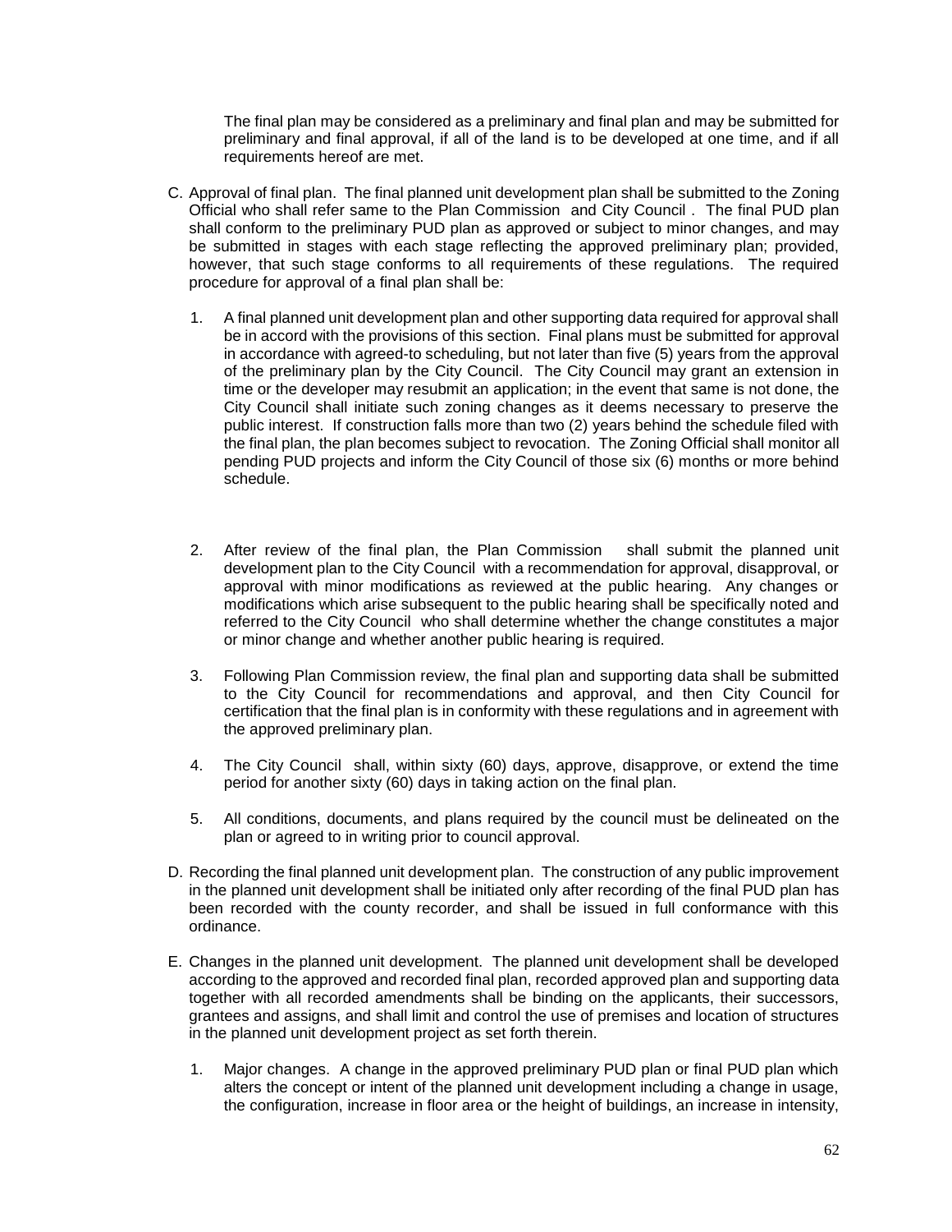The final plan may be considered as a preliminary and final plan and may be submitted for preliminary and final approval, if all of the land is to be developed at one time, and if all requirements hereof are met.

C. Approval of final plan. The final planned unit development plan shall be submitted to the Zoning Official who shall refer same to the Plan Commission and City Council . The final PUD plan shall conform to the preliminary PUD plan as approved or subject to minor changes, and may be submitted in stages with each stage reflecting the approved preliminary plan; provided, however, that such stage conforms to all requirements of these regulations. The required procedure for approval of a final plan shall be:

   1. A final planned unit development plan and other supporting data required for approval shall be in accord with the provisions of this section. Final plans must be submitted for approval in accordance with agreed-to scheduling, but not later than five (5) years from the approval of the preliminary plan by the City Council. The City Council may grant an extension in time or the developer may resubmit an application; in the event that same is not done, the City Council shall initiate such zoning changes as it deems necessary to preserve the public interest. If construction falls more than two (2) years behind the schedule filed with the final plan, the plan becomes subject to revocation. The Zoning Official shall monitor all pending PUD projects and inform the City Council of those six (6) months or more behind schedule.

   2. After review of the final plan, the Plan Commission shall submit the planned unit development plan to the City Council with a recommendation for approval, disapproval, or approval with minor modifications as reviewed at the public hearing. Any changes or modifications which arise subsequent to the public hearing shall be specifically noted and referred to the City Council who shall determine whether the change constitutes a major or minor change and whether another public hearing is required.

   3. Following Plan Commission review, the final plan and supporting data shall be submitted to the City Council for recommendations and approval, and then City Council for certification that the final plan is in conformity with these regulations and in agreement with the approved preliminary plan.

   4. The City Council shall, within sixty (60) days, approve, disapprove, or extend the time period for another sixty (60) days in taking action on the final plan.

   5. All conditions, documents, and plans required by the council must be delineated on the plan or agreed to in writing prior to council approval.

D. Recording the final planned unit development plan. The construction of any public improvement in the planned unit development shall be initiated only after recording of the final PUD plan has been recorded with the county recorder, and shall be issued in full conformance with this ordinance.

E. Changes in the planned unit development. The planned unit development shall be developed according to the approved and recorded final plan, recorded approved plan and supporting data together with all recorded amendments shall be binding on the applicants, their successors, grantees and assigns, and shall limit and control the use of premises and location of structures in the planned unit development project as set forth therein.

   1. Major changes. A change in the approved preliminary PUD plan or final PUD plan which alters the concept or intent of the planned unit development including a change in usage, the configuration, increase in floor area or the height of buildings, an increase in intensity,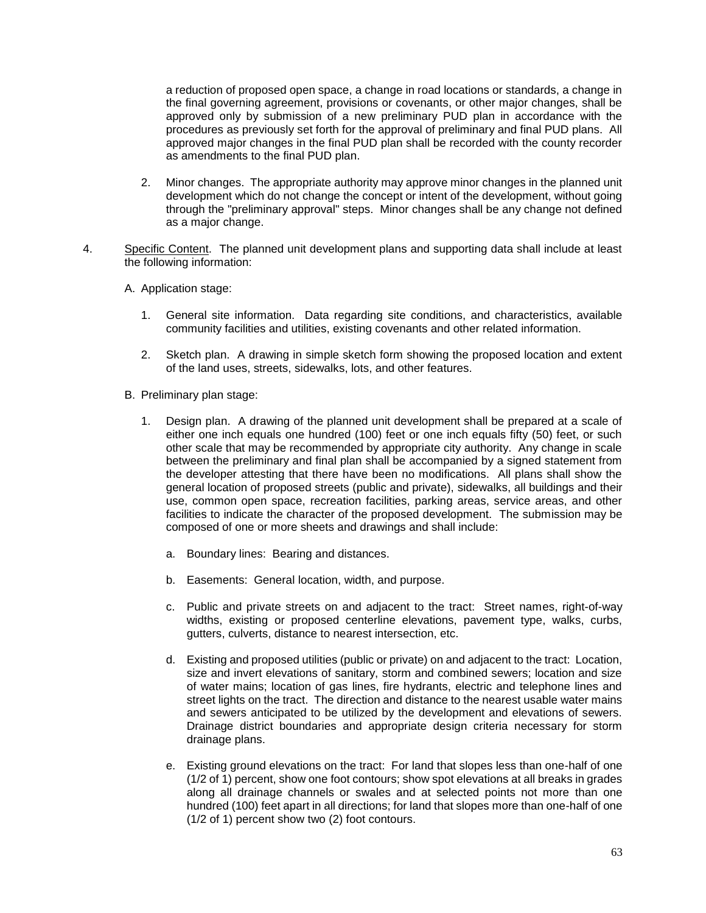a reduction of proposed open space, a change in road locations or standards, a change in the final governing agreement, provisions or covenants, or other major changes, shall be approved only by submission of a new preliminary PUD plan in accordance with the procedures as previously set forth for the approval of preliminary and final PUD plans. All approved major changes in the final PUD plan shall be recorded with the county recorder as amendments to the final PUD plan.

2. Minor changes. The appropriate authority may approve minor changes in the planned unit development which do not change the concept or intent of the development, without going through the "preliminary approval" steps. Minor changes shall be any change not defined as a major change.

4. Specific Content. The planned unit development plans and supporting data shall include at least the following information:

   A. Application stage:

      1. General site information. Data regarding site conditions, and characteristics, available community facilities and utilities, existing covenants and other related information.

      2. Sketch plan. A drawing in simple sketch form showing the proposed location and extent of the land uses, streets, sidewalks, lots, and other features.

   B. Preliminary plan stage:

      1. Design plan. A drawing of the planned unit development shall be prepared at a scale of either one inch equals one hundred (100) feet or one inch equals fifty (50) feet, or such other scale that may be recommended by appropriate city authority. Any change in scale between the preliminary and final plan shall be accompanied by a signed statement from the developer attesting that there have been no modifications. All plans shall show the general location of proposed streets (public and private), sidewalks, all buildings and their use, common open space, recreation facilities, parking areas, service areas, and other facilities to indicate the character of the proposed development. The submission may be composed of one or more sheets and drawings and shall include:

         a. Boundary lines: Bearing and distances.

         b. Easements: General location, width, and purpose.

         c. Public and private streets on and adjacent to the tract: Street names, right-of-way widths, existing or proposed centerline elevations, pavement type, walks, curbs, gutters, culverts, distance to nearest intersection, etc.

         d. Existing and proposed utilities (public or private) on and adjacent to the tract: Location, size and invert elevations of sanitary, storm and combined sewers; location and size of water mains; location of gas lines, fire hydrants, electric and telephone lines and street lights on the tract. The direction and distance to the nearest usable water mains and sewers anticipated to be utilized by the development and elevations of sewers. Drainage district boundaries and appropriate design criteria necessary for storm drainage plans.

         e. Existing ground elevations on the tract: For land that slopes less than one-half of one (1/2 of 1) percent, show one foot contours; show spot elevations at all breaks in grades along all drainage channels or swales and at selected points not more than one hundred (100) feet apart in all directions; for land that slopes more than one-half of one (1/2 of 1) percent show two (2) foot contours.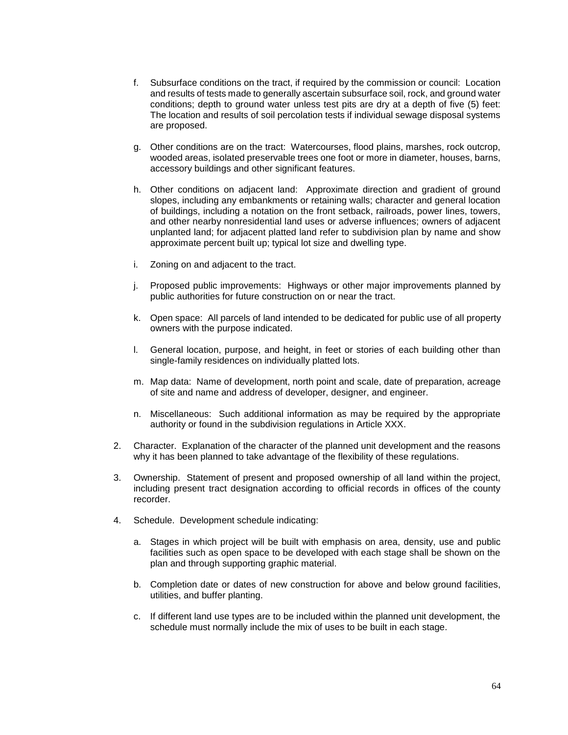f. Subsurface conditions on the tract, if required by the commission or council: Location and results of tests made to generally ascertain subsurface soil, rock, and ground water conditions; depth to ground water unless test pits are dry at a depth of five (5) feet: The location and results of soil percolation tests if individual sewage disposal systems are proposed.

g. Other conditions are on the tract: Watercourses, flood plains, marshes, rock outcrop, wooded areas, isolated preservable trees one foot or more in diameter, houses, barns, accessory buildings and other significant features.

h. Other conditions on adjacent land: Approximate direction and gradient of ground slopes, including any embankments or retaining walls; character and general location of buildings, including a notation on the front setback, railroads, power lines, towers, and other nearby nonresidential land uses or adverse influences; owners of adjacent unplanted land; for adjacent platted land refer to subdivision plan by name and show approximate percent built up; typical lot size and dwelling type.

i. Zoning on and adjacent to the tract.

j. Proposed public improvements: Highways or other major improvements planned by public authorities for future construction on or near the tract.

k. Open space: All parcels of land intended to be dedicated for public use of all property owners with the purpose indicated.

l. General location, purpose, and height, in feet or stories of each building other than single-family residences on individually platted lots.

m. Map data: Name of development, north point and scale, date of preparation, acreage of site and name and address of developer, designer, and engineer.

n. Miscellaneous: Such additional information as may be required by the appropriate authority or found in the subdivision regulations in Article XXX.

2. Character. Explanation of the character of the planned unit development and the reasons why it has been planned to take advantage of the flexibility of these regulations.

3. Ownership. Statement of present and proposed ownership of all land within the project, including present tract designation according to official records in offices of the county recorder.

4. Schedule. Development schedule indicating:

   a. Stages in which project will be built with emphasis on area, density, use and public facilities such as open space to be developed with each stage shall be shown on the plan and through supporting graphic material.

   b. Completion date or dates of new construction for above and below ground facilities, utilities, and buffer planting.

   c. If different land use types are to be included within the planned unit development, the schedule must normally include the mix of uses to be built in each stage.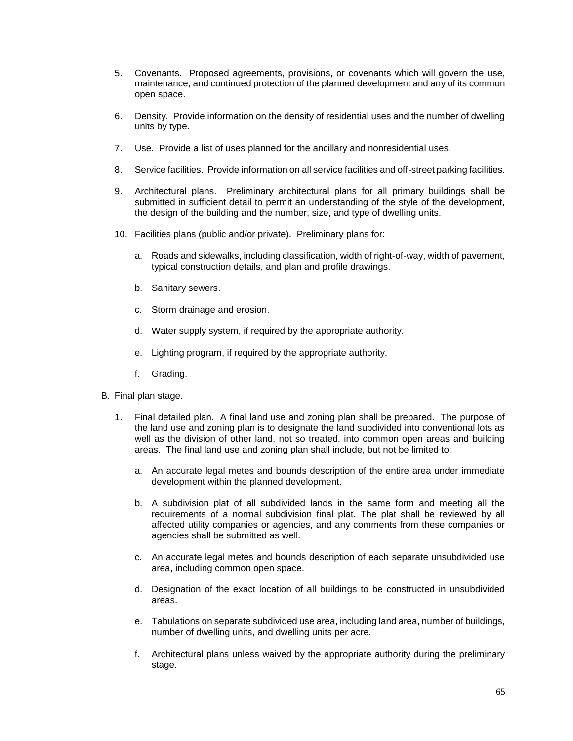5. Covenants. Proposed agreements, provisions, or covenants which will govern the use, maintenance, and continued protection of the planned development and any of its common open space.

6. Density. Provide information on the density of residential uses and the number of dwelling units by type.

7. Use. Provide a list of uses planned for the ancillary and nonresidential uses.

8. Service facilities. Provide information on all service facilities and off-street parking facilities.

9. Architectural plans. Preliminary architectural plans for all primary buildings shall be submitted in sufficient detail to permit an understanding of the style of the development, the design of the building and the number, size, and type of dwelling units.

10. Facilities plans (public and/or private). Preliminary plans for:

    a. Roads and sidewalks, including classification, width of right-of-way, width of pavement, typical construction details, and plan and profile drawings.

    b. Sanitary sewers.

    c. Storm drainage and erosion.

    d. Water supply system, if required by the appropriate authority.

    e. Lighting program, if required by the appropriate authority.

    f. Grading.

B. Final plan stage.

1. Final detailed plan. A final land use and zoning plan shall be prepared. The purpose of the land use and zoning plan is to designate the land subdivided into conventional lots as well as the division of other land, not so treated, into common open areas and building areas. The final land use and zoning plan shall include, but not be limited to:

    a. An accurate legal metes and bounds description of the entire area under immediate development within the planned development.

    b. A subdivision plat of all subdivided lands in the same form and meeting all the requirements of a normal subdivision final plat. The plat shall be reviewed by all affected utility companies or agencies, and any comments from these companies or agencies shall be submitted as well.

    c. An accurate legal metes and bounds description of each separate unsubdivided use area, including common open space.

    d. Designation of the exact location of all buildings to be constructed in unsubdivided areas.

    e. Tabulations on separate subdivided use area, including land area, number of buildings, number of dwelling units, and dwelling units per acre.

    f. Architectural plans unless waived by the appropriate authority during the preliminary stage.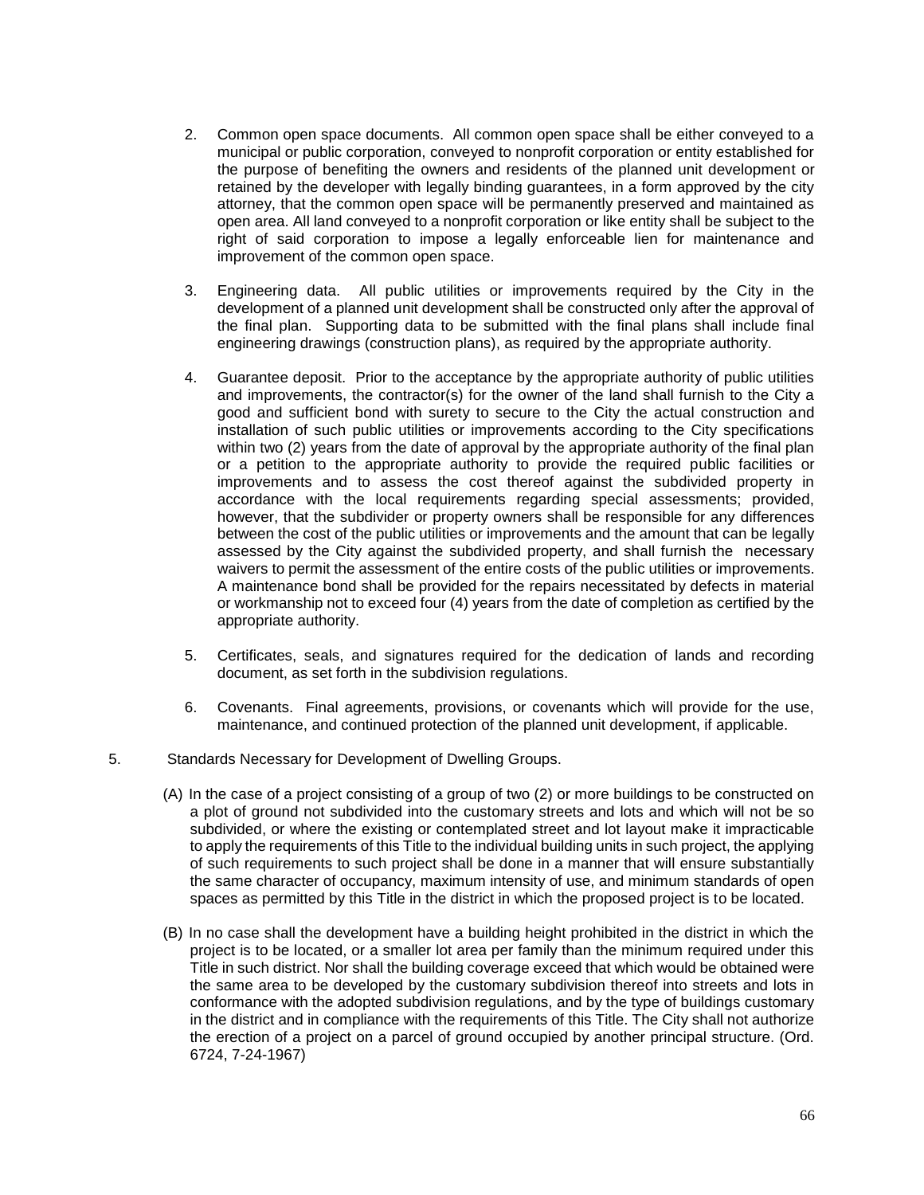2. Common open space documents. All common open space shall be either conveyed to a municipal or public corporation, conveyed to nonprofit corporation or entity established for the purpose of benefiting the owners and residents of the planned unit development or retained by the developer with legally binding guarantees, in a form approved by the city attorney, that the common open space will be permanently preserved and maintained as open area. All land conveyed to a nonprofit corporation or like entity shall be subject to the right of said corporation to impose a legally enforceable lien for maintenance and improvement of the common open space.

3. Engineering data. All public utilities or improvements required by the City in the development of a planned unit development shall be constructed only after the approval of the final plan. Supporting data to be submitted with the final plans shall include final engineering drawings (construction plans), as required by the appropriate authority.

4. Guarantee deposit. Prior to the acceptance by the appropriate authority of public utilities and improvements, the contractor(s) for the owner of the land shall furnish to the City a good and sufficient bond with surety to secure to the City the actual construction and installation of such public utilities or improvements according to the City specifications within two (2) years from the date of approval by the appropriate authority of the final plan or a petition to the appropriate authority to provide the required public facilities or improvements and to assess the cost thereof against the subdivided property in accordance with the local requirements regarding special assessments; provided, however, that the subdivider or property owners shall be responsible for any differences between the cost of the public utilities or improvements and the amount that can be legally assessed by the City against the subdivided property, and shall furnish the necessary waivers to permit the assessment of the entire costs of the public utilities or improvements. A maintenance bond shall be provided for the repairs necessitated by defects in material or workmanship not to exceed four (4) years from the date of completion as certified by the appropriate authority.

5. Certificates, seals, and signatures required for the dedication of lands and recording document, as set forth in the subdivision regulations.

6. Covenants. Final agreements, provisions, or covenants which will provide for the use, maintenance, and continued protection of the planned unit development, if applicable.

5. Standards Necessary for Development of Dwelling Groups.

(A) In the case of a project consisting of a group of two (2) or more buildings to be constructed on a plot of ground not subdivided into the customary streets and lots and which will not be so subdivided, or where the existing or contemplated street and lot layout make it impracticable to apply the requirements of this Title to the individual building units in such project, the applying of such requirements to such project shall be done in a manner that will ensure substantially the same character of occupancy, maximum intensity of use, and minimum standards of open spaces as permitted by this Title in the district in which the proposed project is to be located.

(B) In no case shall the development have a building height prohibited in the district in which the project is to be located, or a smaller lot area per family than the minimum required under this Title in such district. Nor shall the building coverage exceed that which would be obtained were the same area to be developed by the customary subdivision thereof into streets and lots in conformance with the adopted subdivision regulations, and by the type of buildings customary in the district and in compliance with the requirements of this Title. The City shall not authorize the erection of a project on a parcel of ground occupied by another principal structure. (Ord. 6724, 7-24-1967)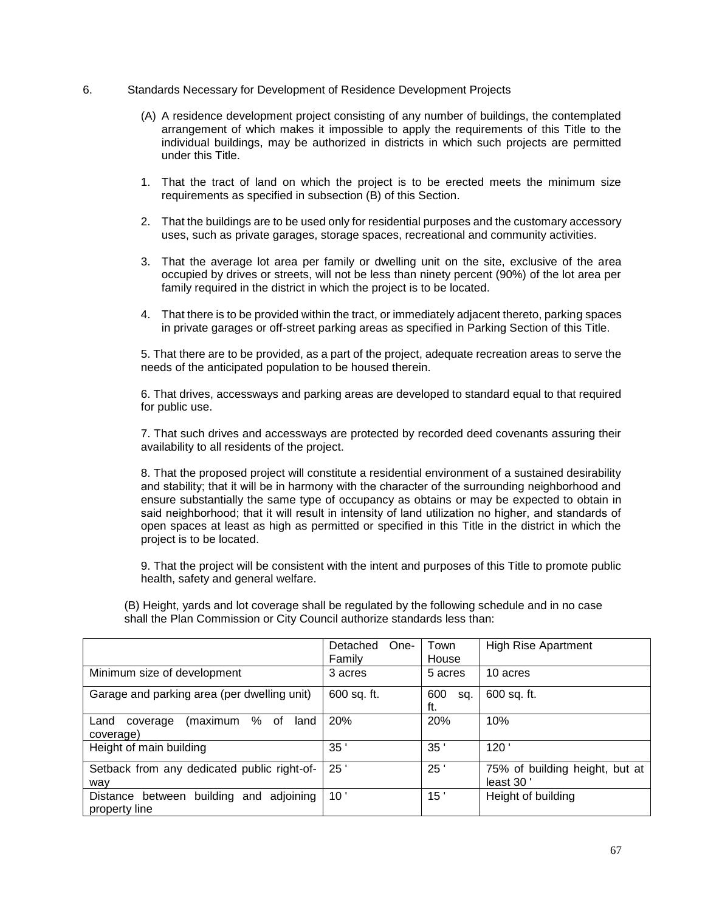6. Standards Necessary for Development of Residence Development Projects

(A) A residence development project consisting of any number of buildings, the contemplated arrangement of which makes it impossible to apply the requirements of this Title to the individual buildings, may be authorized in districts in which such projects are permitted under this Title.

1. That the tract of land on which the project is to be erected meets the minimum size requirements as specified in subsection (B) of this Section.

2. That the buildings are to be used only for residential purposes and the customary accessory uses, such as private garages, storage spaces, recreational and community activities.

3. That the average lot area per family or dwelling unit on the site, exclusive of the area occupied by drives or streets, will not be less than ninety percent (90%) of the lot area per family required in the district in which the project is to be located.

4. That there is to be provided within the tract, or immediately adjacent thereto, parking spaces in private garages or off-street parking areas as specified in Parking Section of this Title.

5. That there are to be provided, as a part of the project, adequate recreation areas to serve the needs of the anticipated population to be housed therein.

6. That drives, accessways and parking areas are developed to standard equal to that required for public use.

7. That such drives and accessways are protected by recorded deed covenants assuring their availability to all residents of the project.

8. That the proposed project will constitute a residential environment of a sustained desirability and stability; that it will be in harmony with the character of the surrounding neighborhood and ensure substantially the same type of occupancy as obtains or may be expected to obtain in said neighborhood; that it will result in intensity of land utilization no higher, and standards of open spaces at least as high as permitted or specified in this Title in the district in which the project is to be located.

9. That the project will be consistent with the intent and purposes of this Title to promote public health, safety and general welfare.

(B) Height, yards and lot coverage shall be regulated by the following schedule and in no case shall the Plan Commission or City Council authorize standards less than:

| | Detached One-Family | Town House | High Rise Apartment |
|---|---|---|---|
| Minimum size of development | 3 acres | 5 acres | 10 acres |
| Garage and parking area (per dwelling unit) | 600 sq. ft. | 600 sq. ft. | 600 sq. ft. |
| Land coverage (maximum % of land coverage) | 20% | 20% | 10% |
| Height of main building | 35 ' | 35 ' | 120 ' |
| Setback from any dedicated public right-of-way | 25 ' | 25 ' | 75% of building height, but at least 30 ' |
| Distance between building and adjoining property line | 10 ' | 15 ' | Height of building |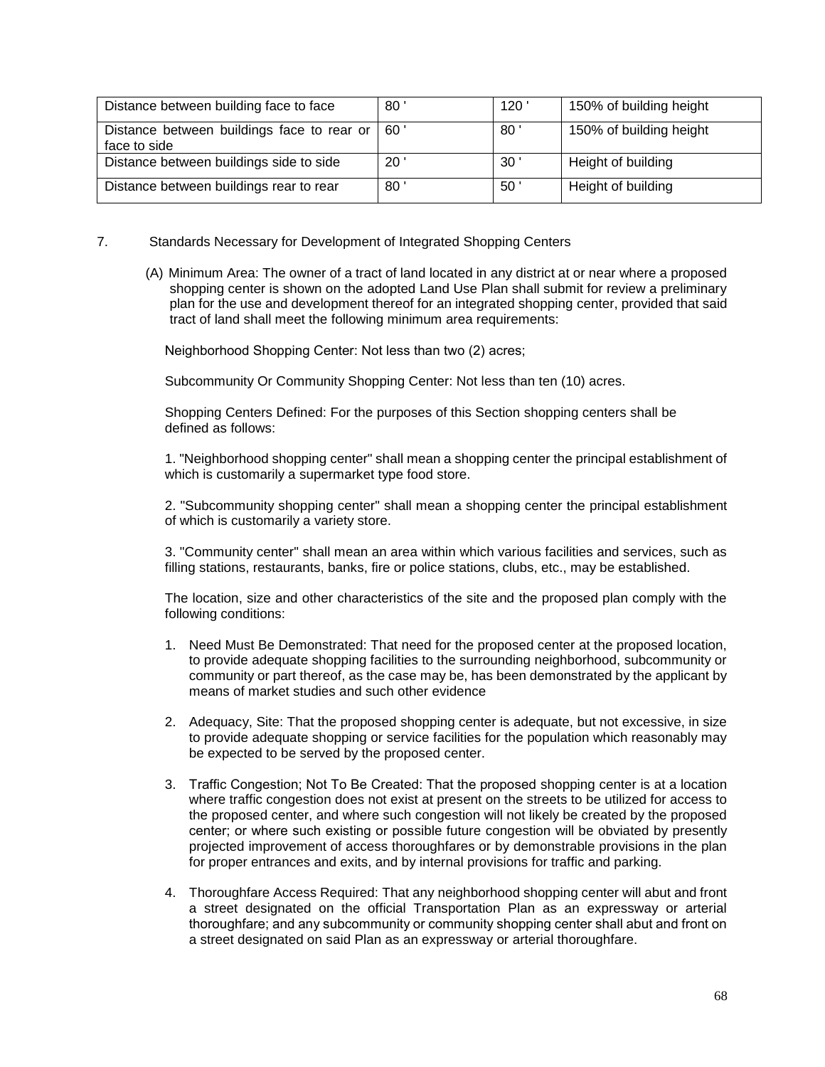| Distance between building face to face | 80 ' | 120 ' | 150% of building height |
|---|---|---|---|
| Distance between buildings face to rear or face to side | 60 ' | 80 ' | 150% of building height |
| Distance between buildings side to side | 20 ' | 30 ' | Height of building |
| Distance between buildings rear to rear | 80 ' | 50 ' | Height of building |

7. Standards Necessary for Development of Integrated Shopping Centers

(A) Minimum Area: The owner of a tract of land located in any district at or near where a proposed shopping center is shown on the adopted Land Use Plan shall submit for review a preliminary plan for the use and development thereof for an integrated shopping center, provided that said tract of land shall meet the following minimum area requirements:

Neighborhood Shopping Center: Not less than two (2) acres;

Subcommunity Or Community Shopping Center: Not less than ten (10) acres.

Shopping Centers Defined: For the purposes of this Section shopping centers shall be defined as follows:

1. "Neighborhood shopping center" shall mean a shopping center the principal establishment of which is customarily a supermarket type food store.

2. "Subcommunity shopping center" shall mean a shopping center the principal establishment of which is customarily a variety store.

3. "Community center" shall mean an area within which various facilities and services, such as filling stations, restaurants, banks, fire or police stations, clubs, etc., may be established.

The location, size and other characteristics of the site and the proposed plan comply with the following conditions:

1. Need Must Be Demonstrated: That need for the proposed center at the proposed location, to provide adequate shopping facilities to the surrounding neighborhood, subcommunity or community or part thereof, as the case may be, has been demonstrated by the applicant by means of market studies and such other evidence
2. Adequacy, Site: That the proposed shopping center is adequate, but not excessive, in size to provide adequate shopping or service facilities for the population which reasonably may be expected to be served by the proposed center.
3. Traffic Congestion; Not To Be Created: That the proposed shopping center is at a location where traffic congestion does not exist at present on the streets to be utilized for access to the proposed center, and where such congestion will not likely be created by the proposed center; or where such existing or possible future congestion will be obviated by presently projected improvement of access thoroughfares or by demonstrable provisions in the plan for proper entrances and exits, and by internal provisions for traffic and parking.
4. Thoroughfare Access Required: That any neighborhood shopping center will abut and front a street designated on the official Transportation Plan as an expressway or arterial thoroughfare; and any subcommunity or community shopping center shall abut and front on a street designated on said Plan as an expressway or arterial thoroughfare.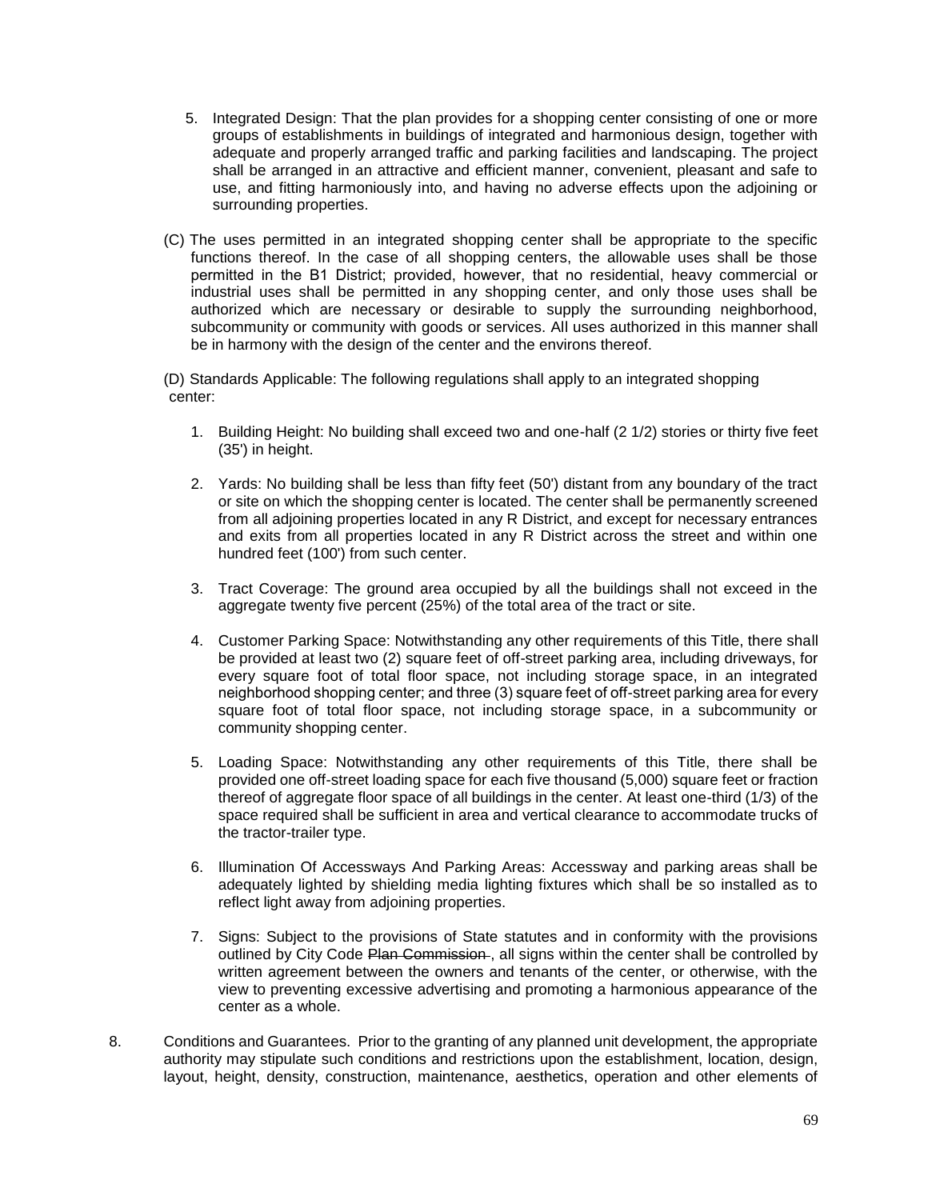5. Integrated Design: That the plan provides for a shopping center consisting of one or more groups of establishments in buildings of integrated and harmonious design, together with adequate and properly arranged traffic and parking facilities and landscaping. The project shall be arranged in an attractive and efficient manner, convenient, pleasant and safe to use, and fitting harmoniously into, and having no adverse effects upon the adjoining or surrounding properties.

(C) The uses permitted in an integrated shopping center shall be appropriate to the specific functions thereof. In the case of all shopping centers, the allowable uses shall be those permitted in the B1 District; provided, however, that no residential, heavy commercial or industrial uses shall be permitted in any shopping center, and only those uses shall be authorized which are necessary or desirable to supply the surrounding neighborhood, subcommunity or community with goods or services. All uses authorized in this manner shall be in harmony with the design of the center and the environs thereof.

(D) Standards Applicable: The following regulations shall apply to an integrated shopping center:

1. Building Height: No building shall exceed two and one-half (2 1/2) stories or thirty five feet (35') in height.

2. Yards: No building shall be less than fifty feet (50') distant from any boundary of the tract or site on which the shopping center is located. The center shall be permanently screened from all adjoining properties located in any R District, and except for necessary entrances and exits from all properties located in any R District across the street and within one hundred feet (100') from such center.

3. Tract Coverage: The ground area occupied by all the buildings shall not exceed in the aggregate twenty five percent (25%) of the total area of the tract or site.

4. Customer Parking Space: Notwithstanding any other requirements of this Title, there shall be provided at least two (2) square feet of off-street parking area, including driveways, for every square foot of total floor space, not including storage space, in an integrated neighborhood shopping center; and three (3) square feet of off-street parking area for every square foot of total floor space, not including storage space, in a subcommunity or community shopping center.

5. Loading Space: Notwithstanding any other requirements of this Title, there shall be provided one off-street loading space for each five thousand (5,000) square feet or fraction thereof of aggregate floor space of all buildings in the center. At least one-third (1/3) of the space required shall be sufficient in area and vertical clearance to accommodate trucks of the tractor-trailer type.

6. Illumination Of Accessways And Parking Areas: Accessway and parking areas shall be adequately lighted by shielding media lighting fixtures which shall be so installed as to reflect light away from adjoining properties.

7. Signs: Subject to the provisions of State statutes and in conformity with the provisions outlined by City Code ~~Plan Commission~~ , all signs within the center shall be controlled by written agreement between the owners and tenants of the center, or otherwise, with the view to preventing excessive advertising and promoting a harmonious appearance of the center as a whole.

8. Conditions and Guarantees. Prior to the granting of any planned unit development, the appropriate authority may stipulate such conditions and restrictions upon the establishment, location, design, layout, height, density, construction, maintenance, aesthetics, operation and other elements of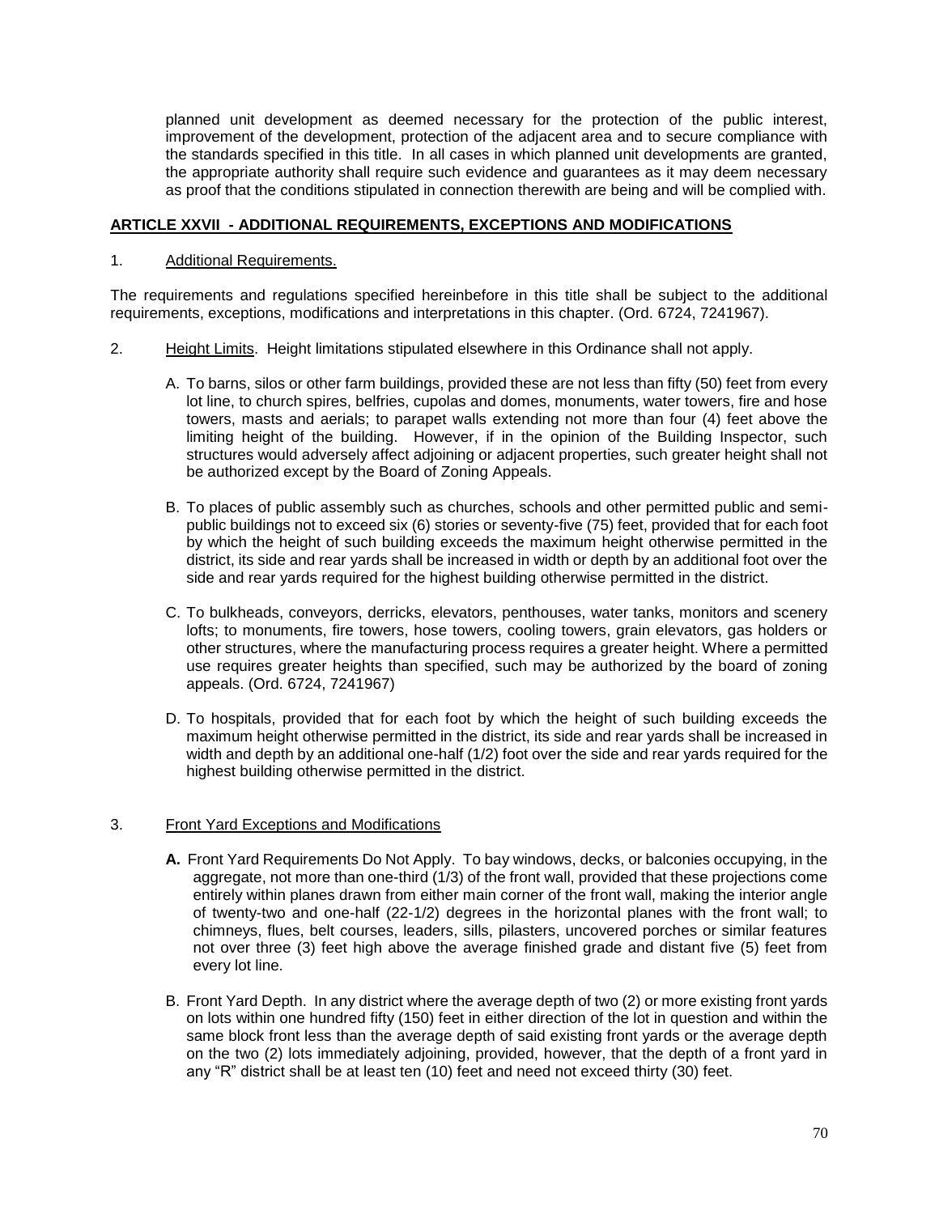planned unit development as deemed necessary for the protection of the public interest, improvement of the development, protection of the adjacent area and to secure compliance with the standards specified in this title. In all cases in which planned unit developments are granted, the appropriate authority shall require such evidence and guarantees as it may deem necessary as proof that the conditions stipulated in connection therewith are being and will be complied with.

## ARTICLE XXVII - ADDITIONAL REQUIREMENTS, EXCEPTIONS AND MODIFICATIONS

1. Additional Requirements.

The requirements and regulations specified hereinbefore in this title shall be subject to the additional requirements, exceptions, modifications and interpretations in this chapter. (Ord. 6724, 7241967).

2. Height Limits. Height limitations stipulated elsewhere in this Ordinance shall not apply.

   A. To barns, silos or other farm buildings, provided these are not less than fifty (50) feet from every lot line, to church spires, belfries, cupolas and domes, monuments, water towers, fire and hose towers, masts and aerials; to parapet walls extending not more than four (4) feet above the limiting height of the building. However, if in the opinion of the Building Inspector, such structures would adversely affect adjoining or adjacent properties, such greater height shall not be authorized except by the Board of Zoning Appeals.

   B. To places of public assembly such as churches, schools and other permitted public and semi-public buildings not to exceed six (6) stories or seventy-five (75) feet, provided that for each foot by which the height of such building exceeds the maximum height otherwise permitted in the district, its side and rear yards shall be increased in width or depth by an additional foot over the side and rear yards required for the highest building otherwise permitted in the district.

   C. To bulkheads, conveyors, derricks, elevators, penthouses, water tanks, monitors and scenery lofts; to monuments, fire towers, hose towers, cooling towers, grain elevators, gas holders or other structures, where the manufacturing process requires a greater height. Where a permitted use requires greater heights than specified, such may be authorized by the board of zoning appeals. (Ord. 6724, 7241967)

   D. To hospitals, provided that for each foot by which the height of such building exceeds the maximum height otherwise permitted in the district, its side and rear yards shall be increased in width and depth by an additional one-half (1/2) foot over the side and rear yards required for the highest building otherwise permitted in the district.

3. Front Yard Exceptions and Modifications

   **A.** Front Yard Requirements Do Not Apply. To bay windows, decks, or balconies occupying, in the aggregate, not more than one-third (1/3) of the front wall, provided that these projections come entirely within planes drawn from either main corner of the front wall, making the interior angle of twenty-two and one-half (22-1/2) degrees in the horizontal planes with the front wall; to chimneys, flues, belt courses, leaders, sills, pilasters, uncovered porches or similar features not over three (3) feet high above the average finished grade and distant five (5) feet from every lot line.

   B. Front Yard Depth. In any district where the average depth of two (2) or more existing front yards on lots within one hundred fifty (150) feet in either direction of the lot in question and within the same block front less than the average depth of said existing front yards or the average depth on the two (2) lots immediately adjoining, provided, however, that the depth of a front yard in any "R" district shall be at least ten (10) feet and need not exceed thirty (30) feet.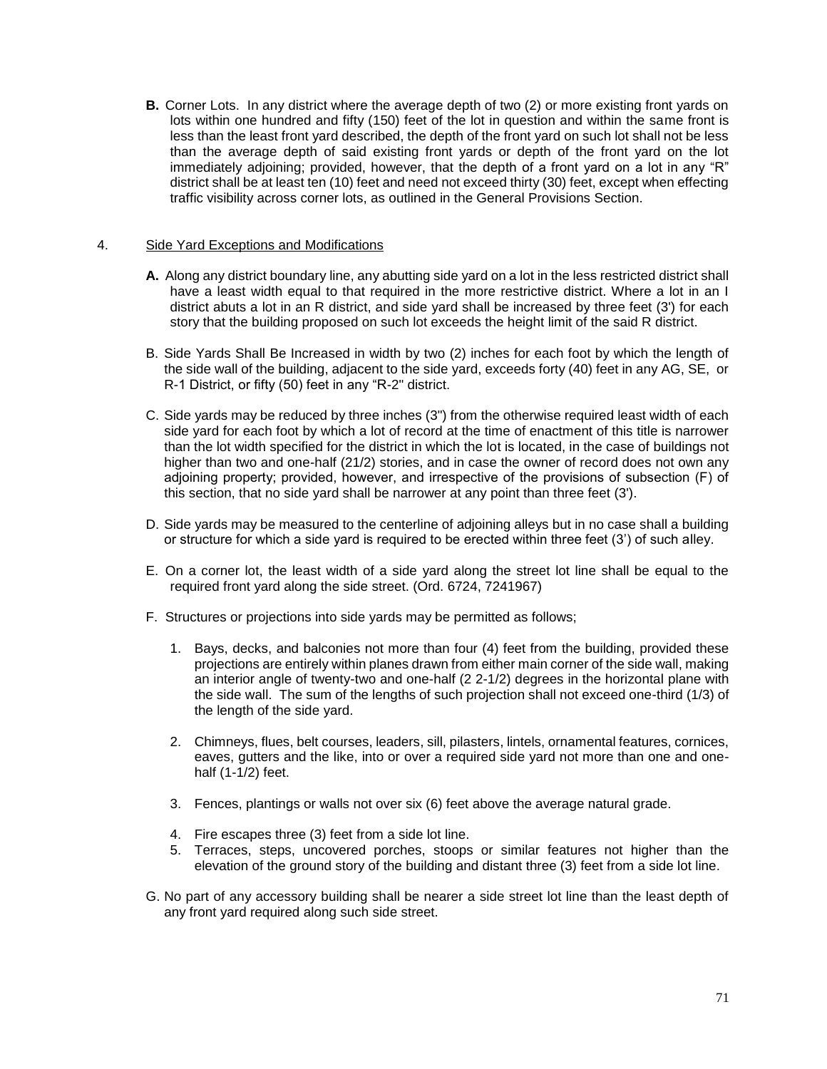**B.** Corner Lots. In any district where the average depth of two (2) or more existing front yards on lots within one hundred and fifty (150) feet of the lot in question and within the same front is less than the least front yard described, the depth of the front yard on such lot shall not be less than the average depth of said existing front yards or depth of the front yard on the lot immediately adjoining; provided, however, that the depth of a front yard on a lot in any "R" district shall be at least ten (10) feet and need not exceed thirty (30) feet, except when effecting traffic visibility across corner lots, as outlined in the General Provisions Section.

4. Side Yard Exceptions and Modifications

**A.** Along any district boundary line, any abutting side yard on a lot in the less restricted district shall have a least width equal to that required in the more restrictive district. Where a lot in an I district abuts a lot in an R district, and side yard shall be increased by three feet (3') for each story that the building proposed on such lot exceeds the height limit of the said R district.

B. Side Yards Shall Be Increased in width by two (2) inches for each foot by which the length of the side wall of the building, adjacent to the side yard, exceeds forty (40) feet in any AG, SE, or R-1 District, or fifty (50) feet in any "R-2" district.

C. Side yards may be reduced by three inches (3") from the otherwise required least width of each side yard for each foot by which a lot of record at the time of enactment of this title is narrower than the lot width specified for the district in which the lot is located, in the case of buildings not higher than two and one-half (21/2) stories, and in case the owner of record does not own any adjoining property; provided, however, and irrespective of the provisions of subsection (F) of this section, that no side yard shall be narrower at any point than three feet (3').

D. Side yards may be measured to the centerline of adjoining alleys but in no case shall a building or structure for which a side yard is required to be erected within three feet (3') of such alley.

E. On a corner lot, the least width of a side yard along the street lot line shall be equal to the required front yard along the side street. (Ord. 6724, 7241967)

F. Structures or projections into side yards may be permitted as follows;

1. Bays, decks, and balconies not more than four (4) feet from the building, provided these projections are entirely within planes drawn from either main corner of the side wall, making an interior angle of twenty-two and one-half (2 2-1/2) degrees in the horizontal plane with the side wall. The sum of the lengths of such projection shall not exceed one-third (1/3) of the length of the side yard.
2. Chimneys, flues, belt courses, leaders, sill, pilasters, lintels, ornamental features, cornices, eaves, gutters and the like, into or over a required side yard not more than one and one-half (1-1/2) feet.
3. Fences, plantings or walls not over six (6) feet above the average natural grade.
4. Fire escapes three (3) feet from a side lot line.
5. Terraces, steps, uncovered porches, stoops or similar features not higher than the elevation of the ground story of the building and distant three (3) feet from a side lot line.

G. No part of any accessory building shall be nearer a side street lot line than the least depth of any front yard required along such side street.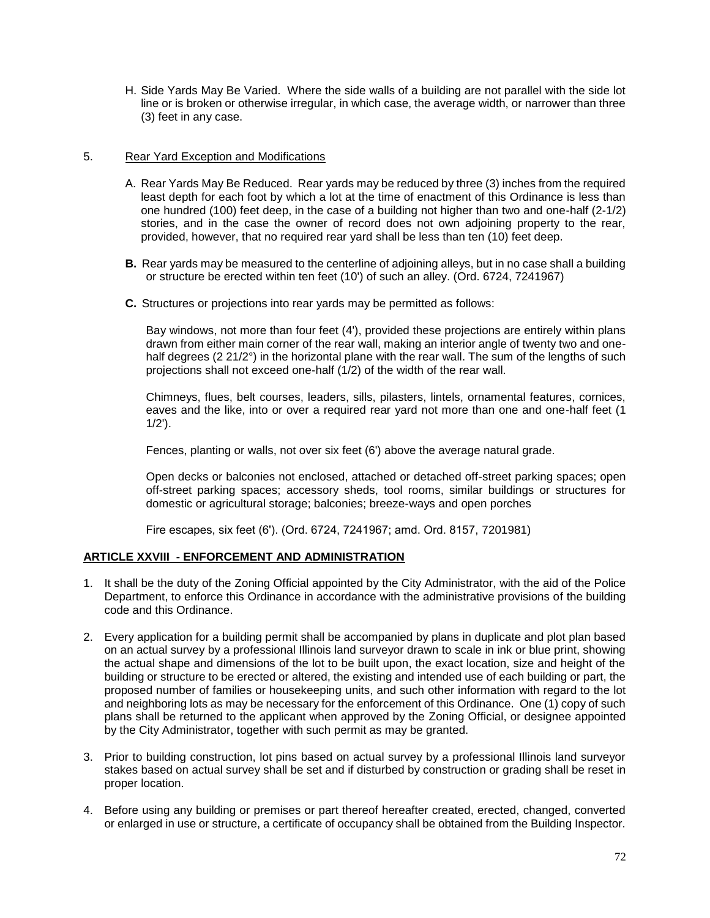H. Side Yards May Be Varied. Where the side walls of a building are not parallel with the side lot line or is broken or otherwise irregular, in which case, the average width, or narrower than three (3) feet in any case.

5. Rear Yard Exception and Modifications

A. Rear Yards May Be Reduced. Rear yards may be reduced by three (3) inches from the required least depth for each foot by which a lot at the time of enactment of this Ordinance is less than one hundred (100) feet deep, in the case of a building not higher than two and one-half (2-1/2) stories, and in the case the owner of record does not own adjoining property to the rear, provided, however, that no required rear yard shall be less than ten (10) feet deep.

**B.** Rear yards may be measured to the centerline of adjoining alleys, but in no case shall a building or structure be erected within ten feet (10') of such an alley. (Ord. 6724, 7241967)

**C.** Structures or projections into rear yards may be permitted as follows:

Bay windows, not more than four feet (4'), provided these projections are entirely within plans drawn from either main corner of the rear wall, making an interior angle of twenty two and one-half degrees (2 21/2°) in the horizontal plane with the rear wall. The sum of the lengths of such projections shall not exceed one-half (1/2) of the width of the rear wall.

Chimneys, flues, belt courses, leaders, sills, pilasters, lintels, ornamental features, cornices, eaves and the like, into or over a required rear yard not more than one and one-half feet (1 1/2').

Fences, planting or walls, not over six feet (6') above the average natural grade.

Open decks or balconies not enclosed, attached or detached off-street parking spaces; open off-street parking spaces; accessory sheds, tool rooms, similar buildings or structures for domestic or agricultural storage; balconies; breeze-ways and open porches

Fire escapes, six feet (6'). (Ord. 6724, 7241967; amd. Ord. 8157, 7201981)

## ARTICLE XXVIII - ENFORCEMENT AND ADMINISTRATION

1. It shall be the duty of the Zoning Official appointed by the City Administrator, with the aid of the Police Department, to enforce this Ordinance in accordance with the administrative provisions of the building code and this Ordinance.

2. Every application for a building permit shall be accompanied by plans in duplicate and plot plan based on an actual survey by a professional Illinois land surveyor drawn to scale in ink or blue print, showing the actual shape and dimensions of the lot to be built upon, the exact location, size and height of the building or structure to be erected or altered, the existing and intended use of each building or part, the proposed number of families or housekeeping units, and such other information with regard to the lot and neighboring lots as may be necessary for the enforcement of this Ordinance. One (1) copy of such plans shall be returned to the applicant when approved by the Zoning Official, or designee appointed by the City Administrator, together with such permit as may be granted.

3. Prior to building construction, lot pins based on actual survey by a professional Illinois land surveyor stakes based on actual survey shall be set and if disturbed by construction or grading shall be reset in proper location.

4. Before using any building or premises or part thereof hereafter created, erected, changed, converted or enlarged in use or structure, a certificate of occupancy shall be obtained from the Building Inspector.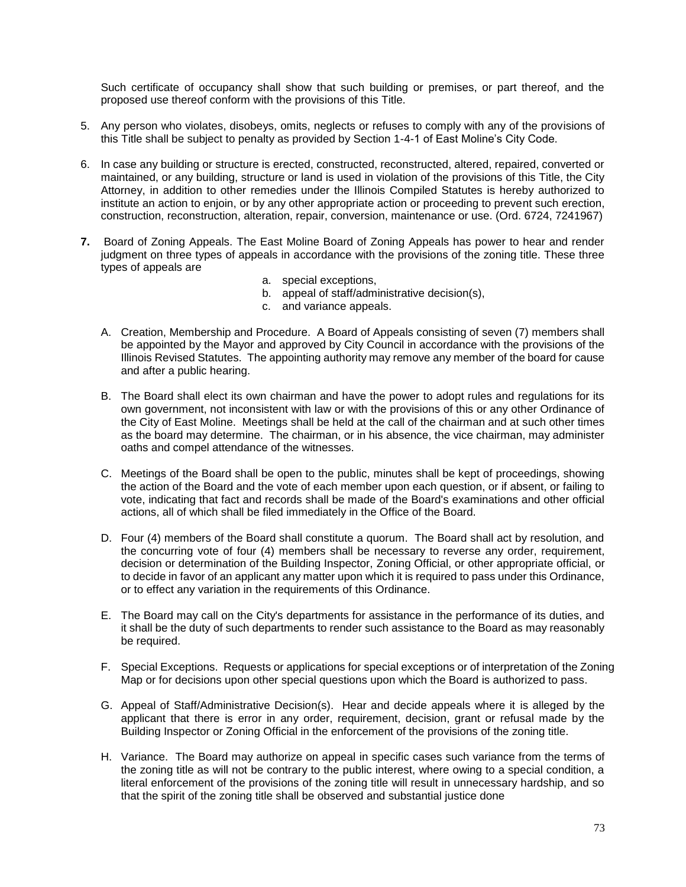Such certificate of occupancy shall show that such building or premises, or part thereof, and the proposed use thereof conform with the provisions of this Title.

5. Any person who violates, disobeys, omits, neglects or refuses to comply with any of the provisions of this Title shall be subject to penalty as provided by Section 1-4-1 of East Moline's City Code.

6. In case any building or structure is erected, constructed, reconstructed, altered, repaired, converted or maintained, or any building, structure or land is used in violation of the provisions of this Title, the City Attorney, in addition to other remedies under the Illinois Compiled Statutes is hereby authorized to institute an action to enjoin, or by any other appropriate action or proceeding to prevent such erection, construction, reconstruction, alteration, repair, conversion, maintenance or use. (Ord. 6724, 7241967)

**7.** Board of Zoning Appeals. The East Moline Board of Zoning Appeals has power to hear and render judgment on three types of appeals in accordance with the provisions of the zoning title. These three types of appeals are

   a. special exceptions,
   b. appeal of staff/administrative decision(s),
   c. and variance appeals.

   A. Creation, Membership and Procedure. A Board of Appeals consisting of seven (7) members shall be appointed by the Mayor and approved by City Council in accordance with the provisions of the Illinois Revised Statutes. The appointing authority may remove any member of the board for cause and after a public hearing.

   B. The Board shall elect its own chairman and have the power to adopt rules and regulations for its own government, not inconsistent with law or with the provisions of this or any other Ordinance of the City of East Moline. Meetings shall be held at the call of the chairman and at such other times as the board may determine. The chairman, or in his absence, the vice chairman, may administer oaths and compel attendance of the witnesses.

   C. Meetings of the Board shall be open to the public, minutes shall be kept of proceedings, showing the action of the Board and the vote of each member upon each question, or if absent, or failing to vote, indicating that fact and records shall be made of the Board's examinations and other official actions, all of which shall be filed immediately in the Office of the Board.

   D. Four (4) members of the Board shall constitute a quorum. The Board shall act by resolution, and the concurring vote of four (4) members shall be necessary to reverse any order, requirement, decision or determination of the Building Inspector, Zoning Official, or other appropriate official, or to decide in favor of an applicant any matter upon which it is required to pass under this Ordinance, or to effect any variation in the requirements of this Ordinance.

   E. The Board may call on the City's departments for assistance in the performance of its duties, and it shall be the duty of such departments to render such assistance to the Board as may reasonably be required.

   F. Special Exceptions. Requests or applications for special exceptions or of interpretation of the Zoning Map or for decisions upon other special questions upon which the Board is authorized to pass.

   G. Appeal of Staff/Administrative Decision(s). Hear and decide appeals where it is alleged by the applicant that there is error in any order, requirement, decision, grant or refusal made by the Building Inspector or Zoning Official in the enforcement of the provisions of the zoning title.

   H. Variance. The Board may authorize on appeal in specific cases such variance from the terms of the zoning title as will not be contrary to the public interest, where owing to a special condition, a literal enforcement of the provisions of the zoning title will result in unnecessary hardship, and so that the spirit of the zoning title shall be observed and substantial justice done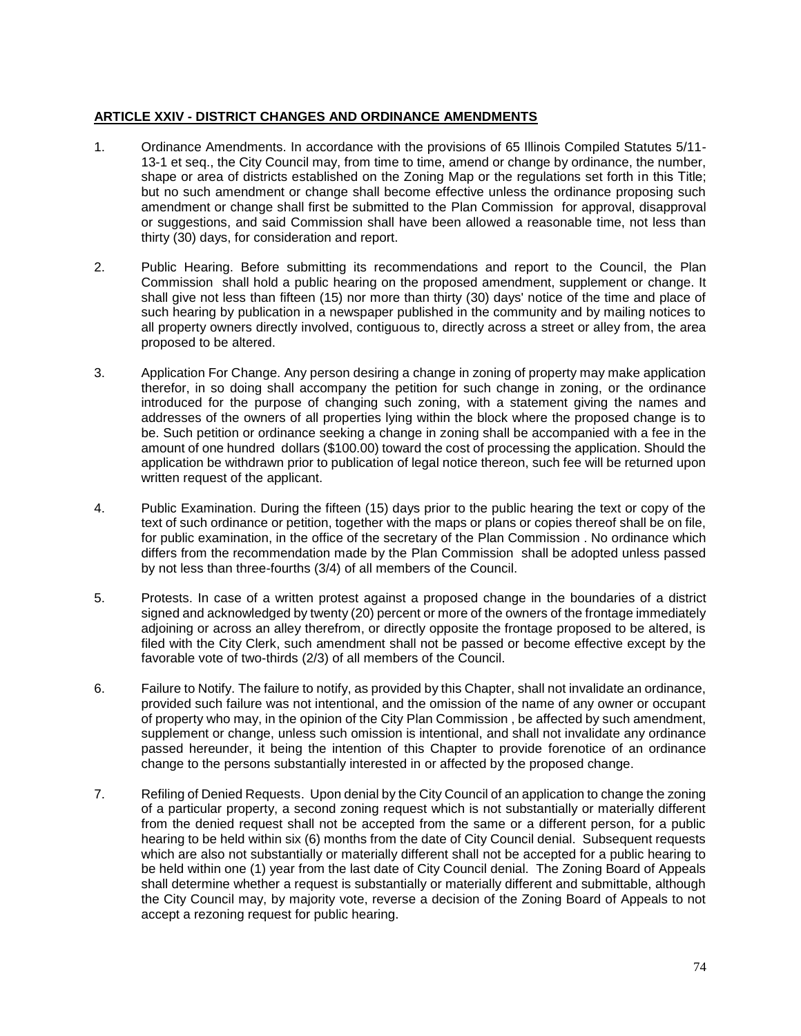## ARTICLE XXIV - DISTRICT CHANGES AND ORDINANCE AMENDMENTS

1. Ordinance Amendments. In accordance with the provisions of 65 Illinois Compiled Statutes 5/11-13-1 et seq., the City Council may, from time to time, amend or change by ordinance, the number, shape or area of districts established on the Zoning Map or the regulations set forth in this Title; but no such amendment or change shall become effective unless the ordinance proposing such amendment or change shall first be submitted to the Plan Commission for approval, disapproval or suggestions, and said Commission shall have been allowed a reasonable time, not less than thirty (30) days, for consideration and report.

2. Public Hearing. Before submitting its recommendations and report to the Council, the Plan Commission shall hold a public hearing on the proposed amendment, supplement or change. It shall give not less than fifteen (15) nor more than thirty (30) days' notice of the time and place of such hearing by publication in a newspaper published in the community and by mailing notices to all property owners directly involved, contiguous to, directly across a street or alley from, the area proposed to be altered.

3. Application For Change. Any person desiring a change in zoning of property may make application therefor, in so doing shall accompany the petition for such change in zoning, or the ordinance introduced for the purpose of changing such zoning, with a statement giving the names and addresses of the owners of all properties lying within the block where the proposed change is to be. Such petition or ordinance seeking a change in zoning shall be accompanied with a fee in the amount of one hundred dollars ($100.00) toward the cost of processing the application. Should the application be withdrawn prior to publication of legal notice thereon, such fee will be returned upon written request of the applicant.

4. Public Examination. During the fifteen (15) days prior to the public hearing the text or copy of the text of such ordinance or petition, together with the maps or plans or copies thereof shall be on file, for public examination, in the office of the secretary of the Plan Commission . No ordinance which differs from the recommendation made by the Plan Commission shall be adopted unless passed by not less than three-fourths (3/4) of all members of the Council.

5. Protests. In case of a written protest against a proposed change in the boundaries of a district signed and acknowledged by twenty (20) percent or more of the owners of the frontage immediately adjoining or across an alley therefrom, or directly opposite the frontage proposed to be altered, is filed with the City Clerk, such amendment shall not be passed or become effective except by the favorable vote of two-thirds (2/3) of all members of the Council.

6. Failure to Notify. The failure to notify, as provided by this Chapter, shall not invalidate an ordinance, provided such failure was not intentional, and the omission of the name of any owner or occupant of property who may, in the opinion of the City Plan Commission , be affected by such amendment, supplement or change, unless such omission is intentional, and shall not invalidate any ordinance passed hereunder, it being the intention of this Chapter to provide forenotice of an ordinance change to the persons substantially interested in or affected by the proposed change.

7. Refiling of Denied Requests. Upon denial by the City Council of an application to change the zoning of a particular property, a second zoning request which is not substantially or materially different from the denied request shall not be accepted from the same or a different person, for a public hearing to be held within six (6) months from the date of City Council denial. Subsequent requests which are also not substantially or materially different shall not be accepted for a public hearing to be held within one (1) year from the last date of City Council denial. The Zoning Board of Appeals shall determine whether a request is substantially or materially different and submittable, although the City Council may, by majority vote, reverse a decision of the Zoning Board of Appeals to not accept a rezoning request for public hearing.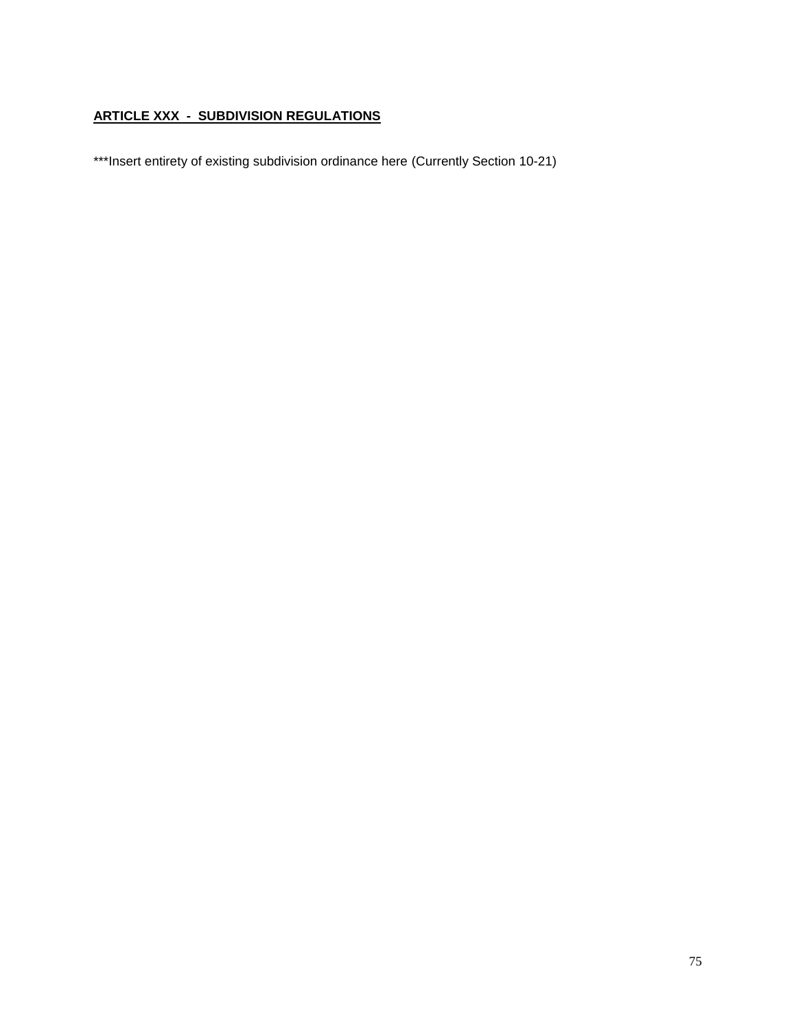## ARTICLE XXX - SUBDIVISION REGULATIONS

***Insert entirety of existing subdivision ordinance here (Currently Section 10-21)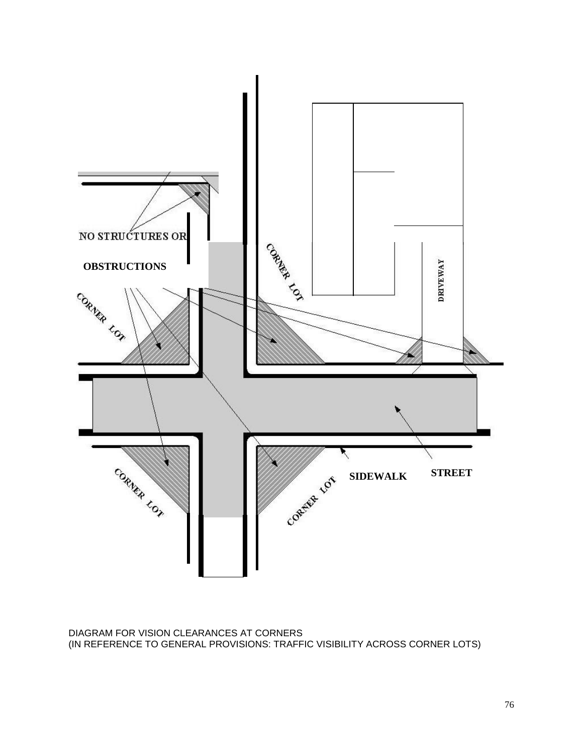NO STRUCTURES OR

OBSTRUCTIONS

CORNER LOT

CORNER LOT

DRIVEWAY

CORNER LOT

CORNER LOT

SIDEWALK

STREET

DIAGRAM FOR VISION CLEARANCES AT CORNERS
(IN REFERENCE TO GENERAL PROVISIONS: TRAFFIC VISIBILITY ACROSS CORNER LOTS)